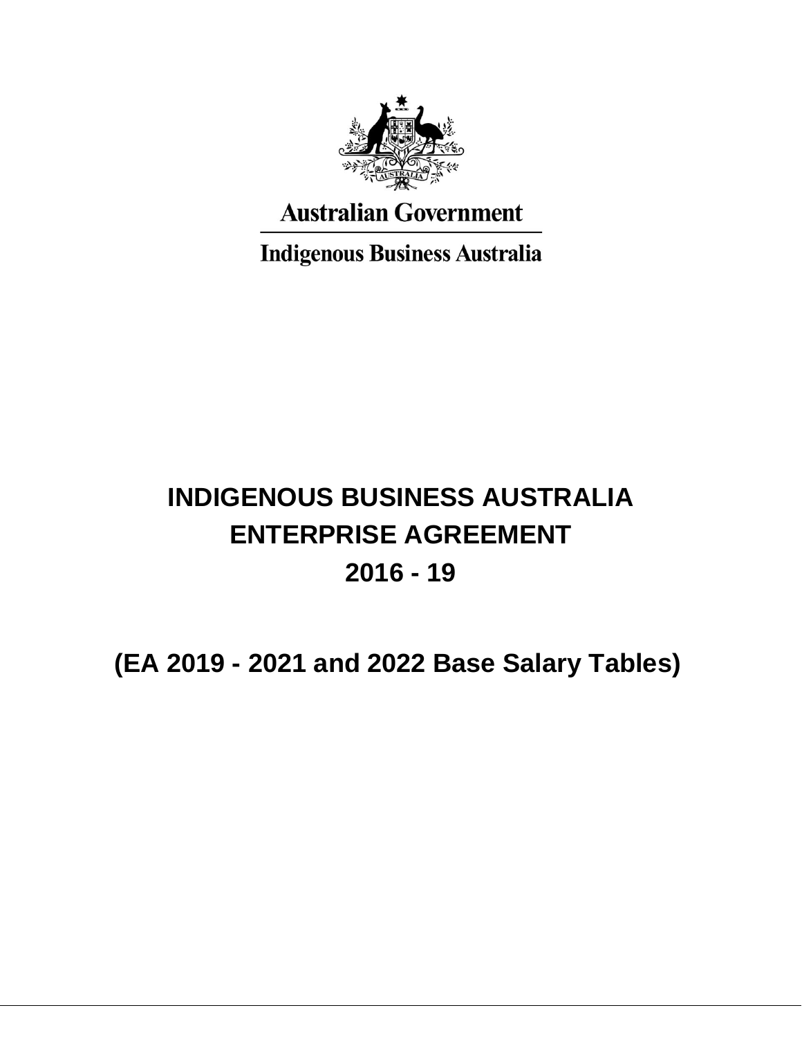Australian Government

Indigenous Business Australia

# INDIGENOUS BUSINESS AUSTRALIA ENTERPRISE AGREEMENT 2016 - 19

## (EA 2019 - 2021 and 2022 Base Salary Tables)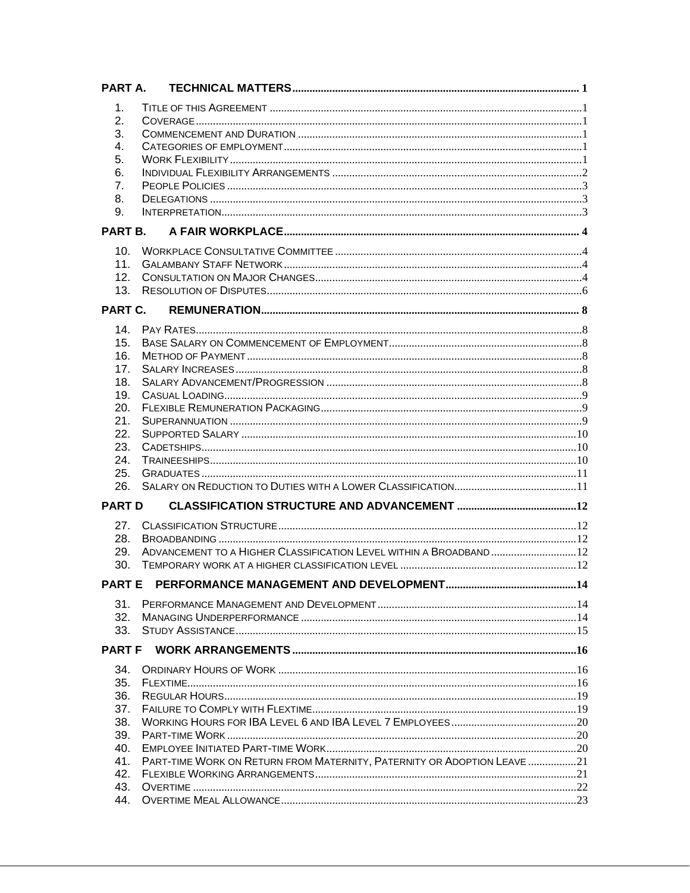**PART A. TECHNICAL MATTERS** 1

1. Title of this Agreement 1
2. Coverage 1
3. Commencement and Duration 1
4. Categories of employment 1
5. Work Flexibility 1
6. Individual Flexibility Arrangements 2
7. People Policies 3
8. Delegations 3
9. Interpretation 3

**PART B. A FAIR WORKPLACE** 4

10. Workplace Consultative Committee 4
11. Galambany Staff Network 4
12. Consultation on Major Changes 4
13. Resolution of Disputes 6

**PART C. REMUNERATION** 8

14. Pay Rates 8
15. Base Salary on Commencement of Employment 8
16. Method of Payment 8
17. Salary Increases 8
18. Salary Advancement/Progression 8
19. Casual Loading 9
20. Flexible Remuneration Packaging 9
21. Superannuation 9
22. Supported Salary 10
23. Cadetships 10
24. Traineeships 10
25. Graduates 11
26. Salary on Reduction to Duties with a Lower Classification 11

**PART D CLASSIFICATION STRUCTURE AND ADVANCEMENT** 12

27. Classification Structure 12
28. Broadbanding 12
29. Advancement to a Higher Classification Level within a Broadband 12
30. Temporary work at a higher classification level 12

**PART E PERFORMANCE MANAGEMENT AND DEVELOPMENT** 14

31. Performance Management and Development 14
32. Managing Underperformance 14
33. Study Assistance 15

**PART F WORK ARRANGEMENTS** 16

34. Ordinary Hours of Work 16
35. Flextime 16
36. Regular Hours 19
37. Failure to Comply with Flextime 19
38. Working Hours for IBA Level 6 and IBA Level 7 Employees 20
39. Part-time Work 20
40. Employee Initiated Part-time Work 20
41. Part-time Work on Return from Maternity, Paternity or Adoption Leave 21
42. Flexible Working Arrangements 21
43. Overtime 22
44. Overtime Meal Allowance 23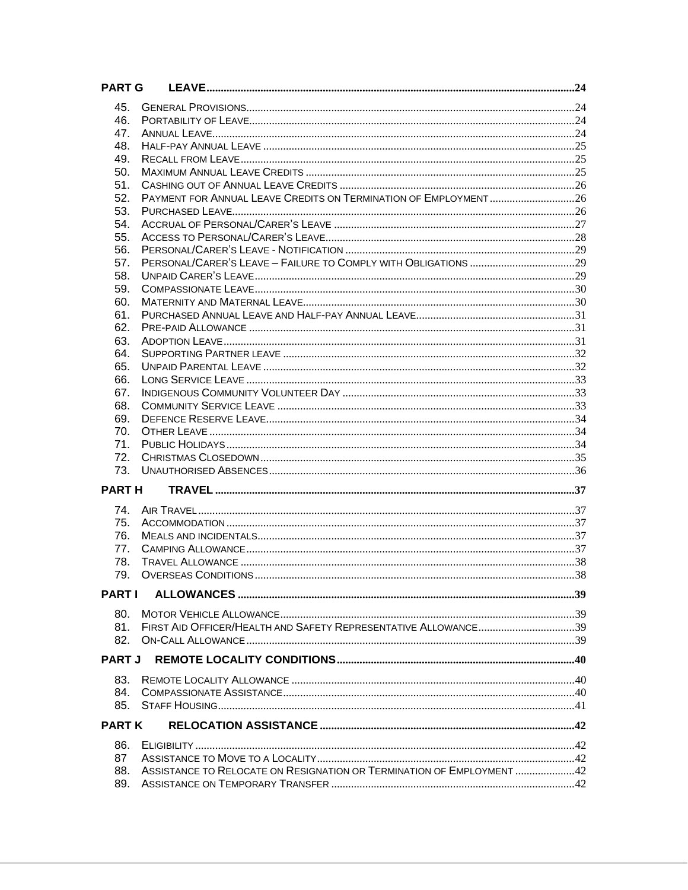**PART G LEAVE** ..... 24

45. General Provisions ..... 24
46. Portability of Leave ..... 24
47. Annual Leave ..... 24
48. Half-pay Annual Leave ..... 25
49. Recall from Leave ..... 25
50. Maximum Annual Leave Credits ..... 25
51. Cashing out of Annual Leave Credits ..... 26
52. Payment for Annual Leave Credits on Termination of Employment ..... 26
53. Purchased Leave ..... 26
54. Accrual of Personal/Carer's Leave ..... 27
55. Access to Personal/Carer's Leave ..... 28
56. Personal/Carer's Leave - Notification ..... 29
57. Personal/Carer's Leave – Failure to Comply with Obligations ..... 29
58. Unpaid Carer's Leave ..... 29
59. Compassionate Leave ..... 30
60. Maternity and Maternal Leave ..... 30
61. Purchased Annual Leave and Half-pay Annual Leave ..... 31
62. Pre-paid Allowance ..... 31
63. Adoption Leave ..... 31
64. Supporting Partner leave ..... 32
65. Unpaid Parental Leave ..... 32
66. Long Service Leave ..... 33
67. Indigenous Community Volunteer Day ..... 33
68. Community Service Leave ..... 33
69. Defence Reserve Leave ..... 34
70. Other Leave ..... 34
71. Public Holidays ..... 34
72. Christmas Closedown ..... 35
73. Unauthorised Absences ..... 36

**PART H TRAVEL** ..... 37

74. Air Travel ..... 37
75. Accommodation ..... 37
76. Meals and incidentals ..... 37
77. Camping Allowance ..... 37
78. Travel Allowance ..... 38
79. Overseas Conditions ..... 38

**PART I ALLOWANCES** ..... 39

80. Motor Vehicle Allowance ..... 39
81. First Aid Officer/Health and Safety Representative Allowance ..... 39
82. On-Call Allowance ..... 39

**PART J REMOTE LOCALITY CONDITIONS** ..... 40

83. Remote Locality Allowance ..... 40
84. Compassionate Assistance ..... 40
85. Staff Housing ..... 41

**PART K RELOCATION ASSISTANCE** ..... 42

86. Eligibility ..... 42
87 Assistance to Move to a Locality ..... 42
88. Assistance to Relocate on Resignation or Termination of Employment ..... 42
89. Assistance on Temporary Transfer ..... 42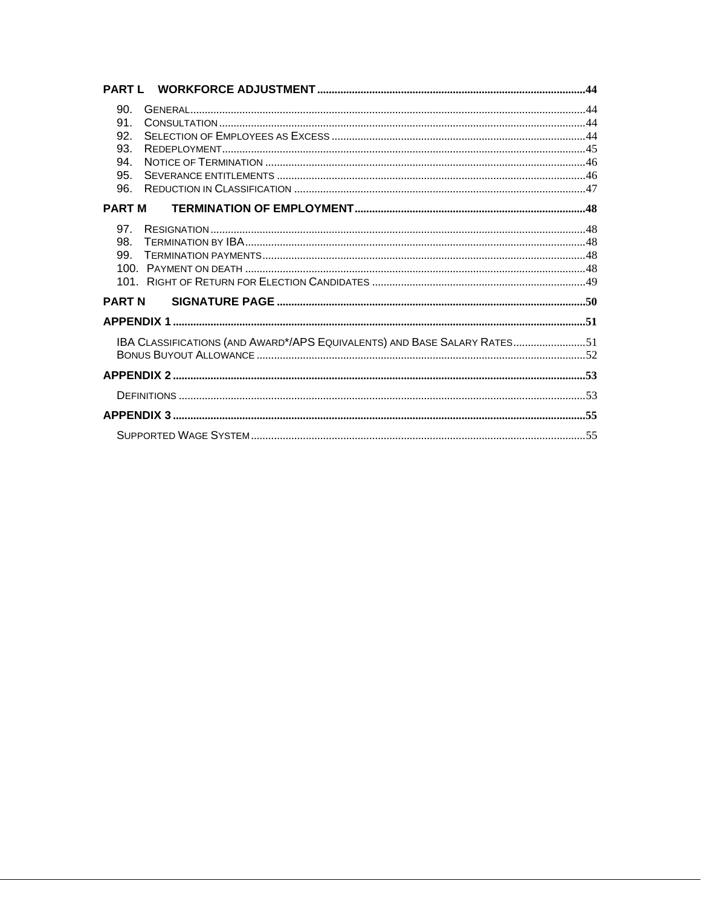**PART L WORKFORCE ADJUSTMENT** ... 44

- 90. General ... 44
- 91. Consultation ... 44
- 92. Selection of Employees as Excess ... 44
- 93. Redeployment ... 45
- 94. Notice of Termination ... 46
- 95. Severance entitlements ... 46
- 96. Reduction in Classification ... 47

**PART M TERMINATION OF EMPLOYMENT** ... 48

- 97. Resignation ... 48
- 98. Termination by IBA ... 48
- 99. Termination payments ... 48
- 100. Payment on death ... 48
- 101. Right of Return for Election Candidates ... 49

**PART N SIGNATURE PAGE** ... 50

**APPENDIX 1** ... 51

- IBA Classifications (and Award*/APS Equivalents) and Base Salary Rates ... 51
- Bonus Buyout Allowance ... 52

**APPENDIX 2** ... 53

- Definitions ... 53

**APPENDIX 3** ... 55

- Supported Wage System ... 55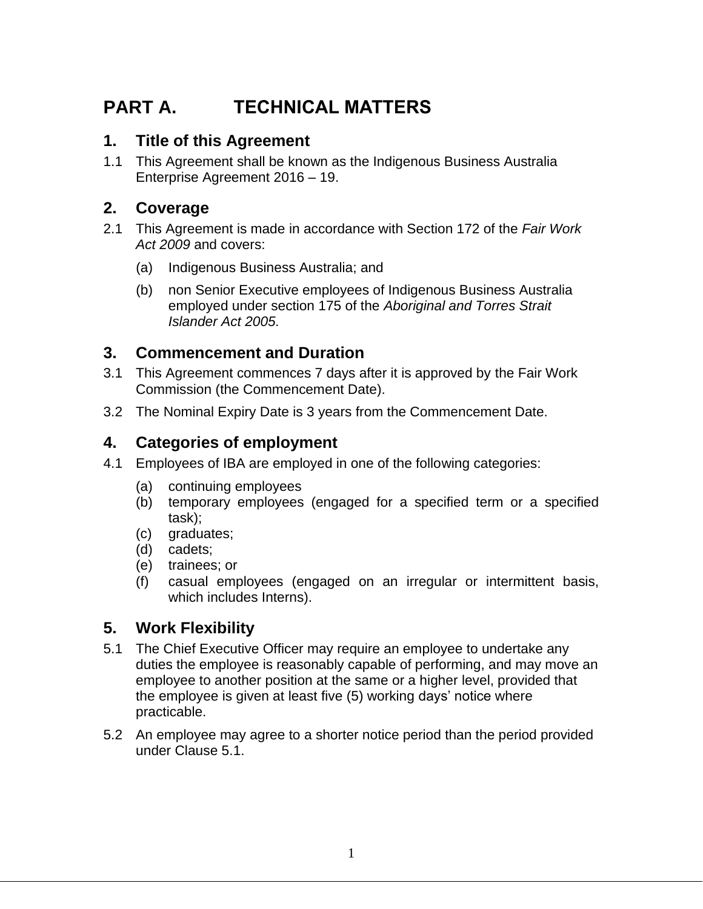# PART A. TECHNICAL MATTERS

## 1. Title of this Agreement

1.1 This Agreement shall be known as the Indigenous Business Australia Enterprise Agreement 2016 – 19.

## 2. Coverage

2.1 This Agreement is made in accordance with Section 172 of the *Fair Work Act 2009* and covers:

(a) Indigenous Business Australia; and

(b) non Senior Executive employees of Indigenous Business Australia employed under section 175 of the *Aboriginal and Torres Strait Islander Act 2005.*

## 3. Commencement and Duration

3.1 This Agreement commences 7 days after it is approved by the Fair Work Commission (the Commencement Date).

3.2 The Nominal Expiry Date is 3 years from the Commencement Date.

## 4. Categories of employment

4.1 Employees of IBA are employed in one of the following categories:

(a) continuing employees
(b) temporary employees (engaged for a specified term or a specified task);
(c) graduates;
(d) cadets;
(e) trainees; or
(f) casual employees (engaged on an irregular or intermittent basis, which includes Interns).

## 5. Work Flexibility

5.1 The Chief Executive Officer may require an employee to undertake any duties the employee is reasonably capable of performing, and may move an employee to another position at the same or a higher level, provided that the employee is given at least five (5) working days' notice where practicable.

5.2 An employee may agree to a shorter notice period than the period provided under Clause 5.1.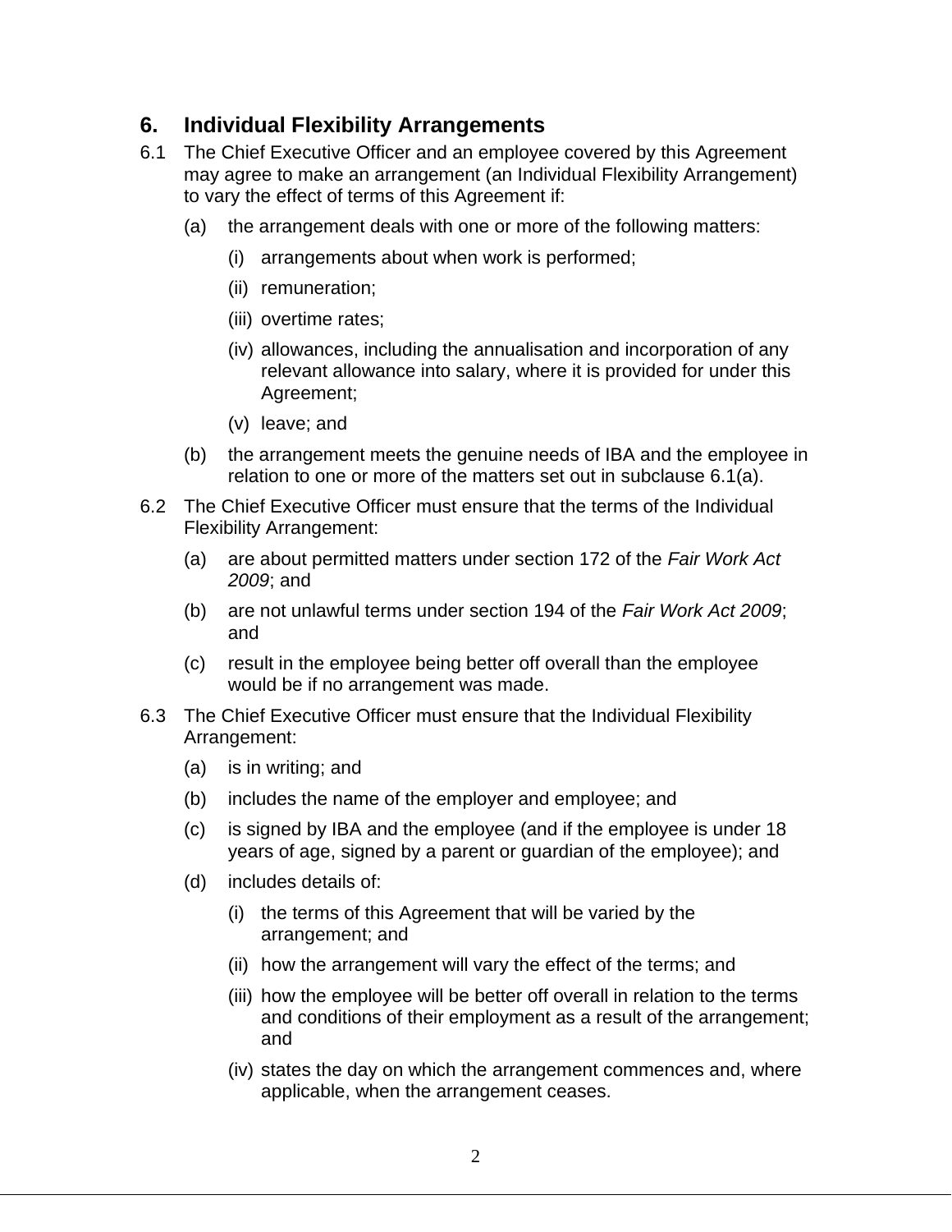## 6. Individual Flexibility Arrangements

6.1 The Chief Executive Officer and an employee covered by this Agreement may agree to make an arrangement (an Individual Flexibility Arrangement) to vary the effect of terms of this Agreement if:

  (a) the arrangement deals with one or more of the following matters:

    (i) arrangements about when work is performed;

    (ii) remuneration;

    (iii) overtime rates;

    (iv) allowances, including the annualisation and incorporation of any relevant allowance into salary, where it is provided for under this Agreement;

    (v) leave; and

  (b) the arrangement meets the genuine needs of IBA and the employee in relation to one or more of the matters set out in subclause 6.1(a).

6.2 The Chief Executive Officer must ensure that the terms of the Individual Flexibility Arrangement:

  (a) are about permitted matters under section 172 of the *Fair Work Act 2009*; and

  (b) are not unlawful terms under section 194 of the *Fair Work Act 2009*; and

  (c) result in the employee being better off overall than the employee would be if no arrangement was made.

6.3 The Chief Executive Officer must ensure that the Individual Flexibility Arrangement:

  (a) is in writing; and

  (b) includes the name of the employer and employee; and

  (c) is signed by IBA and the employee (and if the employee is under 18 years of age, signed by a parent or guardian of the employee); and

  (d) includes details of:

    (i) the terms of this Agreement that will be varied by the arrangement; and

    (ii) how the arrangement will vary the effect of the terms; and

    (iii) how the employee will be better off overall in relation to the terms and conditions of their employment as a result of the arrangement; and

    (iv) states the day on which the arrangement commences and, where applicable, when the arrangement ceases.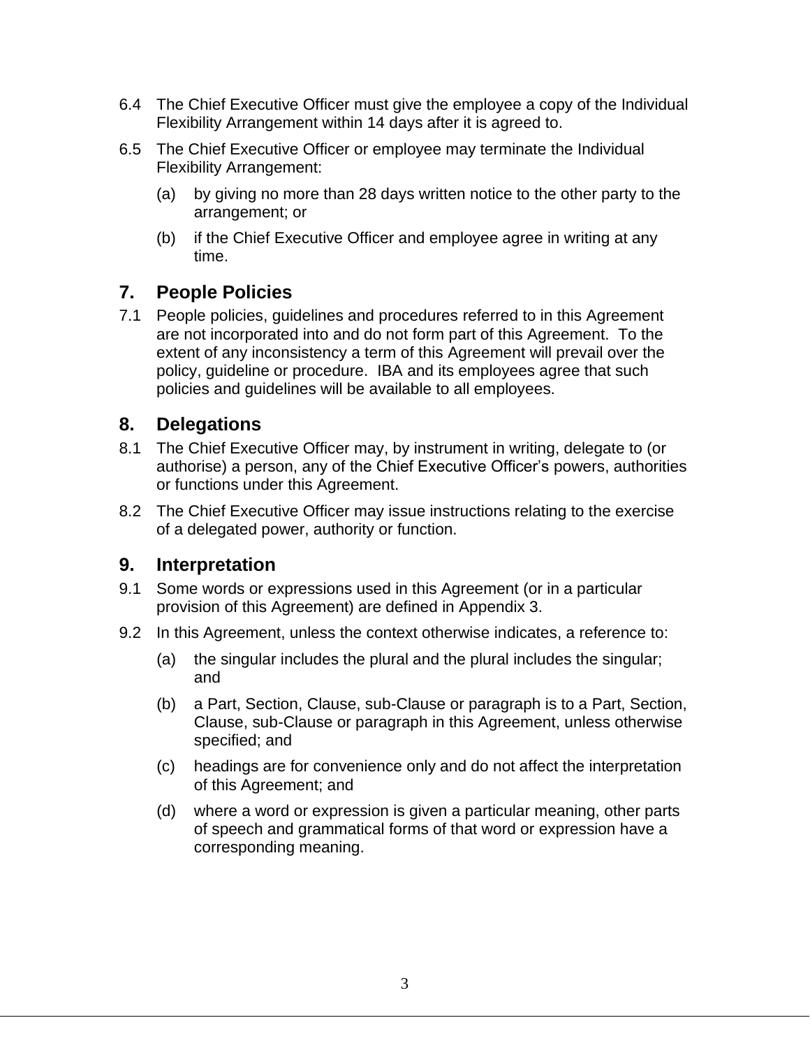6.4 The Chief Executive Officer must give the employee a copy of the Individual Flexibility Arrangement within 14 days after it is agreed to.

6.5 The Chief Executive Officer or employee may terminate the Individual Flexibility Arrangement:

(a) by giving no more than 28 days written notice to the other party to the arrangement; or

(b) if the Chief Executive Officer and employee agree in writing at any time.

## 7. People Policies

7.1 People policies, guidelines and procedures referred to in this Agreement are not incorporated into and do not form part of this Agreement. To the extent of any inconsistency a term of this Agreement will prevail over the policy, guideline or procedure. IBA and its employees agree that such policies and guidelines will be available to all employees.

## 8. Delegations

8.1 The Chief Executive Officer may, by instrument in writing, delegate to (or authorise) a person, any of the Chief Executive Officer's powers, authorities or functions under this Agreement.

8.2 The Chief Executive Officer may issue instructions relating to the exercise of a delegated power, authority or function.

## 9. Interpretation

9.1 Some words or expressions used in this Agreement (or in a particular provision of this Agreement) are defined in Appendix 3.

9.2 In this Agreement, unless the context otherwise indicates, a reference to:

(a) the singular includes the plural and the plural includes the singular; and

(b) a Part, Section, Clause, sub-Clause or paragraph is to a Part, Section, Clause, sub-Clause or paragraph in this Agreement, unless otherwise specified; and

(c) headings are for convenience only and do not affect the interpretation of this Agreement; and

(d) where a word or expression is given a particular meaning, other parts of speech and grammatical forms of that word or expression have a corresponding meaning.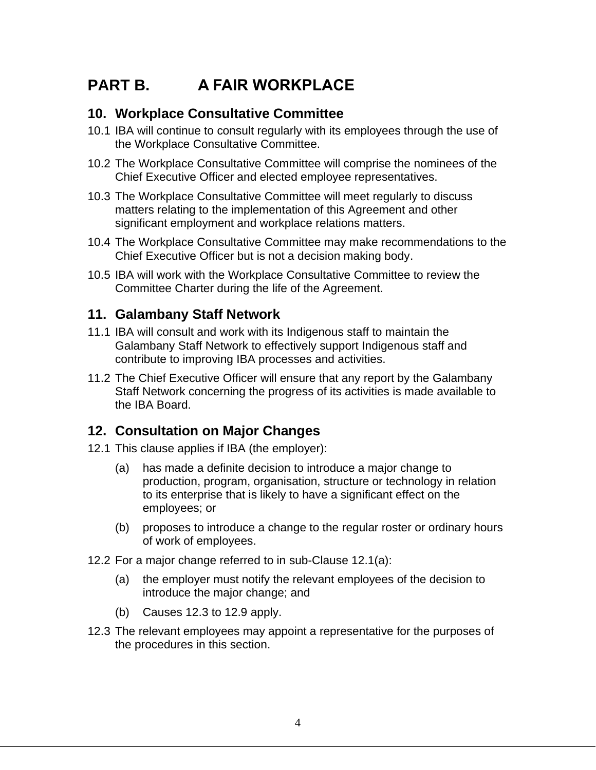# PART B. A FAIR WORKPLACE

## 10. Workplace Consultative Committee

10.1 IBA will continue to consult regularly with its employees through the use of the Workplace Consultative Committee.

10.2 The Workplace Consultative Committee will comprise the nominees of the Chief Executive Officer and elected employee representatives.

10.3 The Workplace Consultative Committee will meet regularly to discuss matters relating to the implementation of this Agreement and other significant employment and workplace relations matters.

10.4 The Workplace Consultative Committee may make recommendations to the Chief Executive Officer but is not a decision making body.

10.5 IBA will work with the Workplace Consultative Committee to review the Committee Charter during the life of the Agreement.

## 11. Galambany Staff Network

11.1 IBA will consult and work with its Indigenous staff to maintain the Galambany Staff Network to effectively support Indigenous staff and contribute to improving IBA processes and activities.

11.2 The Chief Executive Officer will ensure that any report by the Galambany Staff Network concerning the progress of its activities is made available to the IBA Board.

## 12. Consultation on Major Changes

12.1 This clause applies if IBA (the employer):

- (a) has made a definite decision to introduce a major change to production, program, organisation, structure or technology in relation to its enterprise that is likely to have a significant effect on the employees; or
- (b) proposes to introduce a change to the regular roster or ordinary hours of work of employees.

12.2 For a major change referred to in sub-Clause 12.1(a):

- (a) the employer must notify the relevant employees of the decision to introduce the major change; and
- (b) Causes 12.3 to 12.9 apply.

12.3 The relevant employees may appoint a representative for the purposes of the procedures in this section.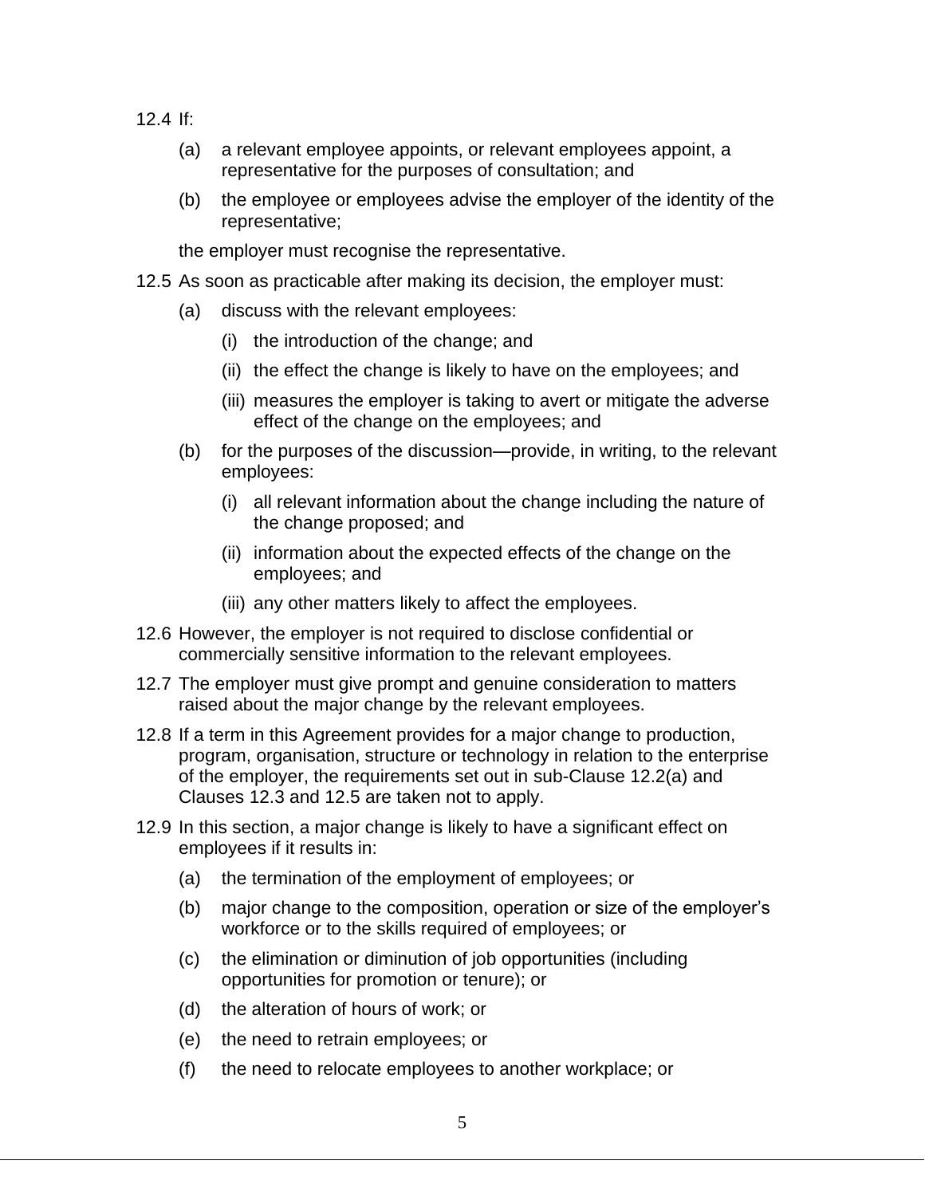12.4 If:

(a) a relevant employee appoints, or relevant employees appoint, a representative for the purposes of consultation; and

(b) the employee or employees advise the employer of the identity of the representative;

the employer must recognise the representative.

12.5 As soon as practicable after making its decision, the employer must:

(a) discuss with the relevant employees:

(i) the introduction of the change; and

(ii) the effect the change is likely to have on the employees; and

(iii) measures the employer is taking to avert or mitigate the adverse effect of the change on the employees; and

(b) for the purposes of the discussion—provide, in writing, to the relevant employees:

(i) all relevant information about the change including the nature of the change proposed; and

(ii) information about the expected effects of the change on the employees; and

(iii) any other matters likely to affect the employees.

12.6 However, the employer is not required to disclose confidential or commercially sensitive information to the relevant employees.

12.7 The employer must give prompt and genuine consideration to matters raised about the major change by the relevant employees.

12.8 If a term in this Agreement provides for a major change to production, program, organisation, structure or technology in relation to the enterprise of the employer, the requirements set out in sub-Clause 12.2(a) and Clauses 12.3 and 12.5 are taken not to apply.

12.9 In this section, a major change is likely to have a significant effect on employees if it results in:

(a) the termination of the employment of employees; or

(b) major change to the composition, operation or size of the employer's workforce or to the skills required of employees; or

(c) the elimination or diminution of job opportunities (including opportunities for promotion or tenure); or

(d) the alteration of hours of work; or

(e) the need to retrain employees; or

(f) the need to relocate employees to another workplace; or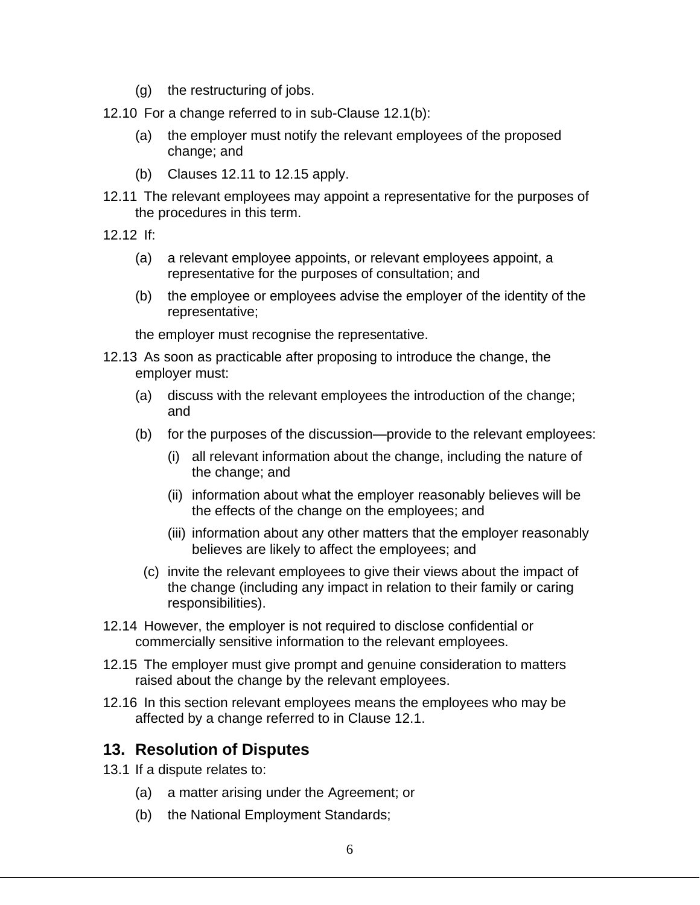(g) the restructuring of jobs.

12.10 For a change referred to in sub-Clause 12.1(b):

(a) the employer must notify the relevant employees of the proposed change; and

(b) Clauses 12.11 to 12.15 apply.

12.11 The relevant employees may appoint a representative for the purposes of the procedures in this term.

12.12 If:

(a) a relevant employee appoints, or relevant employees appoint, a representative for the purposes of consultation; and

(b) the employee or employees advise the employer of the identity of the representative;

the employer must recognise the representative.

12.13 As soon as practicable after proposing to introduce the change, the employer must:

(a) discuss with the relevant employees the introduction of the change; and

(b) for the purposes of the discussion—provide to the relevant employees:

(i) all relevant information about the change, including the nature of the change; and

(ii) information about what the employer reasonably believes will be the effects of the change on the employees; and

(iii) information about any other matters that the employer reasonably believes are likely to affect the employees; and

(c) invite the relevant employees to give their views about the impact of the change (including any impact in relation to their family or caring responsibilities).

12.14 However, the employer is not required to disclose confidential or commercially sensitive information to the relevant employees.

12.15 The employer must give prompt and genuine consideration to matters raised about the change by the relevant employees.

12.16 In this section relevant employees means the employees who may be affected by a change referred to in Clause 12.1.

## 13. Resolution of Disputes

13.1 If a dispute relates to:

(a) a matter arising under the Agreement; or

(b) the National Employment Standards;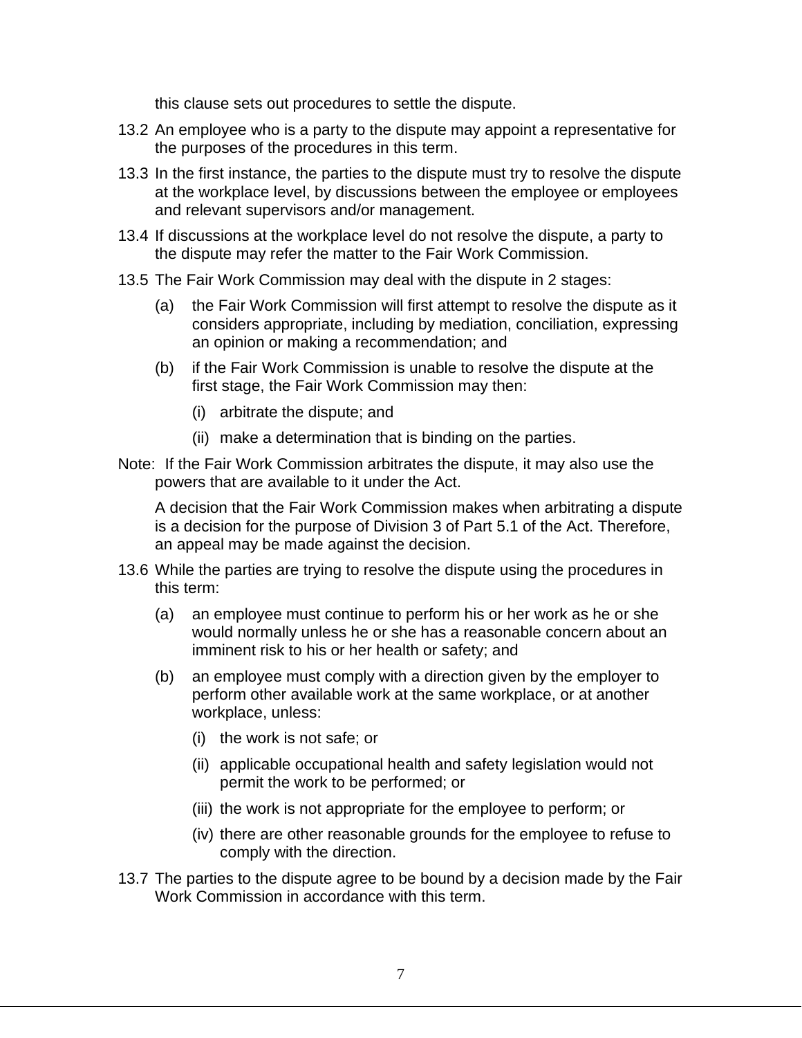this clause sets out procedures to settle the dispute.

13.2 An employee who is a party to the dispute may appoint a representative for the purposes of the procedures in this term.

13.3 In the first instance, the parties to the dispute must try to resolve the dispute at the workplace level, by discussions between the employee or employees and relevant supervisors and/or management.

13.4 If discussions at the workplace level do not resolve the dispute, a party to the dispute may refer the matter to the Fair Work Commission.

13.5 The Fair Work Commission may deal with the dispute in 2 stages:

(a) the Fair Work Commission will first attempt to resolve the dispute as it considers appropriate, including by mediation, conciliation, expressing an opinion or making a recommendation; and

(b) if the Fair Work Commission is unable to resolve the dispute at the first stage, the Fair Work Commission may then:

(i) arbitrate the dispute; and

(ii) make a determination that is binding on the parties.

Note: If the Fair Work Commission arbitrates the dispute, it may also use the powers that are available to it under the Act.

A decision that the Fair Work Commission makes when arbitrating a dispute is a decision for the purpose of Division 3 of Part 5.1 of the Act. Therefore, an appeal may be made against the decision.

13.6 While the parties are trying to resolve the dispute using the procedures in this term:

(a) an employee must continue to perform his or her work as he or she would normally unless he or she has a reasonable concern about an imminent risk to his or her health or safety; and

(b) an employee must comply with a direction given by the employer to perform other available work at the same workplace, or at another workplace, unless:

(i) the work is not safe; or

(ii) applicable occupational health and safety legislation would not permit the work to be performed; or

(iii) the work is not appropriate for the employee to perform; or

(iv) there are other reasonable grounds for the employee to refuse to comply with the direction.

13.7 The parties to the dispute agree to be bound by a decision made by the Fair Work Commission in accordance with this term.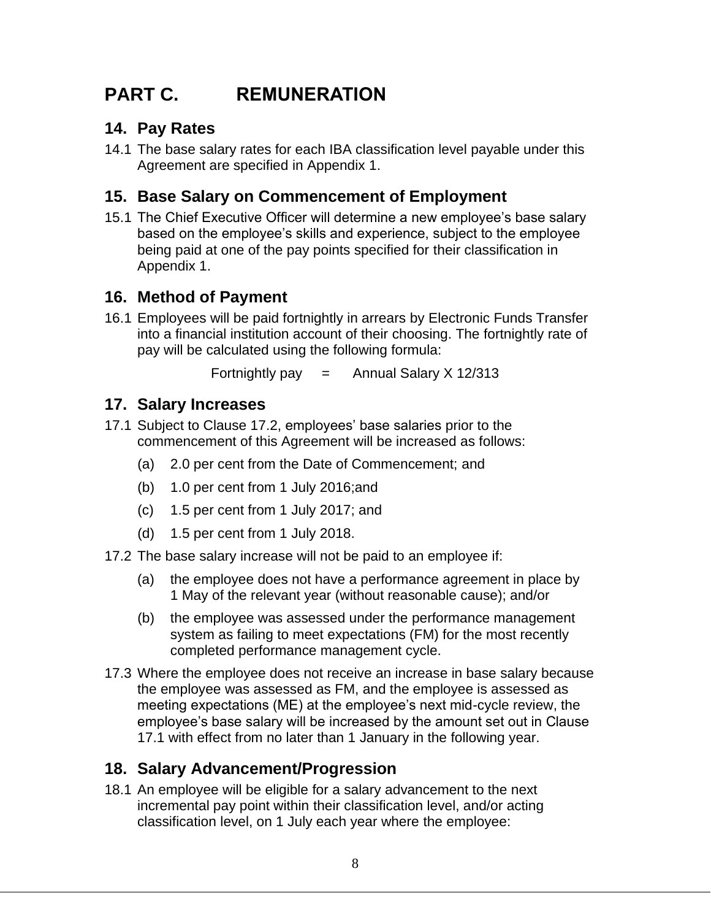# PART C. REMUNERATION

## 14. Pay Rates

14.1 The base salary rates for each IBA classification level payable under this Agreement are specified in Appendix 1.

## 15. Base Salary on Commencement of Employment

15.1 The Chief Executive Officer will determine a new employee's base salary based on the employee's skills and experience, subject to the employee being paid at one of the pay points specified for their classification in Appendix 1.

## 16. Method of Payment

16.1 Employees will be paid fortnightly in arrears by Electronic Funds Transfer into a financial institution account of their choosing. The fortnightly rate of pay will be calculated using the following formula:

Fortnightly pay = Annual Salary X 12/313

## 17. Salary Increases

17.1 Subject to Clause 17.2, employees' base salaries prior to the commencement of this Agreement will be increased as follows:

(a) 2.0 per cent from the Date of Commencement; and

(b) 1.0 per cent from 1 July 2016;and

(c) 1.5 per cent from 1 July 2017; and

(d) 1.5 per cent from 1 July 2018.

17.2 The base salary increase will not be paid to an employee if:

(a) the employee does not have a performance agreement in place by 1 May of the relevant year (without reasonable cause); and/or

(b) the employee was assessed under the performance management system as failing to meet expectations (FM) for the most recently completed performance management cycle.

17.3 Where the employee does not receive an increase in base salary because the employee was assessed as FM, and the employee is assessed as meeting expectations (ME) at the employee's next mid-cycle review, the employee's base salary will be increased by the amount set out in Clause 17.1 with effect from no later than 1 January in the following year.

## 18. Salary Advancement/Progression

18.1 An employee will be eligible for a salary advancement to the next incremental pay point within their classification level, and/or acting classification level, on 1 July each year where the employee: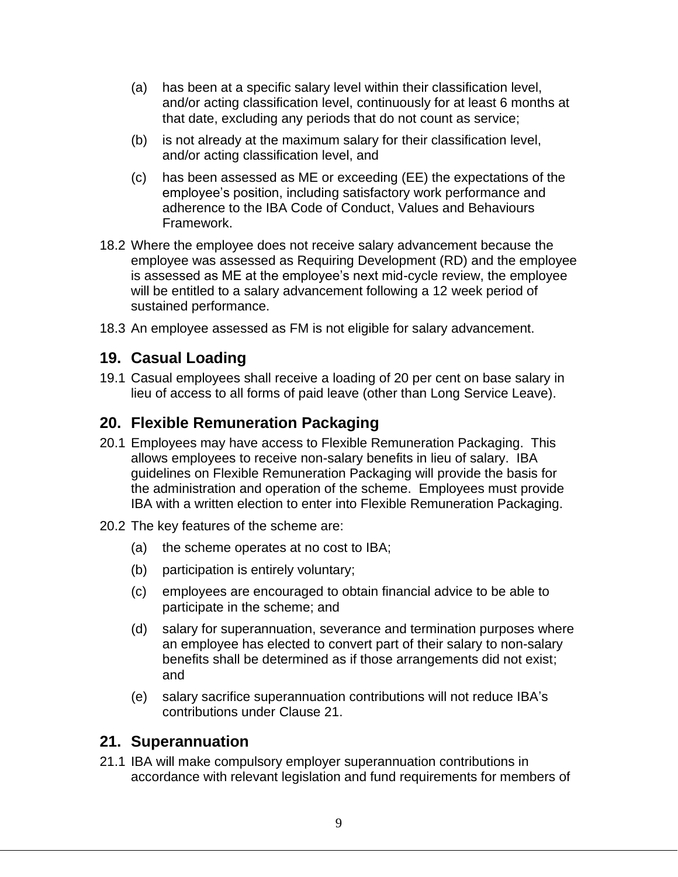(a) has been at a specific salary level within their classification level, and/or acting classification level, continuously for at least 6 months at that date, excluding any periods that do not count as service;

(b) is not already at the maximum salary for their classification level, and/or acting classification level, and

(c) has been assessed as ME or exceeding (EE) the expectations of the employee's position, including satisfactory work performance and adherence to the IBA Code of Conduct, Values and Behaviours Framework.

18.2 Where the employee does not receive salary advancement because the employee was assessed as Requiring Development (RD) and the employee is assessed as ME at the employee's next mid-cycle review, the employee will be entitled to a salary advancement following a 12 week period of sustained performance.

18.3 An employee assessed as FM is not eligible for salary advancement.

## 19. Casual Loading

19.1 Casual employees shall receive a loading of 20 per cent on base salary in lieu of access to all forms of paid leave (other than Long Service Leave).

## 20. Flexible Remuneration Packaging

20.1 Employees may have access to Flexible Remuneration Packaging. This allows employees to receive non-salary benefits in lieu of salary. IBA guidelines on Flexible Remuneration Packaging will provide the basis for the administration and operation of the scheme. Employees must provide IBA with a written election to enter into Flexible Remuneration Packaging.

20.2 The key features of the scheme are:

(a) the scheme operates at no cost to IBA;

(b) participation is entirely voluntary;

(c) employees are encouraged to obtain financial advice to be able to participate in the scheme; and

(d) salary for superannuation, severance and termination purposes where an employee has elected to convert part of their salary to non-salary benefits shall be determined as if those arrangements did not exist; and

(e) salary sacrifice superannuation contributions will not reduce IBA's contributions under Clause 21.

## 21. Superannuation

21.1 IBA will make compulsory employer superannuation contributions in accordance with relevant legislation and fund requirements for members of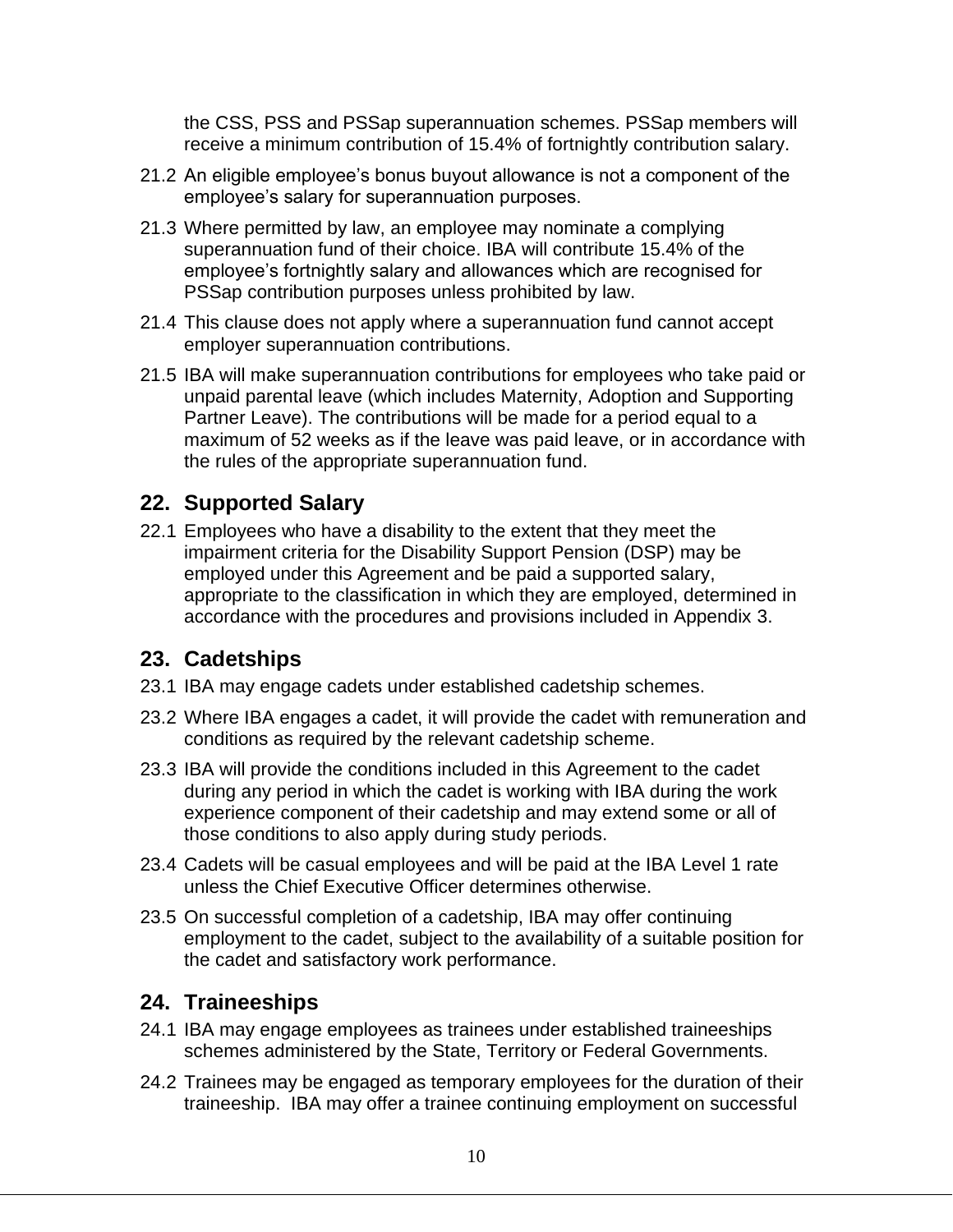the CSS, PSS and PSSap superannuation schemes. PSSap members will receive a minimum contribution of 15.4% of fortnightly contribution salary.

21.2 An eligible employee's bonus buyout allowance is not a component of the employee's salary for superannuation purposes.

21.3 Where permitted by law, an employee may nominate a complying superannuation fund of their choice. IBA will contribute 15.4% of the employee's fortnightly salary and allowances which are recognised for PSSap contribution purposes unless prohibited by law.

21.4 This clause does not apply where a superannuation fund cannot accept employer superannuation contributions.

21.5 IBA will make superannuation contributions for employees who take paid or unpaid parental leave (which includes Maternity, Adoption and Supporting Partner Leave). The contributions will be made for a period equal to a maximum of 52 weeks as if the leave was paid leave, or in accordance with the rules of the appropriate superannuation fund.

## 22. Supported Salary

22.1 Employees who have a disability to the extent that they meet the impairment criteria for the Disability Support Pension (DSP) may be employed under this Agreement and be paid a supported salary, appropriate to the classification in which they are employed, determined in accordance with the procedures and provisions included in Appendix 3.

## 23. Cadetships

23.1 IBA may engage cadets under established cadetship schemes.

23.2 Where IBA engages a cadet, it will provide the cadet with remuneration and conditions as required by the relevant cadetship scheme.

23.3 IBA will provide the conditions included in this Agreement to the cadet during any period in which the cadet is working with IBA during the work experience component of their cadetship and may extend some or all of those conditions to also apply during study periods.

23.4 Cadets will be casual employees and will be paid at the IBA Level 1 rate unless the Chief Executive Officer determines otherwise.

23.5 On successful completion of a cadetship, IBA may offer continuing employment to the cadet, subject to the availability of a suitable position for the cadet and satisfactory work performance.

## 24. Traineeships

24.1 IBA may engage employees as trainees under established traineeships schemes administered by the State, Territory or Federal Governments.

24.2 Trainees may be engaged as temporary employees for the duration of their traineeship. IBA may offer a trainee continuing employment on successful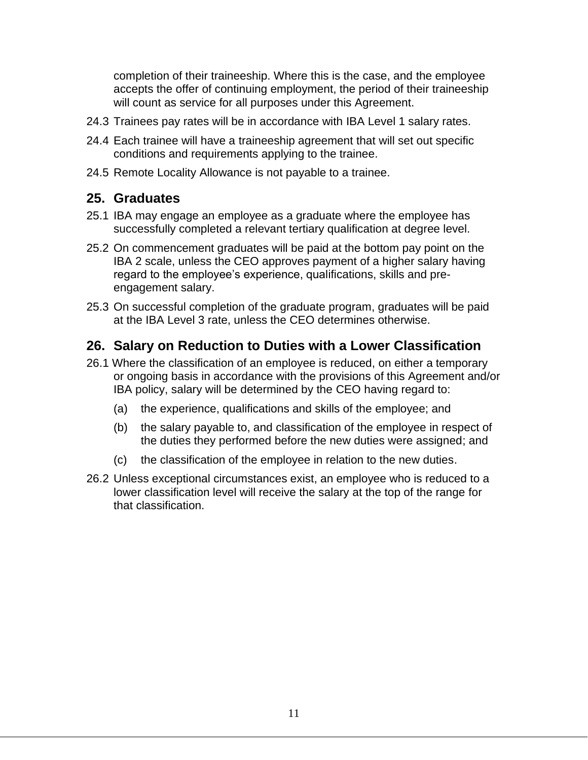completion of their traineeship. Where this is the case, and the employee accepts the offer of continuing employment, the period of their traineeship will count as service for all purposes under this Agreement.

24.3 Trainees pay rates will be in accordance with IBA Level 1 salary rates.

24.4 Each trainee will have a traineeship agreement that will set out specific conditions and requirements applying to the trainee.

24.5 Remote Locality Allowance is not payable to a trainee.

## 25. Graduates

25.1 IBA may engage an employee as a graduate where the employee has successfully completed a relevant tertiary qualification at degree level.

25.2 On commencement graduates will be paid at the bottom pay point on the IBA 2 scale, unless the CEO approves payment of a higher salary having regard to the employee's experience, qualifications, skills and pre-engagement salary.

25.3 On successful completion of the graduate program, graduates will be paid at the IBA Level 3 rate, unless the CEO determines otherwise.

## 26. Salary on Reduction to Duties with a Lower Classification

26.1 Where the classification of an employee is reduced, on either a temporary or ongoing basis in accordance with the provisions of this Agreement and/or IBA policy, salary will be determined by the CEO having regard to:

(a) the experience, qualifications and skills of the employee; and

(b) the salary payable to, and classification of the employee in respect of the duties they performed before the new duties were assigned; and

(c) the classification of the employee in relation to the new duties.

26.2 Unless exceptional circumstances exist, an employee who is reduced to a lower classification level will receive the salary at the top of the range for that classification.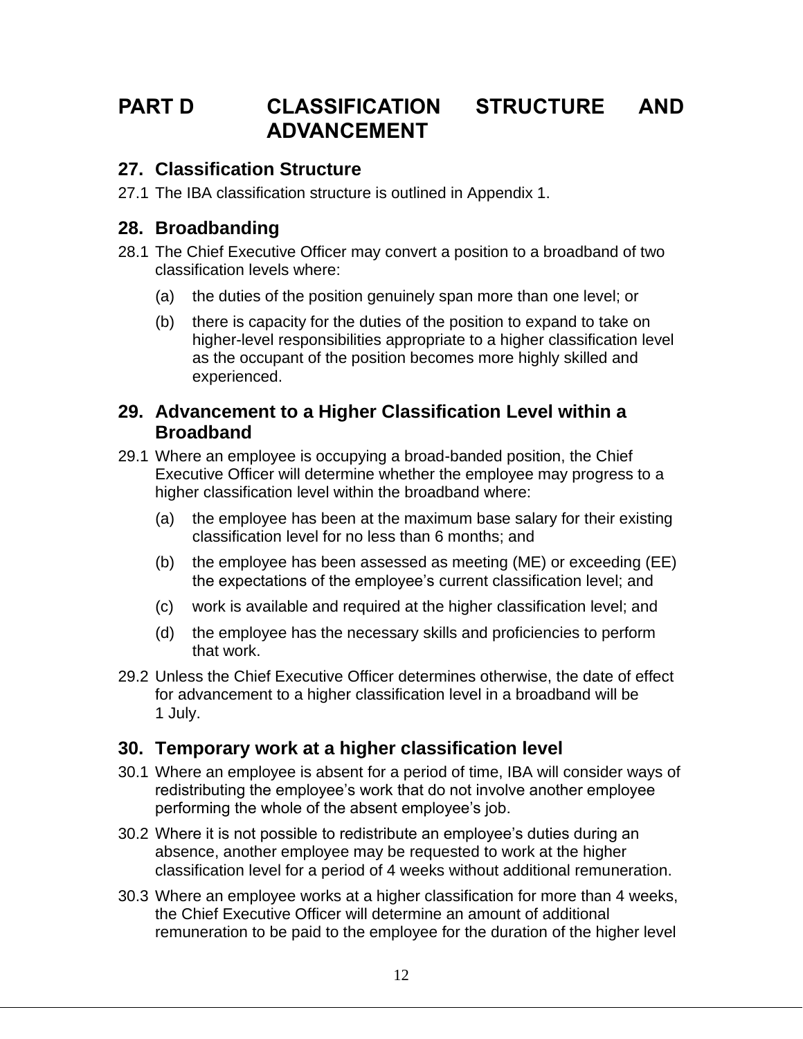# PART D CLASSIFICATION STRUCTURE AND ADVANCEMENT

## 27. Classification Structure

27.1 The IBA classification structure is outlined in Appendix 1.

## 28. Broadbanding

28.1 The Chief Executive Officer may convert a position to a broadband of two classification levels where:

(a) the duties of the position genuinely span more than one level; or

(b) there is capacity for the duties of the position to expand to take on higher-level responsibilities appropriate to a higher classification level as the occupant of the position becomes more highly skilled and experienced.

## 29. Advancement to a Higher Classification Level within a Broadband

29.1 Where an employee is occupying a broad-banded position, the Chief Executive Officer will determine whether the employee may progress to a higher classification level within the broadband where:

(a) the employee has been at the maximum base salary for their existing classification level for no less than 6 months; and

(b) the employee has been assessed as meeting (ME) or exceeding (EE) the expectations of the employee's current classification level; and

(c) work is available and required at the higher classification level; and

(d) the employee has the necessary skills and proficiencies to perform that work.

29.2 Unless the Chief Executive Officer determines otherwise, the date of effect for advancement to a higher classification level in a broadband will be 1 July.

## 30. Temporary work at a higher classification level

30.1 Where an employee is absent for a period of time, IBA will consider ways of redistributing the employee's work that do not involve another employee performing the whole of the absent employee's job.

30.2 Where it is not possible to redistribute an employee's duties during an absence, another employee may be requested to work at the higher classification level for a period of 4 weeks without additional remuneration.

30.3 Where an employee works at a higher classification for more than 4 weeks, the Chief Executive Officer will determine an amount of additional remuneration to be paid to the employee for the duration of the higher level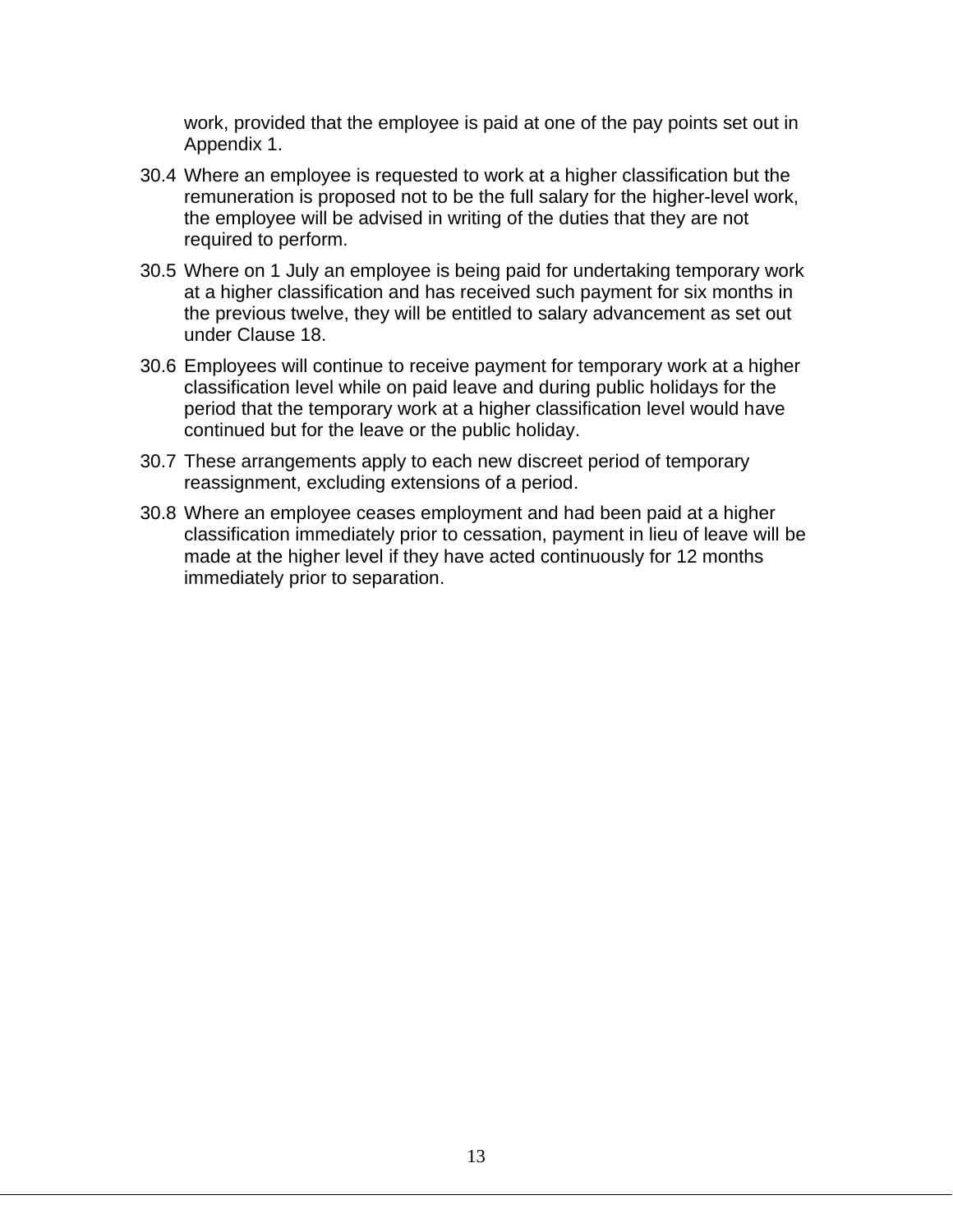work, provided that the employee is paid at one of the pay points set out in Appendix 1.

30.4 Where an employee is requested to work at a higher classification but the remuneration is proposed not to be the full salary for the higher-level work, the employee will be advised in writing of the duties that they are not required to perform.

30.5 Where on 1 July an employee is being paid for undertaking temporary work at a higher classification and has received such payment for six months in the previous twelve, they will be entitled to salary advancement as set out under Clause 18.

30.6 Employees will continue to receive payment for temporary work at a higher classification level while on paid leave and during public holidays for the period that the temporary work at a higher classification level would have continued but for the leave or the public holiday.

30.7 These arrangements apply to each new discreet period of temporary reassignment, excluding extensions of a period.

30.8 Where an employee ceases employment and had been paid at a higher classification immediately prior to cessation, payment in lieu of leave will be made at the higher level if they have acted continuously for 12 months immediately prior to separation.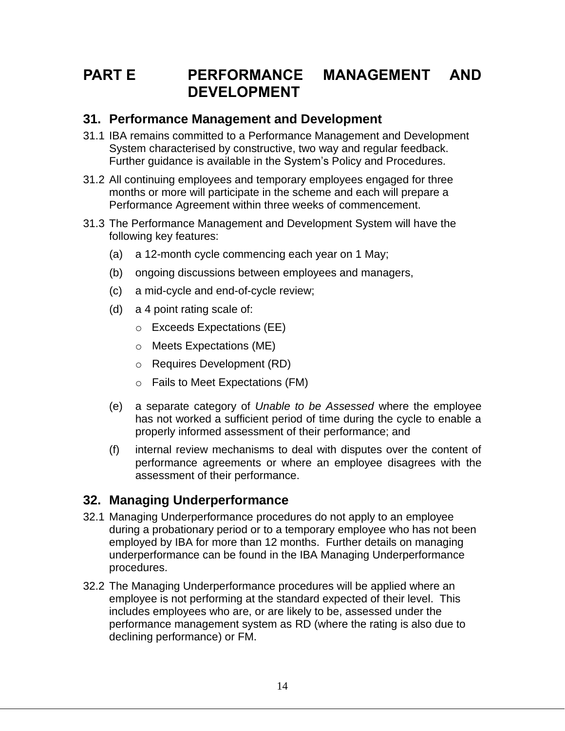# PART E PERFORMANCE MANAGEMENT AND DEVELOPMENT

## 31. Performance Management and Development

31.1 IBA remains committed to a Performance Management and Development System characterised by constructive, two way and regular feedback. Further guidance is available in the System's Policy and Procedures.

31.2 All continuing employees and temporary employees engaged for three months or more will participate in the scheme and each will prepare a Performance Agreement within three weeks of commencement.

31.3 The Performance Management and Development System will have the following key features:

- (a) a 12-month cycle commencing each year on 1 May;
- (b) ongoing discussions between employees and managers,
- (c) a mid-cycle and end-of-cycle review;
- (d) a 4 point rating scale of:
  - Exceeds Expectations (EE)
  - Meets Expectations (ME)
  - Requires Development (RD)
  - Fails to Meet Expectations (FM)
- (e) a separate category of *Unable to be Assessed* where the employee has not worked a sufficient period of time during the cycle to enable a properly informed assessment of their performance; and
- (f) internal review mechanisms to deal with disputes over the content of performance agreements or where an employee disagrees with the assessment of their performance.

## 32. Managing Underperformance

32.1 Managing Underperformance procedures do not apply to an employee during a probationary period or to a temporary employee who has not been employed by IBA for more than 12 months. Further details on managing underperformance can be found in the IBA Managing Underperformance procedures.

32.2 The Managing Underperformance procedures will be applied where an employee is not performing at the standard expected of their level. This includes employees who are, or are likely to be, assessed under the performance management system as RD (where the rating is also due to declining performance) or FM.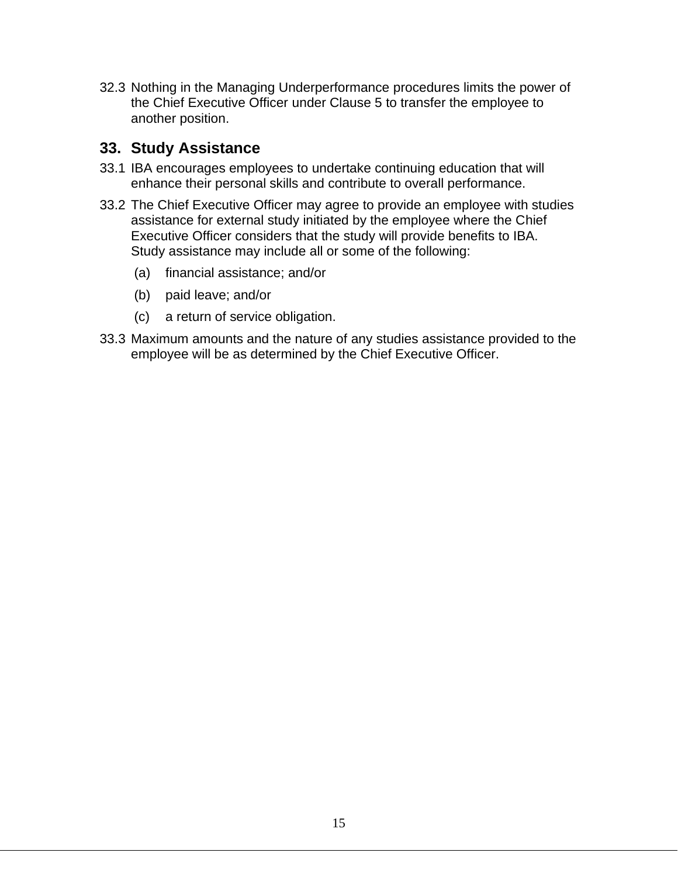32.3 Nothing in the Managing Underperformance procedures limits the power of the Chief Executive Officer under Clause 5 to transfer the employee to another position.

## 33. Study Assistance

33.1 IBA encourages employees to undertake continuing education that will enhance their personal skills and contribute to overall performance.

33.2 The Chief Executive Officer may agree to provide an employee with studies assistance for external study initiated by the employee where the Chief Executive Officer considers that the study will provide benefits to IBA. Study assistance may include all or some of the following:

(a) financial assistance; and/or

(b) paid leave; and/or

(c) a return of service obligation.

33.3 Maximum amounts and the nature of any studies assistance provided to the employee will be as determined by the Chief Executive Officer.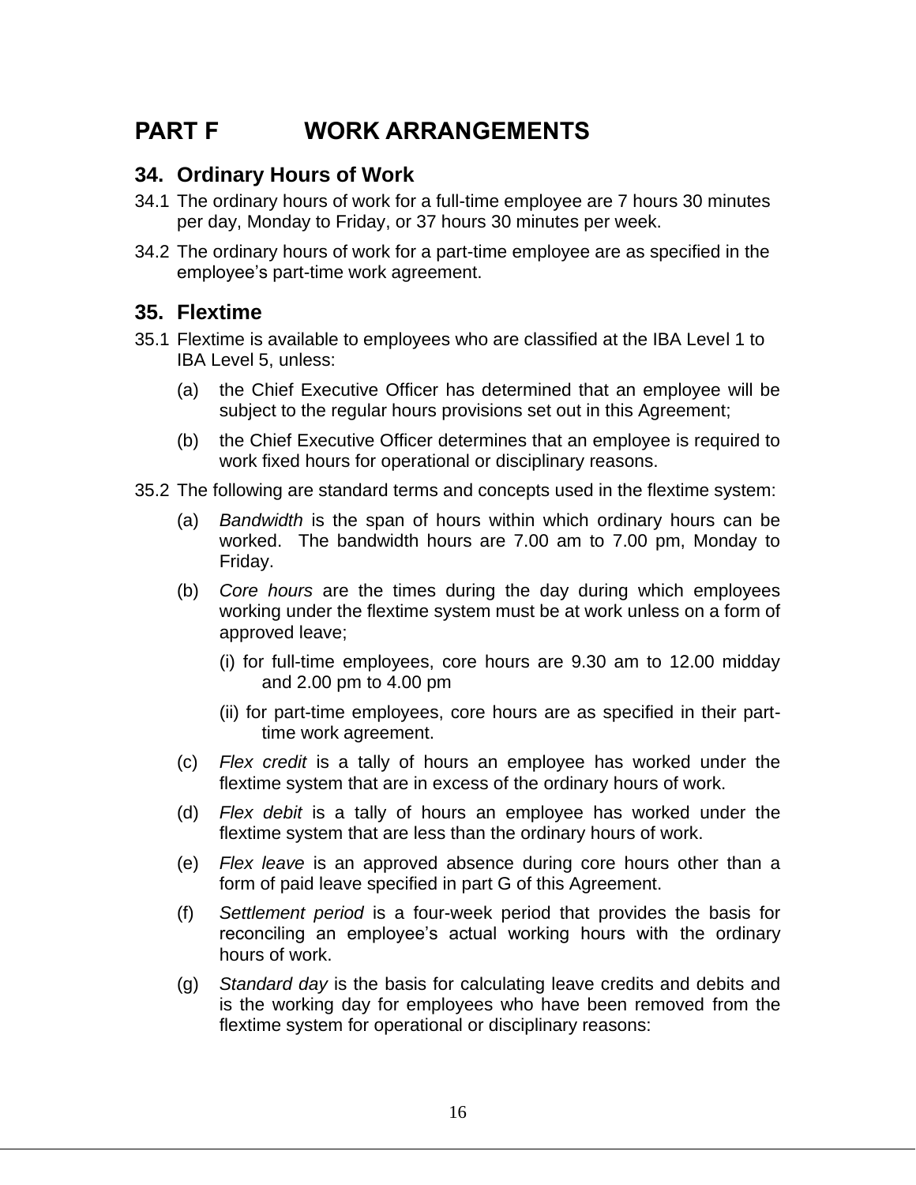# PART F WORK ARRANGEMENTS

## 34. Ordinary Hours of Work

34.1 The ordinary hours of work for a full-time employee are 7 hours 30 minutes per day, Monday to Friday, or 37 hours 30 minutes per week.

34.2 The ordinary hours of work for a part-time employee are as specified in the employee's part-time work agreement.

## 35. Flextime

35.1 Flextime is available to employees who are classified at the IBA Level 1 to IBA Level 5, unless:

(a) the Chief Executive Officer has determined that an employee will be subject to the regular hours provisions set out in this Agreement;

(b) the Chief Executive Officer determines that an employee is required to work fixed hours for operational or disciplinary reasons.

35.2 The following are standard terms and concepts used in the flextime system:

(a) *Bandwidth* is the span of hours within which ordinary hours can be worked. The bandwidth hours are 7.00 am to 7.00 pm, Monday to Friday.

(b) *Core hours* are the times during the day during which employees working under the flextime system must be at work unless on a form of approved leave;

(i) for full-time employees, core hours are 9.30 am to 12.00 midday and 2.00 pm to 4.00 pm

(ii) for part-time employees, core hours are as specified in their part-time work agreement.

(c) *Flex credit* is a tally of hours an employee has worked under the flextime system that are in excess of the ordinary hours of work.

(d) *Flex debit* is a tally of hours an employee has worked under the flextime system that are less than the ordinary hours of work.

(e) *Flex leave* is an approved absence during core hours other than a form of paid leave specified in part G of this Agreement.

(f) *Settlement period* is a four-week period that provides the basis for reconciling an employee's actual working hours with the ordinary hours of work.

(g) *Standard day* is the basis for calculating leave credits and debits and is the working day for employees who have been removed from the flextime system for operational or disciplinary reasons: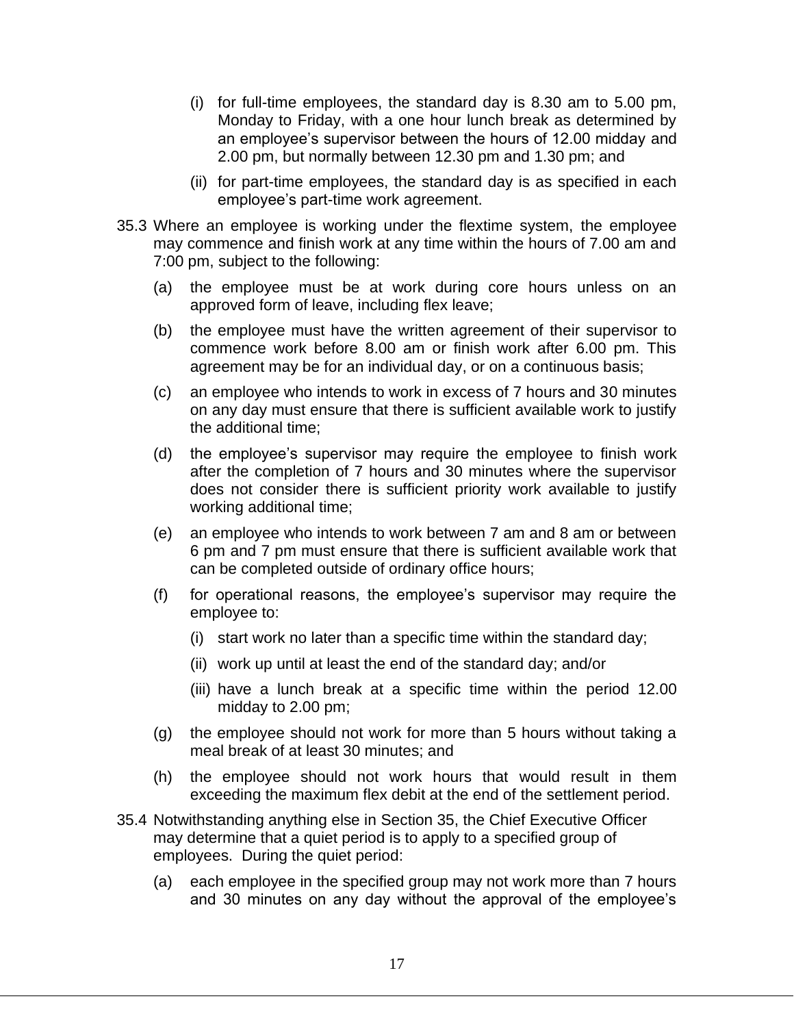(i) for full-time employees, the standard day is 8.30 am to 5.00 pm, Monday to Friday, with a one hour lunch break as determined by an employee's supervisor between the hours of 12.00 midday and 2.00 pm, but normally between 12.30 pm and 1.30 pm; and

(ii) for part-time employees, the standard day is as specified in each employee's part-time work agreement.

35.3 Where an employee is working under the flextime system, the employee may commence and finish work at any time within the hours of 7.00 am and 7:00 pm, subject to the following:

(a) the employee must be at work during core hours unless on an approved form of leave, including flex leave;

(b) the employee must have the written agreement of their supervisor to commence work before 8.00 am or finish work after 6.00 pm. This agreement may be for an individual day, or on a continuous basis;

(c) an employee who intends to work in excess of 7 hours and 30 minutes on any day must ensure that there is sufficient available work to justify the additional time;

(d) the employee's supervisor may require the employee to finish work after the completion of 7 hours and 30 minutes where the supervisor does not consider there is sufficient priority work available to justify working additional time;

(e) an employee who intends to work between 7 am and 8 am or between 6 pm and 7 pm must ensure that there is sufficient available work that can be completed outside of ordinary office hours;

(f) for operational reasons, the employee's supervisor may require the employee to:

  (i) start work no later than a specific time within the standard day;

  (ii) work up until at least the end of the standard day; and/or

  (iii) have a lunch break at a specific time within the period 12.00 midday to 2.00 pm;

(g) the employee should not work for more than 5 hours without taking a meal break of at least 30 minutes; and

(h) the employee should not work hours that would result in them exceeding the maximum flex debit at the end of the settlement period.

35.4 Notwithstanding anything else in Section 35, the Chief Executive Officer may determine that a quiet period is to apply to a specified group of employees. During the quiet period:

(a) each employee in the specified group may not work more than 7 hours and 30 minutes on any day without the approval of the employee's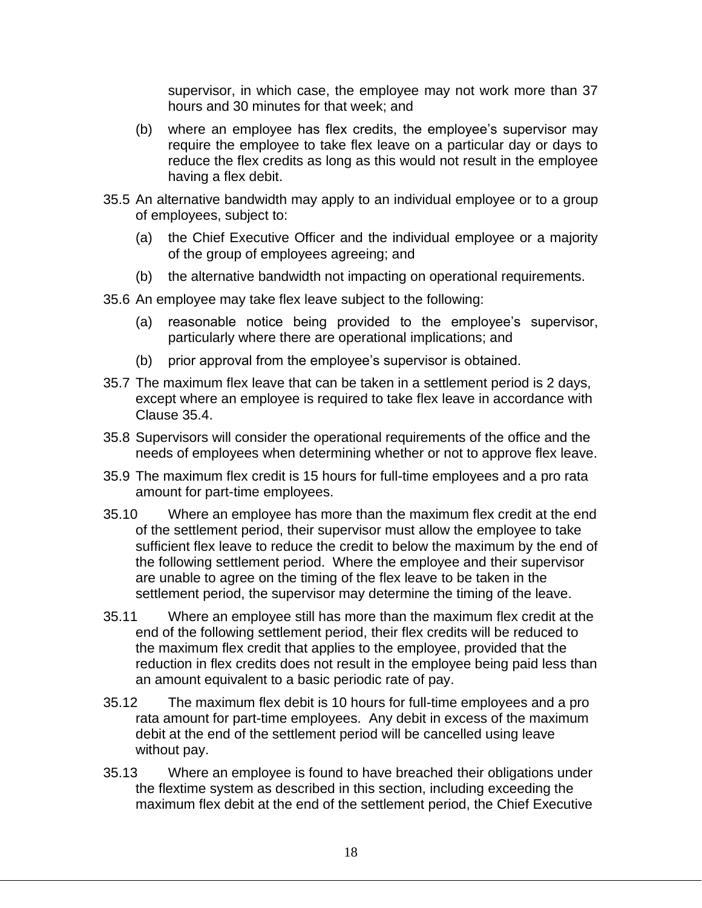supervisor, in which case, the employee may not work more than 37 hours and 30 minutes for that week; and

(b) where an employee has flex credits, the employee's supervisor may require the employee to take flex leave on a particular day or days to reduce the flex credits as long as this would not result in the employee having a flex debit.

35.5 An alternative bandwidth may apply to an individual employee or to a group of employees, subject to:

(a) the Chief Executive Officer and the individual employee or a majority of the group of employees agreeing; and

(b) the alternative bandwidth not impacting on operational requirements.

35.6 An employee may take flex leave subject to the following:

(a) reasonable notice being provided to the employee's supervisor, particularly where there are operational implications; and

(b) prior approval from the employee's supervisor is obtained.

35.7 The maximum flex leave that can be taken in a settlement period is 2 days, except where an employee is required to take flex leave in accordance with Clause 35.4.

35.8 Supervisors will consider the operational requirements of the office and the needs of employees when determining whether or not to approve flex leave.

35.9 The maximum flex credit is 15 hours for full-time employees and a pro rata amount for part-time employees.

35.10 Where an employee has more than the maximum flex credit at the end of the settlement period, their supervisor must allow the employee to take sufficient flex leave to reduce the credit to below the maximum by the end of the following settlement period. Where the employee and their supervisor are unable to agree on the timing of the flex leave to be taken in the settlement period, the supervisor may determine the timing of the leave.

35.11 Where an employee still has more than the maximum flex credit at the end of the following settlement period, their flex credits will be reduced to the maximum flex credit that applies to the employee, provided that the reduction in flex credits does not result in the employee being paid less than an amount equivalent to a basic periodic rate of pay.

35.12 The maximum flex debit is 10 hours for full-time employees and a pro rata amount for part-time employees. Any debit in excess of the maximum debit at the end of the settlement period will be cancelled using leave without pay.

35.13 Where an employee is found to have breached their obligations under the flextime system as described in this section, including exceeding the maximum flex debit at the end of the settlement period, the Chief Executive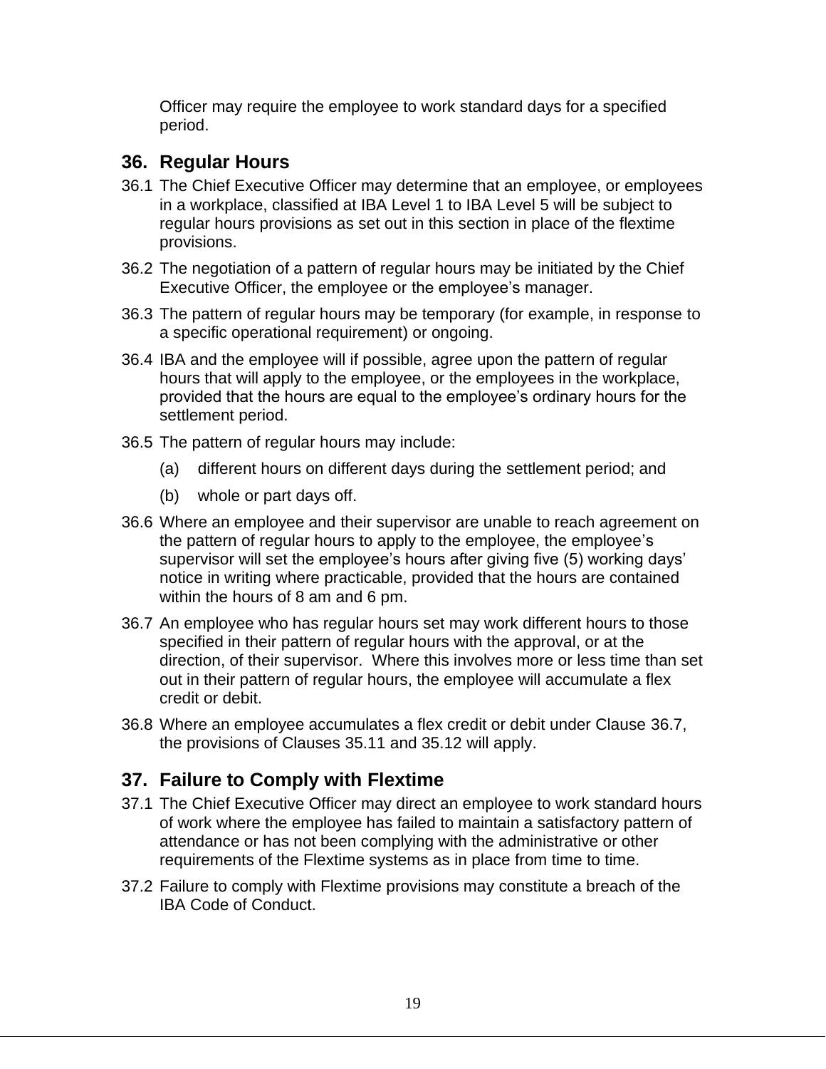Officer may require the employee to work standard days for a specified period.

## 36. Regular Hours

36.1 The Chief Executive Officer may determine that an employee, or employees in a workplace, classified at IBA Level 1 to IBA Level 5 will be subject to regular hours provisions as set out in this section in place of the flextime provisions.

36.2 The negotiation of a pattern of regular hours may be initiated by the Chief Executive Officer, the employee or the employee's manager.

36.3 The pattern of regular hours may be temporary (for example, in response to a specific operational requirement) or ongoing.

36.4 IBA and the employee will if possible, agree upon the pattern of regular hours that will apply to the employee, or the employees in the workplace, provided that the hours are equal to the employee's ordinary hours for the settlement period.

36.5 The pattern of regular hours may include:

(a) different hours on different days during the settlement period; and

(b) whole or part days off.

36.6 Where an employee and their supervisor are unable to reach agreement on the pattern of regular hours to apply to the employee, the employee's supervisor will set the employee's hours after giving five (5) working days' notice in writing where practicable, provided that the hours are contained within the hours of 8 am and 6 pm.

36.7 An employee who has regular hours set may work different hours to those specified in their pattern of regular hours with the approval, or at the direction, of their supervisor. Where this involves more or less time than set out in their pattern of regular hours, the employee will accumulate a flex credit or debit.

36.8 Where an employee accumulates a flex credit or debit under Clause 36.7, the provisions of Clauses 35.11 and 35.12 will apply.

## 37. Failure to Comply with Flextime

37.1 The Chief Executive Officer may direct an employee to work standard hours of work where the employee has failed to maintain a satisfactory pattern of attendance or has not been complying with the administrative or other requirements of the Flextime systems as in place from time to time.

37.2 Failure to comply with Flextime provisions may constitute a breach of the IBA Code of Conduct.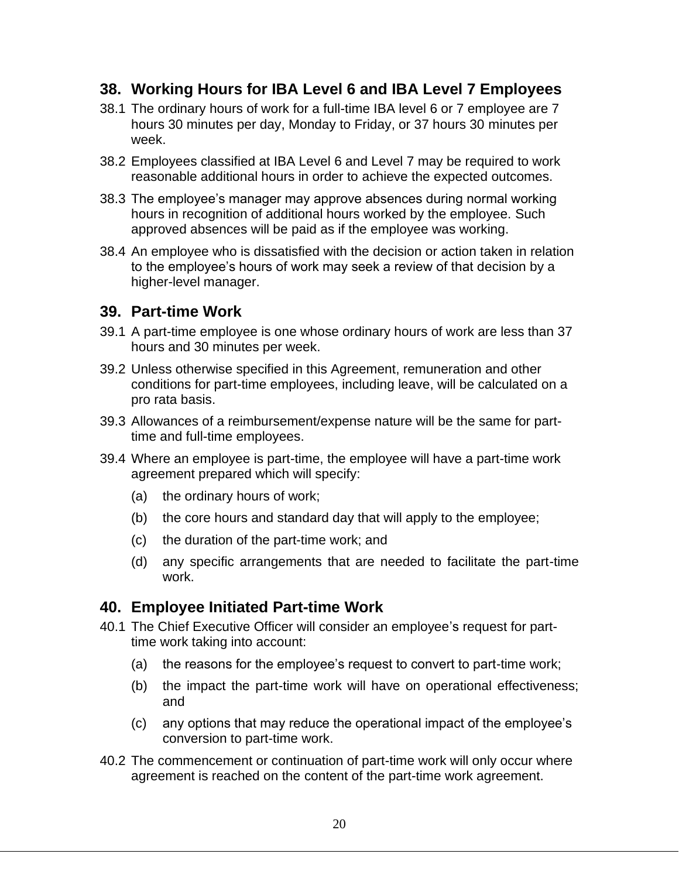## 38. Working Hours for IBA Level 6 and IBA Level 7 Employees

38.1 The ordinary hours of work for a full-time IBA level 6 or 7 employee are 7 hours 30 minutes per day, Monday to Friday, or 37 hours 30 minutes per week.

38.2 Employees classified at IBA Level 6 and Level 7 may be required to work reasonable additional hours in order to achieve the expected outcomes.

38.3 The employee's manager may approve absences during normal working hours in recognition of additional hours worked by the employee. Such approved absences will be paid as if the employee was working.

38.4 An employee who is dissatisfied with the decision or action taken in relation to the employee's hours of work may seek a review of that decision by a higher-level manager.

## 39. Part-time Work

39.1 A part-time employee is one whose ordinary hours of work are less than 37 hours and 30 minutes per week.

39.2 Unless otherwise specified in this Agreement, remuneration and other conditions for part-time employees, including leave, will be calculated on a pro rata basis.

39.3 Allowances of a reimbursement/expense nature will be the same for part-time and full-time employees.

39.4 Where an employee is part-time, the employee will have a part-time work agreement prepared which will specify:

- (a) the ordinary hours of work;
- (b) the core hours and standard day that will apply to the employee;
- (c) the duration of the part-time work; and
- (d) any specific arrangements that are needed to facilitate the part-time work.

## 40. Employee Initiated Part-time Work

40.1 The Chief Executive Officer will consider an employee's request for part-time work taking into account:

- (a) the reasons for the employee's request to convert to part-time work;
- (b) the impact the part-time work will have on operational effectiveness; and
- (c) any options that may reduce the operational impact of the employee's conversion to part-time work.

40.2 The commencement or continuation of part-time work will only occur where agreement is reached on the content of the part-time work agreement.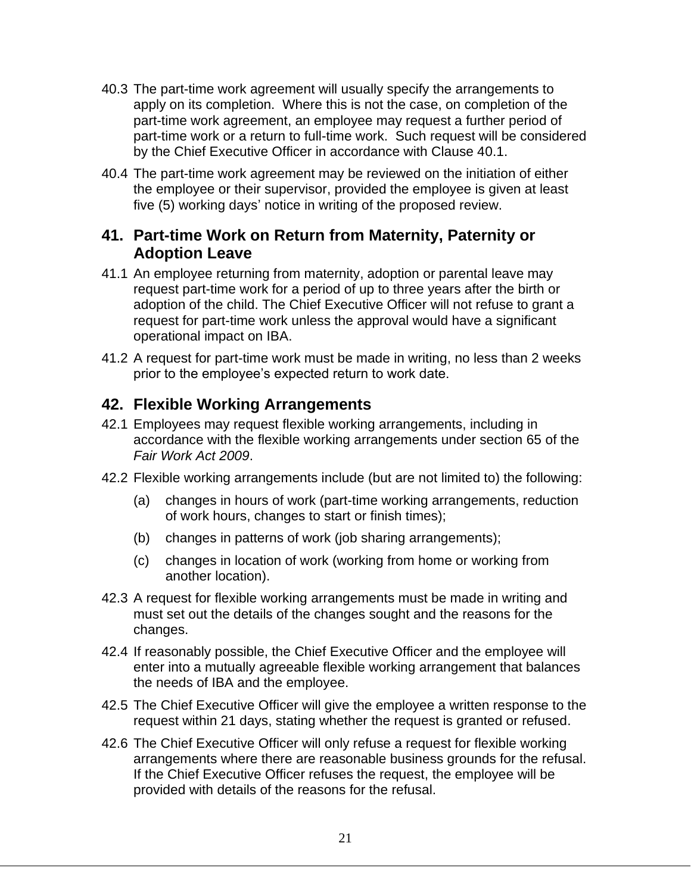40.3 The part-time work agreement will usually specify the arrangements to apply on its completion. Where this is not the case, on completion of the part-time work agreement, an employee may request a further period of part-time work or a return to full-time work. Such request will be considered by the Chief Executive Officer in accordance with Clause 40.1.

40.4 The part-time work agreement may be reviewed on the initiation of either the employee or their supervisor, provided the employee is given at least five (5) working days' notice in writing of the proposed review.

## 41. Part-time Work on Return from Maternity, Paternity or Adoption Leave

41.1 An employee returning from maternity, adoption or parental leave may request part-time work for a period of up to three years after the birth or adoption of the child. The Chief Executive Officer will not refuse to grant a request for part-time work unless the approval would have a significant operational impact on IBA.

41.2 A request for part-time work must be made in writing, no less than 2 weeks prior to the employee's expected return to work date.

## 42. Flexible Working Arrangements

42.1 Employees may request flexible working arrangements, including in accordance with the flexible working arrangements under section 65 of the *Fair Work Act 2009*.

42.2 Flexible working arrangements include (but are not limited to) the following:

(a) changes in hours of work (part-time working arrangements, reduction of work hours, changes to start or finish times);

(b) changes in patterns of work (job sharing arrangements);

(c) changes in location of work (working from home or working from another location).

42.3 A request for flexible working arrangements must be made in writing and must set out the details of the changes sought and the reasons for the changes.

42.4 If reasonably possible, the Chief Executive Officer and the employee will enter into a mutually agreeable flexible working arrangement that balances the needs of IBA and the employee.

42.5 The Chief Executive Officer will give the employee a written response to the request within 21 days, stating whether the request is granted or refused.

42.6 The Chief Executive Officer will only refuse a request for flexible working arrangements where there are reasonable business grounds for the refusal. If the Chief Executive Officer refuses the request, the employee will be provided with details of the reasons for the refusal.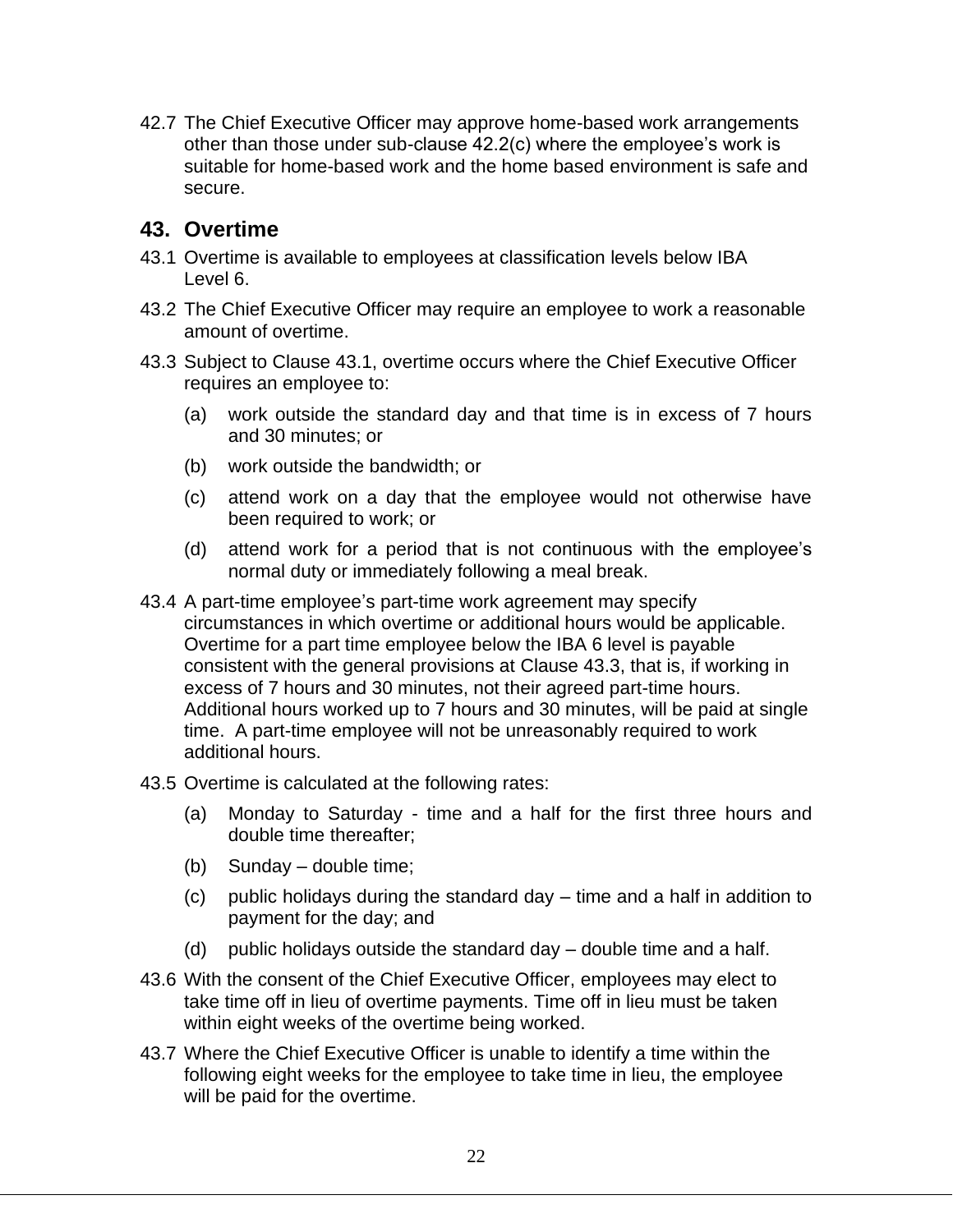42.7 The Chief Executive Officer may approve home-based work arrangements other than those under sub-clause 42.2(c) where the employee's work is suitable for home-based work and the home based environment is safe and secure.

## 43. Overtime

43.1 Overtime is available to employees at classification levels below IBA Level 6.

43.2 The Chief Executive Officer may require an employee to work a reasonable amount of overtime.

43.3 Subject to Clause 43.1, overtime occurs where the Chief Executive Officer requires an employee to:

(a) work outside the standard day and that time is in excess of 7 hours and 30 minutes; or

(b) work outside the bandwidth; or

(c) attend work on a day that the employee would not otherwise have been required to work; or

(d) attend work for a period that is not continuous with the employee's normal duty or immediately following a meal break.

43.4 A part-time employee's part-time work agreement may specify circumstances in which overtime or additional hours would be applicable. Overtime for a part time employee below the IBA 6 level is payable consistent with the general provisions at Clause 43.3, that is, if working in excess of 7 hours and 30 minutes, not their agreed part-time hours. Additional hours worked up to 7 hours and 30 minutes, will be paid at single time. A part-time employee will not be unreasonably required to work additional hours.

43.5 Overtime is calculated at the following rates:

(a) Monday to Saturday - time and a half for the first three hours and double time thereafter;

(b) Sunday – double time;

(c) public holidays during the standard day – time and a half in addition to payment for the day; and

(d) public holidays outside the standard day – double time and a half.

43.6 With the consent of the Chief Executive Officer, employees may elect to take time off in lieu of overtime payments. Time off in lieu must be taken within eight weeks of the overtime being worked.

43.7 Where the Chief Executive Officer is unable to identify a time within the following eight weeks for the employee to take time in lieu, the employee will be paid for the overtime.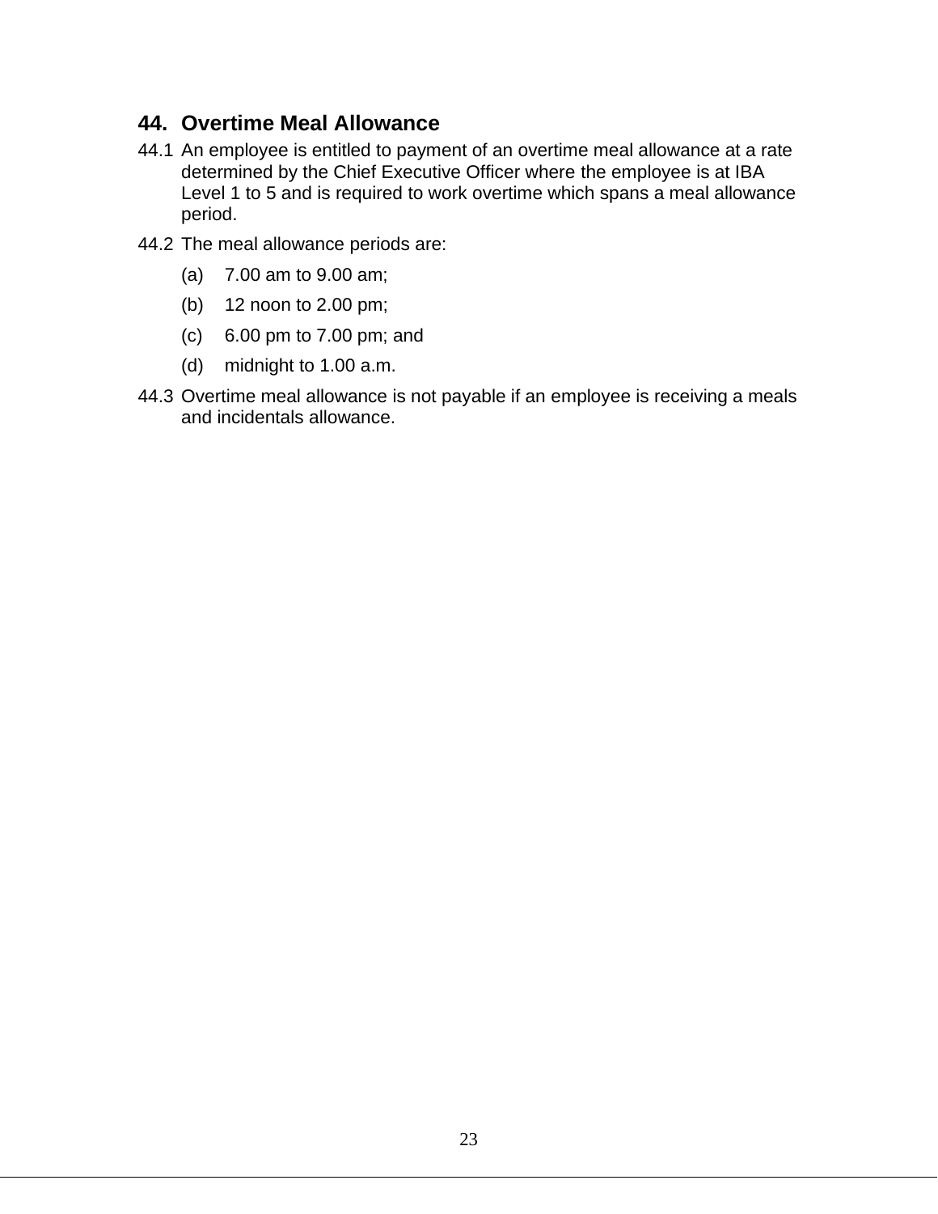## 44. Overtime Meal Allowance

44.1 An employee is entitled to payment of an overtime meal allowance at a rate determined by the Chief Executive Officer where the employee is at IBA Level 1 to 5 and is required to work overtime which spans a meal allowance period.

44.2 The meal allowance periods are:

(a) 7.00 am to 9.00 am;

(b) 12 noon to 2.00 pm;

(c) 6.00 pm to 7.00 pm; and

(d) midnight to 1.00 a.m.

44.3 Overtime meal allowance is not payable if an employee is receiving a meals and incidentals allowance.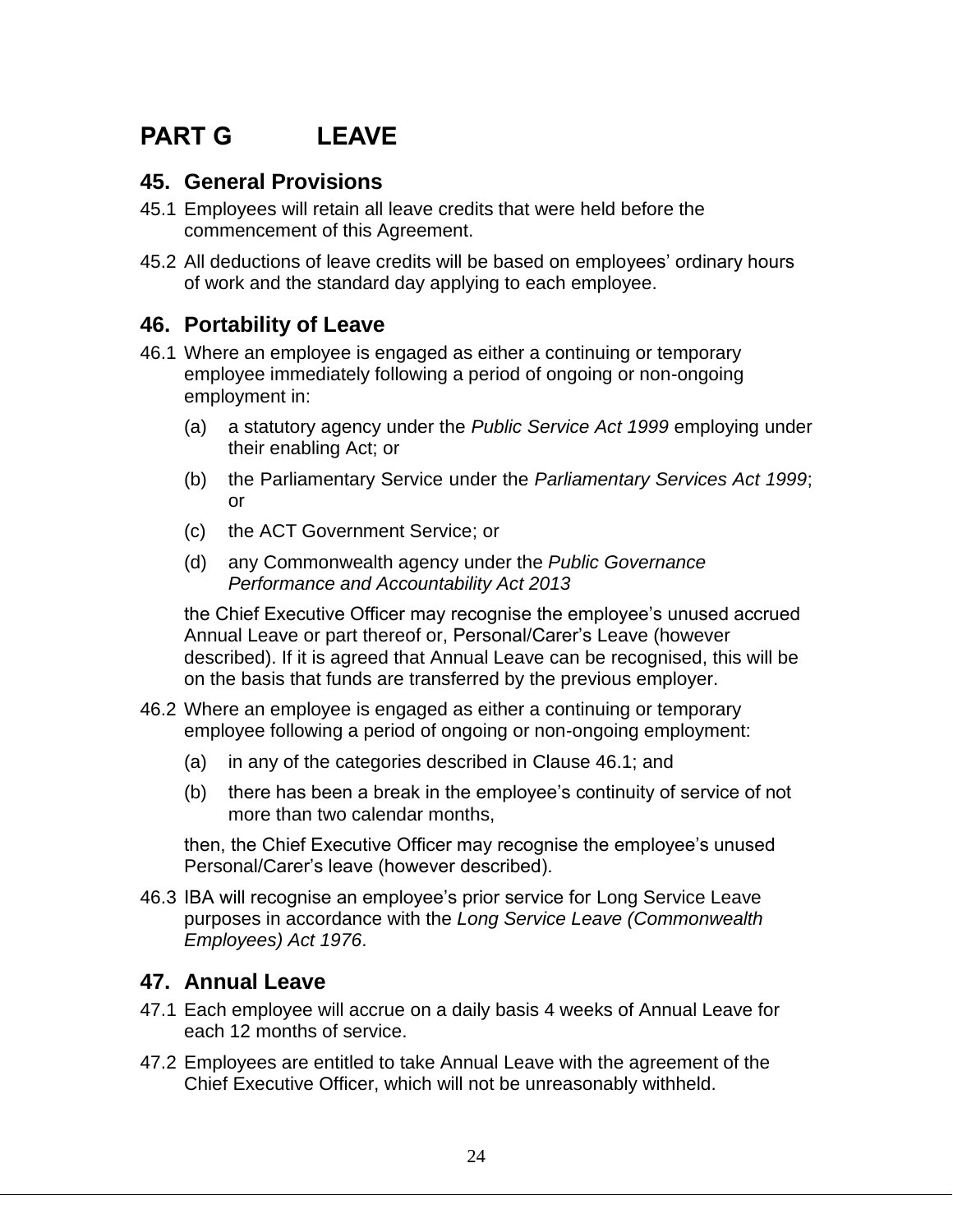# PART G LEAVE

## 45. General Provisions

45.1 Employees will retain all leave credits that were held before the commencement of this Agreement.

45.2 All deductions of leave credits will be based on employees' ordinary hours of work and the standard day applying to each employee.

## 46. Portability of Leave

46.1 Where an employee is engaged as either a continuing or temporary employee immediately following a period of ongoing or non-ongoing employment in:

(a) a statutory agency under the *Public Service Act 1999* employing under their enabling Act; or

(b) the Parliamentary Service under the *Parliamentary Services Act 1999*; or

(c) the ACT Government Service; or

(d) any Commonwealth agency under the *Public Governance Performance and Accountability Act 2013*

the Chief Executive Officer may recognise the employee's unused accrued Annual Leave or part thereof or, Personal/Carer's Leave (however described). If it is agreed that Annual Leave can be recognised, this will be on the basis that funds are transferred by the previous employer.

46.2 Where an employee is engaged as either a continuing or temporary employee following a period of ongoing or non-ongoing employment:

(a) in any of the categories described in Clause 46.1; and

(b) there has been a break in the employee's continuity of service of not more than two calendar months,

then, the Chief Executive Officer may recognise the employee's unused Personal/Carer's leave (however described).

46.3 IBA will recognise an employee's prior service for Long Service Leave purposes in accordance with the *Long Service Leave (Commonwealth Employees) Act 1976*.

## 47. Annual Leave

47.1 Each employee will accrue on a daily basis 4 weeks of Annual Leave for each 12 months of service.

47.2 Employees are entitled to take Annual Leave with the agreement of the Chief Executive Officer, which will not be unreasonably withheld.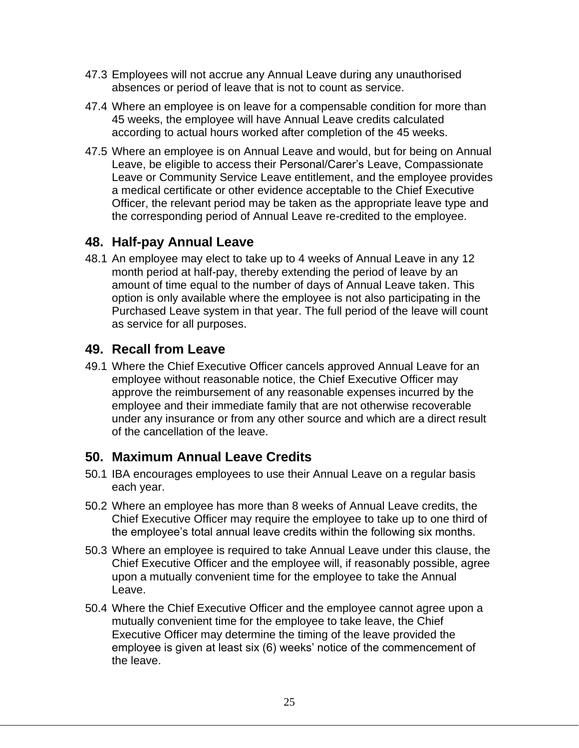47.3 Employees will not accrue any Annual Leave during any unauthorised absences or period of leave that is not to count as service.

47.4 Where an employee is on leave for a compensable condition for more than 45 weeks, the employee will have Annual Leave credits calculated according to actual hours worked after completion of the 45 weeks.

47.5 Where an employee is on Annual Leave and would, but for being on Annual Leave, be eligible to access their Personal/Carer's Leave, Compassionate Leave or Community Service Leave entitlement, and the employee provides a medical certificate or other evidence acceptable to the Chief Executive Officer, the relevant period may be taken as the appropriate leave type and the corresponding period of Annual Leave re-credited to the employee.

## 48. Half-pay Annual Leave

48.1 An employee may elect to take up to 4 weeks of Annual Leave in any 12 month period at half-pay, thereby extending the period of leave by an amount of time equal to the number of days of Annual Leave taken. This option is only available where the employee is not also participating in the Purchased Leave system in that year. The full period of the leave will count as service for all purposes.

## 49. Recall from Leave

49.1 Where the Chief Executive Officer cancels approved Annual Leave for an employee without reasonable notice, the Chief Executive Officer may approve the reimbursement of any reasonable expenses incurred by the employee and their immediate family that are not otherwise recoverable under any insurance or from any other source and which are a direct result of the cancellation of the leave.

## 50. Maximum Annual Leave Credits

50.1 IBA encourages employees to use their Annual Leave on a regular basis each year.

50.2 Where an employee has more than 8 weeks of Annual Leave credits, the Chief Executive Officer may require the employee to take up to one third of the employee's total annual leave credits within the following six months.

50.3 Where an employee is required to take Annual Leave under this clause, the Chief Executive Officer and the employee will, if reasonably possible, agree upon a mutually convenient time for the employee to take the Annual Leave.

50.4 Where the Chief Executive Officer and the employee cannot agree upon a mutually convenient time for the employee to take leave, the Chief Executive Officer may determine the timing of the leave provided the employee is given at least six (6) weeks' notice of the commencement of the leave.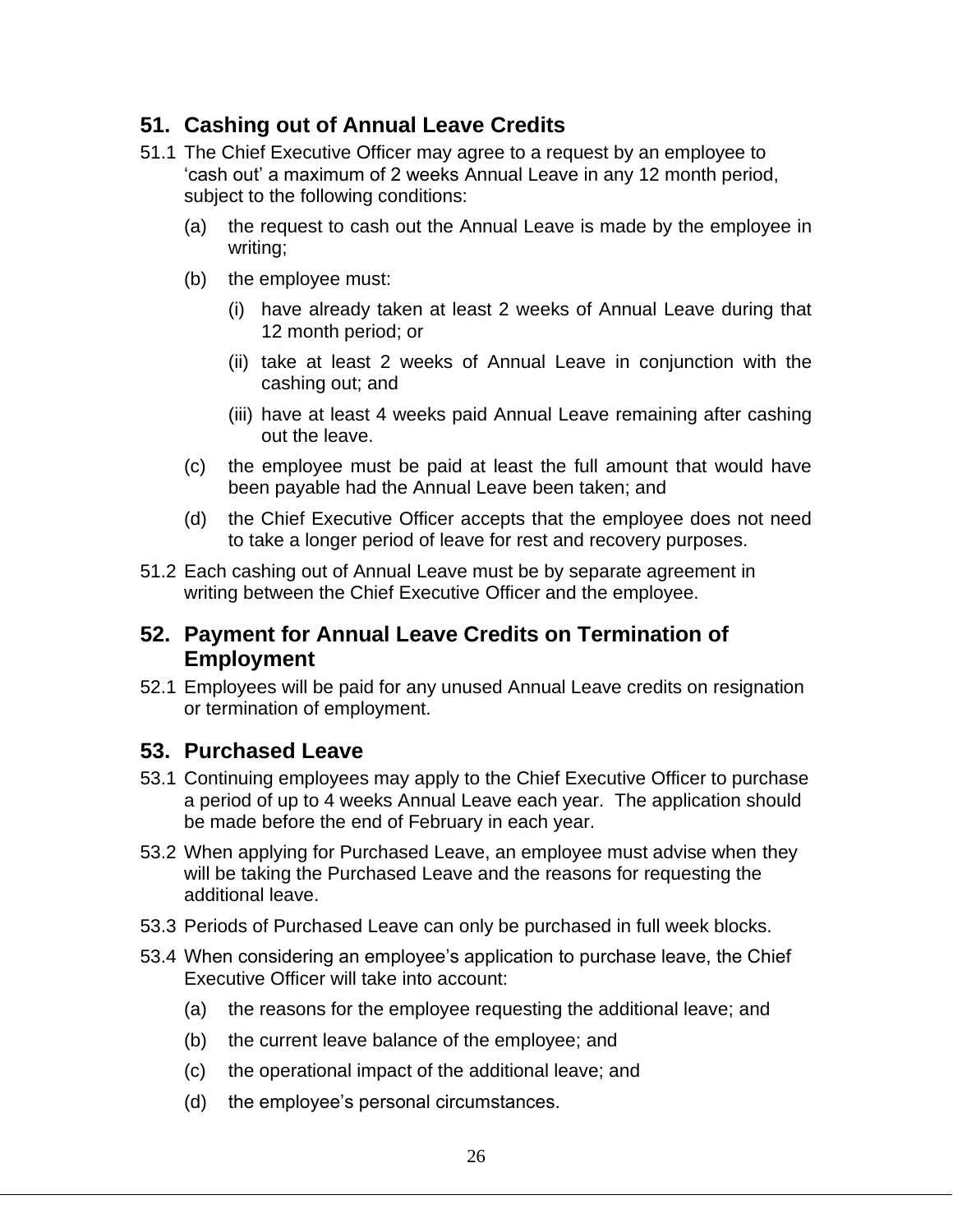## 51. Cashing out of Annual Leave Credits

51.1 The Chief Executive Officer may agree to a request by an employee to ‘cash out’ a maximum of 2 weeks Annual Leave in any 12 month period, subject to the following conditions:

(a) the request to cash out the Annual Leave is made by the employee in writing;

(b) the employee must:

(i) have already taken at least 2 weeks of Annual Leave during that 12 month period; or

(ii) take at least 2 weeks of Annual Leave in conjunction with the cashing out; and

(iii) have at least 4 weeks paid Annual Leave remaining after cashing out the leave.

(c) the employee must be paid at least the full amount that would have been payable had the Annual Leave been taken; and

(d) the Chief Executive Officer accepts that the employee does not need to take a longer period of leave for rest and recovery purposes.

51.2 Each cashing out of Annual Leave must be by separate agreement in writing between the Chief Executive Officer and the employee.

## 52. Payment for Annual Leave Credits on Termination of Employment

52.1 Employees will be paid for any unused Annual Leave credits on resignation or termination of employment.

## 53. Purchased Leave

53.1 Continuing employees may apply to the Chief Executive Officer to purchase a period of up to 4 weeks Annual Leave each year. The application should be made before the end of February in each year.

53.2 When applying for Purchased Leave, an employee must advise when they will be taking the Purchased Leave and the reasons for requesting the additional leave.

53.3 Periods of Purchased Leave can only be purchased in full week blocks.

53.4 When considering an employee’s application to purchase leave, the Chief Executive Officer will take into account:

(a) the reasons for the employee requesting the additional leave; and

(b) the current leave balance of the employee; and

(c) the operational impact of the additional leave; and

(d) the employee’s personal circumstances.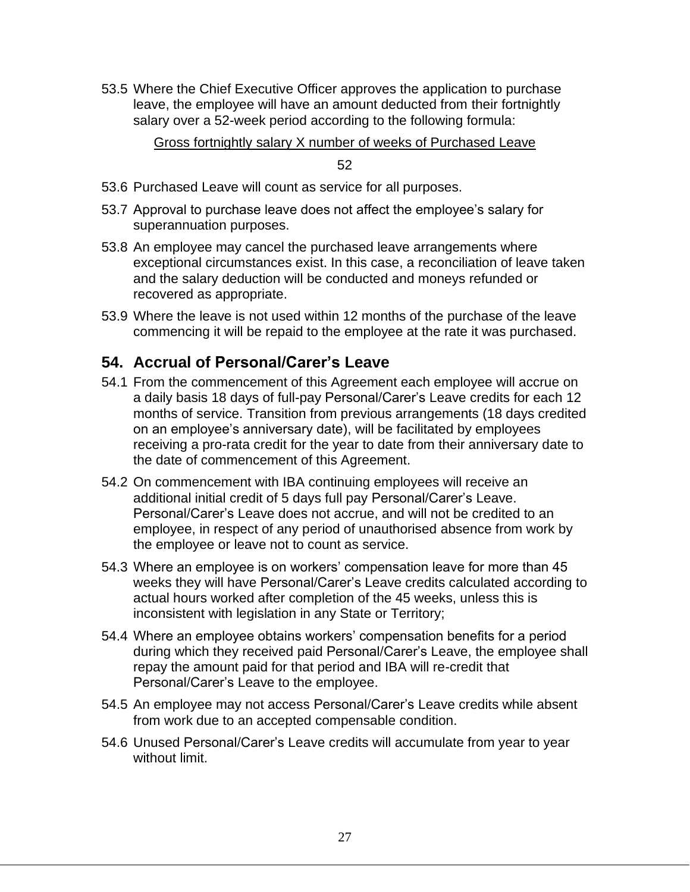53.5 Where the Chief Executive Officer approves the application to purchase leave, the employee will have an amount deducted from their fortnightly salary over a 52-week period according to the following formula:

$$\frac{\text{Gross fortnightly salary X number of weeks of Purchased Leave}}{52}$$

53.6 Purchased Leave will count as service for all purposes.

53.7 Approval to purchase leave does not affect the employee's salary for superannuation purposes.

53.8 An employee may cancel the purchased leave arrangements where exceptional circumstances exist. In this case, a reconciliation of leave taken and the salary deduction will be conducted and moneys refunded or recovered as appropriate.

53.9 Where the leave is not used within 12 months of the purchase of the leave commencing it will be repaid to the employee at the rate it was purchased.

## 54. Accrual of Personal/Carer's Leave

54.1 From the commencement of this Agreement each employee will accrue on a daily basis 18 days of full-pay Personal/Carer's Leave credits for each 12 months of service. Transition from previous arrangements (18 days credited on an employee's anniversary date), will be facilitated by employees receiving a pro-rata credit for the year to date from their anniversary date to the date of commencement of this Agreement.

54.2 On commencement with IBA continuing employees will receive an additional initial credit of 5 days full pay Personal/Carer's Leave. Personal/Carer's Leave does not accrue, and will not be credited to an employee, in respect of any period of unauthorised absence from work by the employee or leave not to count as service.

54.3 Where an employee is on workers' compensation leave for more than 45 weeks they will have Personal/Carer's Leave credits calculated according to actual hours worked after completion of the 45 weeks, unless this is inconsistent with legislation in any State or Territory;

54.4 Where an employee obtains workers' compensation benefits for a period during which they received paid Personal/Carer's Leave, the employee shall repay the amount paid for that period and IBA will re-credit that Personal/Carer's Leave to the employee.

54.5 An employee may not access Personal/Carer's Leave credits while absent from work due to an accepted compensable condition.

54.6 Unused Personal/Carer's Leave credits will accumulate from year to year without limit.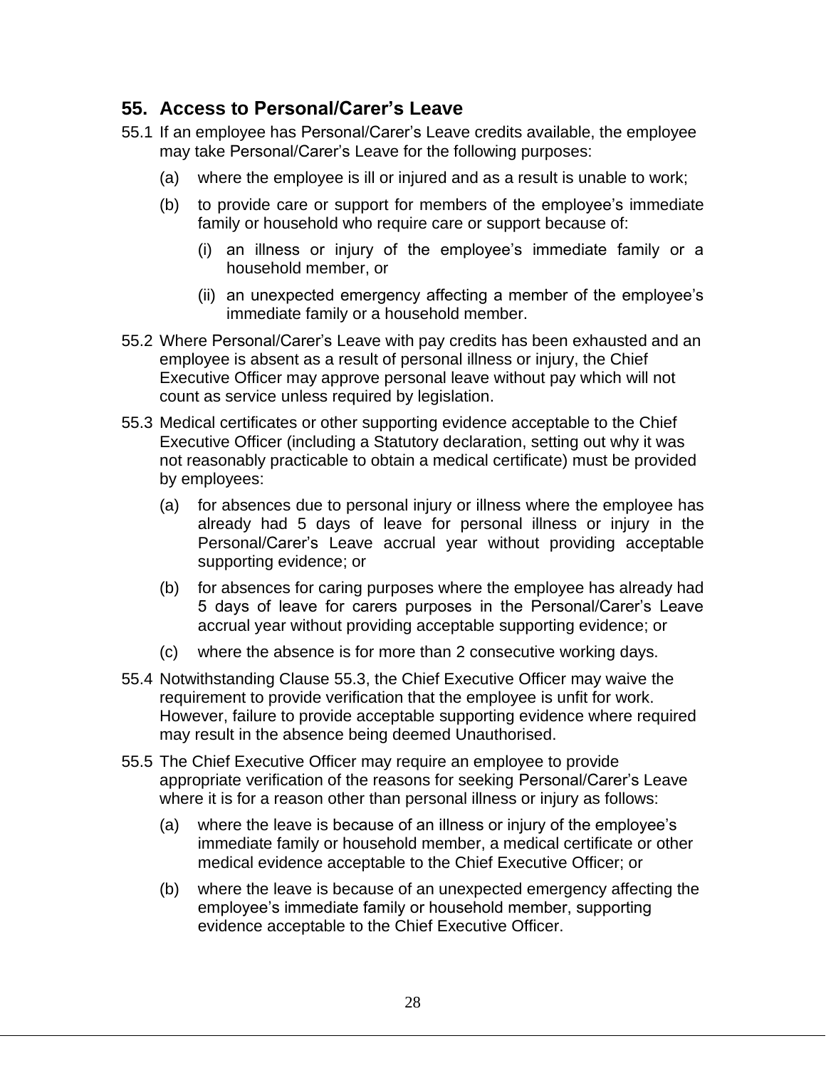## 55. Access to Personal/Carer's Leave

55.1 If an employee has Personal/Carer's Leave credits available, the employee may take Personal/Carer's Leave for the following purposes:

- (a) where the employee is ill or injured and as a result is unable to work;
- (b) to provide care or support for members of the employee's immediate family or household who require care or support because of:
  - (i) an illness or injury of the employee's immediate family or a household member, or
  - (ii) an unexpected emergency affecting a member of the employee's immediate family or a household member.

55.2 Where Personal/Carer's Leave with pay credits has been exhausted and an employee is absent as a result of personal illness or injury, the Chief Executive Officer may approve personal leave without pay which will not count as service unless required by legislation.

55.3 Medical certificates or other supporting evidence acceptable to the Chief Executive Officer (including a Statutory declaration, setting out why it was not reasonably practicable to obtain a medical certificate) must be provided by employees:

- (a) for absences due to personal injury or illness where the employee has already had 5 days of leave for personal illness or injury in the Personal/Carer's Leave accrual year without providing acceptable supporting evidence; or
- (b) for absences for caring purposes where the employee has already had 5 days of leave for carers purposes in the Personal/Carer's Leave accrual year without providing acceptable supporting evidence; or
- (c) where the absence is for more than 2 consecutive working days.

55.4 Notwithstanding Clause 55.3, the Chief Executive Officer may waive the requirement to provide verification that the employee is unfit for work. However, failure to provide acceptable supporting evidence where required may result in the absence being deemed Unauthorised.

55.5 The Chief Executive Officer may require an employee to provide appropriate verification of the reasons for seeking Personal/Carer's Leave where it is for a reason other than personal illness or injury as follows:

- (a) where the leave is because of an illness or injury of the employee's immediate family or household member, a medical certificate or other medical evidence acceptable to the Chief Executive Officer; or
- (b) where the leave is because of an unexpected emergency affecting the employee's immediate family or household member, supporting evidence acceptable to the Chief Executive Officer.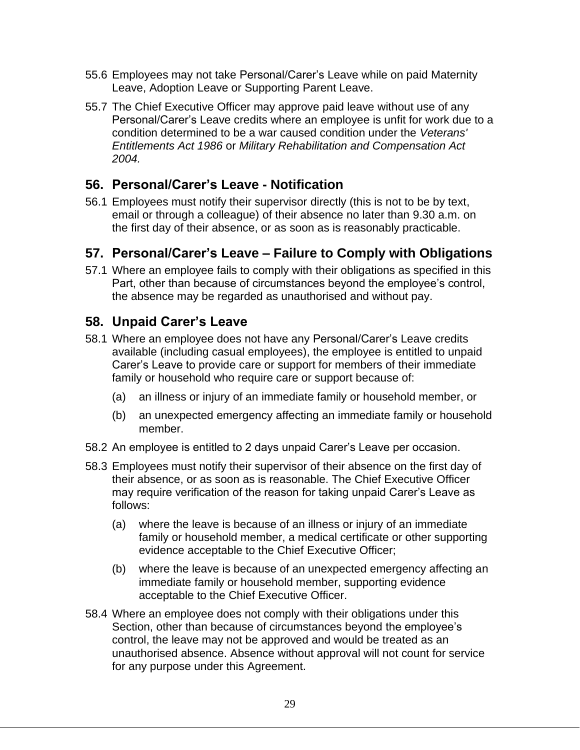55.6 Employees may not take Personal/Carer's Leave while on paid Maternity Leave, Adoption Leave or Supporting Parent Leave.

55.7 The Chief Executive Officer may approve paid leave without use of any Personal/Carer's Leave credits where an employee is unfit for work due to a condition determined to be a war caused condition under the *Veterans' Entitlements Act 1986* or *Military Rehabilitation and Compensation Act 2004.*

## 56. Personal/Carer's Leave - Notification

56.1 Employees must notify their supervisor directly (this is not to be by text, email or through a colleague) of their absence no later than 9.30 a.m. on the first day of their absence, or as soon as is reasonably practicable.

## 57. Personal/Carer's Leave – Failure to Comply with Obligations

57.1 Where an employee fails to comply with their obligations as specified in this Part, other than because of circumstances beyond the employee's control, the absence may be regarded as unauthorised and without pay.

## 58. Unpaid Carer's Leave

58.1 Where an employee does not have any Personal/Carer's Leave credits available (including casual employees), the employee is entitled to unpaid Carer's Leave to provide care or support for members of their immediate family or household who require care or support because of:

(a) an illness or injury of an immediate family or household member, or

(b) an unexpected emergency affecting an immediate family or household member.

58.2 An employee is entitled to 2 days unpaid Carer's Leave per occasion.

58.3 Employees must notify their supervisor of their absence on the first day of their absence, or as soon as is reasonable. The Chief Executive Officer may require verification of the reason for taking unpaid Carer's Leave as follows:

(a) where the leave is because of an illness or injury of an immediate family or household member, a medical certificate or other supporting evidence acceptable to the Chief Executive Officer;

(b) where the leave is because of an unexpected emergency affecting an immediate family or household member, supporting evidence acceptable to the Chief Executive Officer.

58.4 Where an employee does not comply with their obligations under this Section, other than because of circumstances beyond the employee's control, the leave may not be approved and would be treated as an unauthorised absence. Absence without approval will not count for service for any purpose under this Agreement.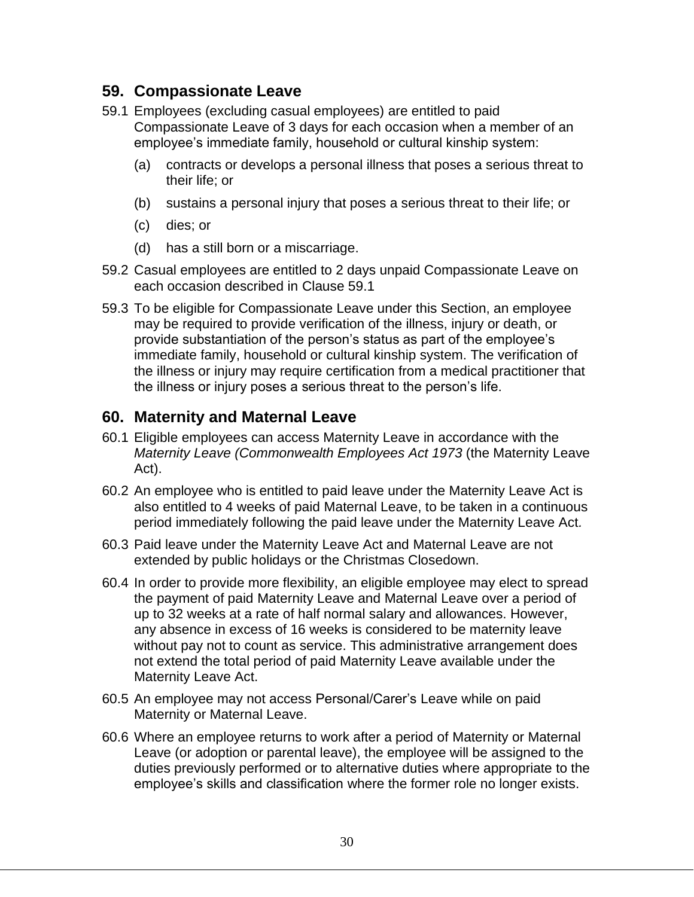## 59. Compassionate Leave

59.1 Employees (excluding casual employees) are entitled to paid Compassionate Leave of 3 days for each occasion when a member of an employee's immediate family, household or cultural kinship system:

(a) contracts or develops a personal illness that poses a serious threat to their life; or

(b) sustains a personal injury that poses a serious threat to their life; or

(c) dies; or

(d) has a still born or a miscarriage.

59.2 Casual employees are entitled to 2 days unpaid Compassionate Leave on each occasion described in Clause 59.1

59.3 To be eligible for Compassionate Leave under this Section, an employee may be required to provide verification of the illness, injury or death, or provide substantiation of the person's status as part of the employee's immediate family, household or cultural kinship system. The verification of the illness or injury may require certification from a medical practitioner that the illness or injury poses a serious threat to the person's life.

## 60. Maternity and Maternal Leave

60.1 Eligible employees can access Maternity Leave in accordance with the *Maternity Leave (Commonwealth Employees Act 1973* (the Maternity Leave Act).

60.2 An employee who is entitled to paid leave under the Maternity Leave Act is also entitled to 4 weeks of paid Maternal Leave, to be taken in a continuous period immediately following the paid leave under the Maternity Leave Act.

60.3 Paid leave under the Maternity Leave Act and Maternal Leave are not extended by public holidays or the Christmas Closedown.

60.4 In order to provide more flexibility, an eligible employee may elect to spread the payment of paid Maternity Leave and Maternal Leave over a period of up to 32 weeks at a rate of half normal salary and allowances. However, any absence in excess of 16 weeks is considered to be maternity leave without pay not to count as service. This administrative arrangement does not extend the total period of paid Maternity Leave available under the Maternity Leave Act.

60.5 An employee may not access Personal/Carer's Leave while on paid Maternity or Maternal Leave.

60.6 Where an employee returns to work after a period of Maternity or Maternal Leave (or adoption or parental leave), the employee will be assigned to the duties previously performed or to alternative duties where appropriate to the employee's skills and classification where the former role no longer exists.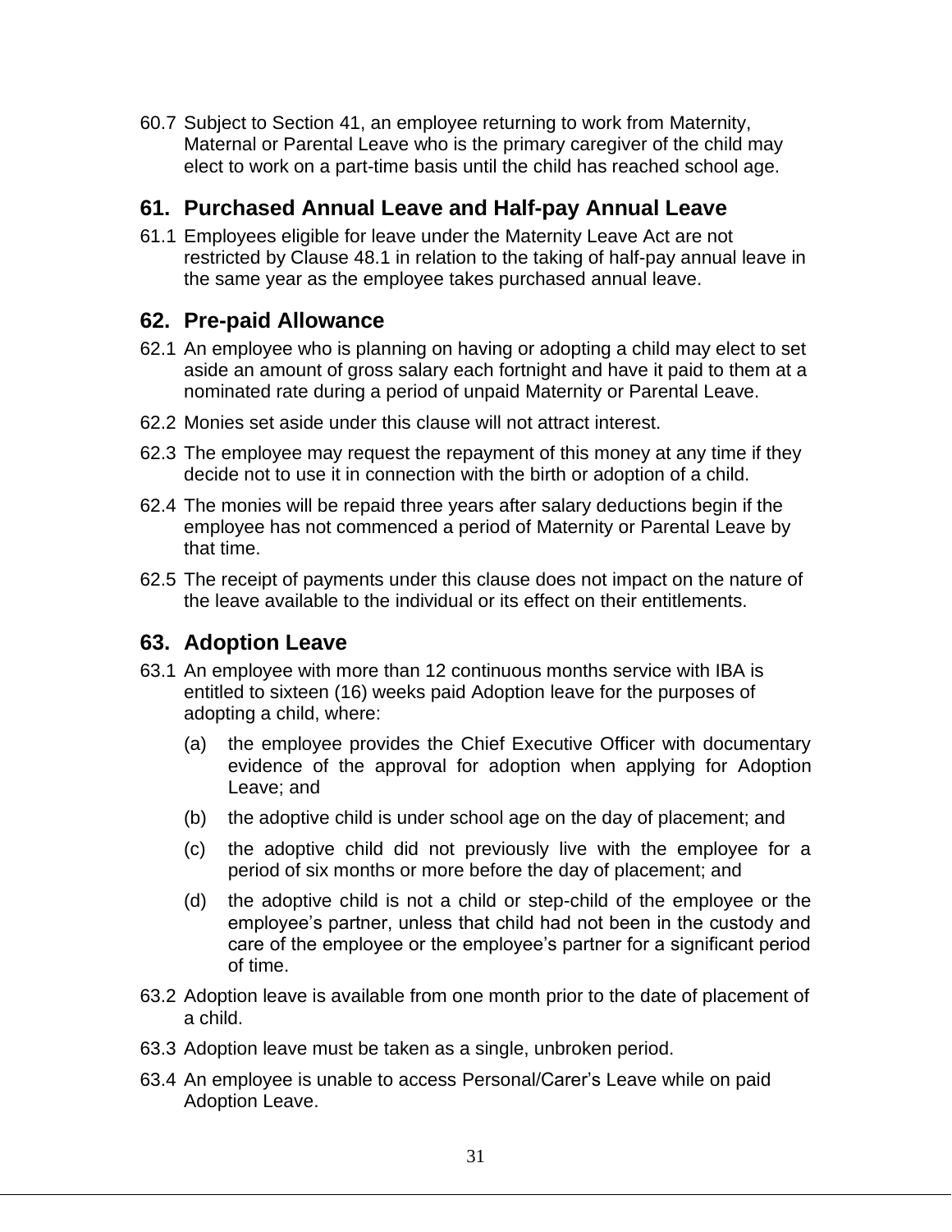60.7 Subject to Section 41, an employee returning to work from Maternity, Maternal or Parental Leave who is the primary caregiver of the child may elect to work on a part-time basis until the child has reached school age.

## 61. Purchased Annual Leave and Half-pay Annual Leave

61.1 Employees eligible for leave under the Maternity Leave Act are not restricted by Clause 48.1 in relation to the taking of half-pay annual leave in the same year as the employee takes purchased annual leave.

## 62. Pre-paid Allowance

62.1 An employee who is planning on having or adopting a child may elect to set aside an amount of gross salary each fortnight and have it paid to them at a nominated rate during a period of unpaid Maternity or Parental Leave.

62.2 Monies set aside under this clause will not attract interest.

62.3 The employee may request the repayment of this money at any time if they decide not to use it in connection with the birth or adoption of a child.

62.4 The monies will be repaid three years after salary deductions begin if the employee has not commenced a period of Maternity or Parental Leave by that time.

62.5 The receipt of payments under this clause does not impact on the nature of the leave available to the individual or its effect on their entitlements.

## 63. Adoption Leave

63.1 An employee with more than 12 continuous months service with IBA is entitled to sixteen (16) weeks paid Adoption leave for the purposes of adopting a child, where:

(a) the employee provides the Chief Executive Officer with documentary evidence of the approval for adoption when applying for Adoption Leave; and

(b) the adoptive child is under school age on the day of placement; and

(c) the adoptive child did not previously live with the employee for a period of six months or more before the day of placement; and

(d) the adoptive child is not a child or step-child of the employee or the employee's partner, unless that child had not been in the custody and care of the employee or the employee's partner for a significant period of time.

63.2 Adoption leave is available from one month prior to the date of placement of a child.

63.3 Adoption leave must be taken as a single, unbroken period.

63.4 An employee is unable to access Personal/Carer's Leave while on paid Adoption Leave.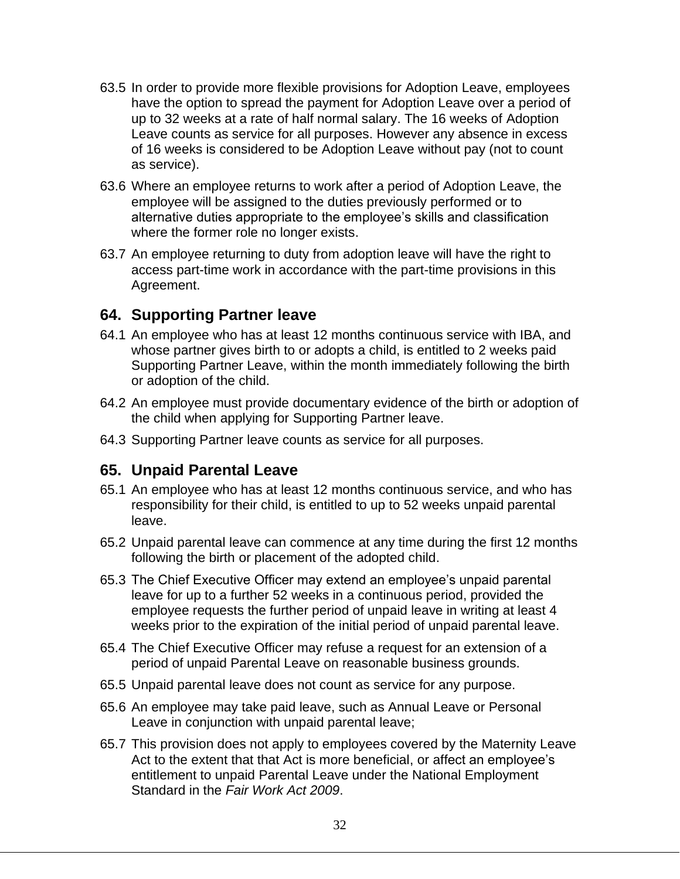63.5 In order to provide more flexible provisions for Adoption Leave, employees have the option to spread the payment for Adoption Leave over a period of up to 32 weeks at a rate of half normal salary. The 16 weeks of Adoption Leave counts as service for all purposes. However any absence in excess of 16 weeks is considered to be Adoption Leave without pay (not to count as service).

63.6 Where an employee returns to work after a period of Adoption Leave, the employee will be assigned to the duties previously performed or to alternative duties appropriate to the employee's skills and classification where the former role no longer exists.

63.7 An employee returning to duty from adoption leave will have the right to access part-time work in accordance with the part-time provisions in this Agreement.

## 64. Supporting Partner leave

64.1 An employee who has at least 12 months continuous service with IBA, and whose partner gives birth to or adopts a child, is entitled to 2 weeks paid Supporting Partner Leave, within the month immediately following the birth or adoption of the child.

64.2 An employee must provide documentary evidence of the birth or adoption of the child when applying for Supporting Partner leave.

64.3 Supporting Partner leave counts as service for all purposes.

## 65. Unpaid Parental Leave

65.1 An employee who has at least 12 months continuous service, and who has responsibility for their child, is entitled to up to 52 weeks unpaid parental leave.

65.2 Unpaid parental leave can commence at any time during the first 12 months following the birth or placement of the adopted child.

65.3 The Chief Executive Officer may extend an employee's unpaid parental leave for up to a further 52 weeks in a continuous period, provided the employee requests the further period of unpaid leave in writing at least 4 weeks prior to the expiration of the initial period of unpaid parental leave.

65.4 The Chief Executive Officer may refuse a request for an extension of a period of unpaid Parental Leave on reasonable business grounds.

65.5 Unpaid parental leave does not count as service for any purpose.

65.6 An employee may take paid leave, such as Annual Leave or Personal Leave in conjunction with unpaid parental leave;

65.7 This provision does not apply to employees covered by the Maternity Leave Act to the extent that that Act is more beneficial, or affect an employee's entitlement to unpaid Parental Leave under the National Employment Standard in the *Fair Work Act 2009*.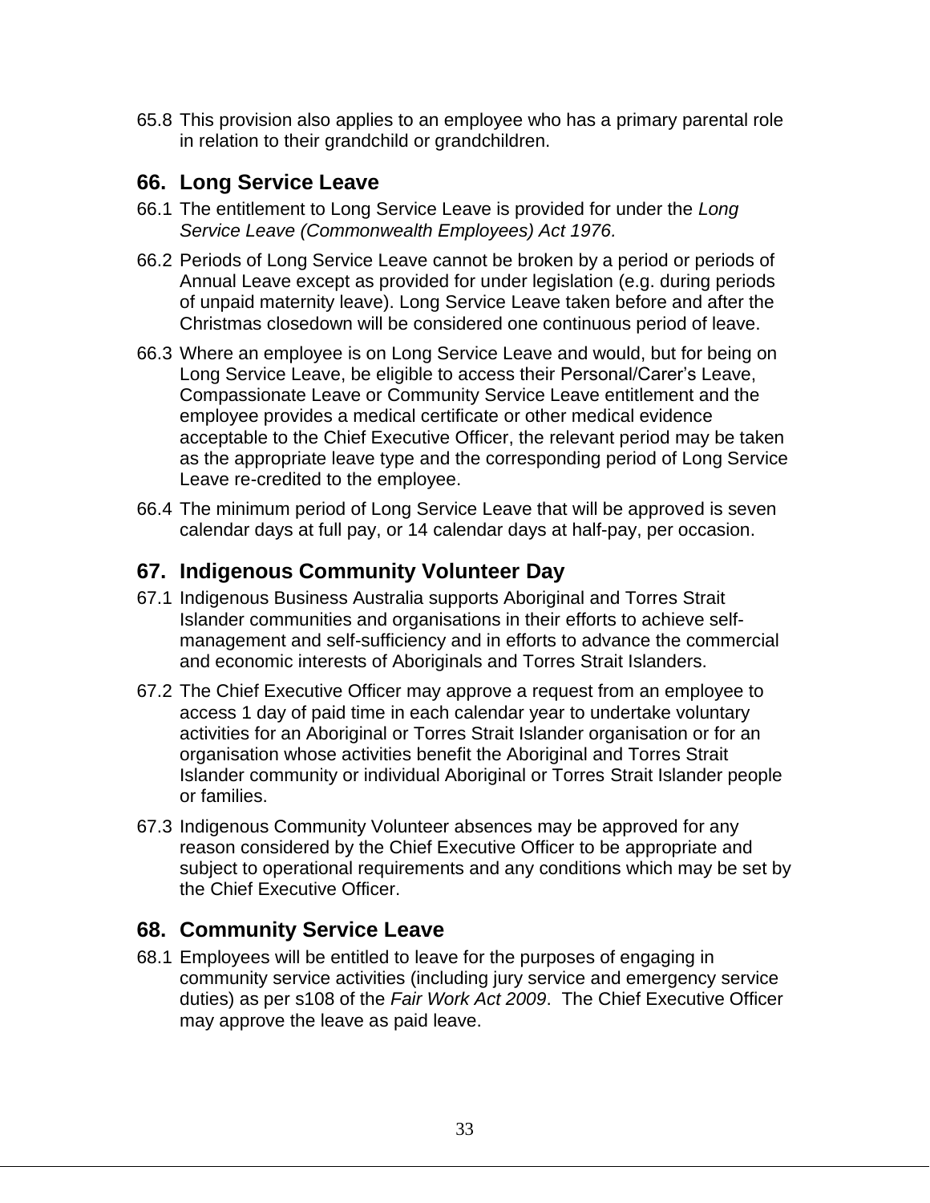65.8 This provision also applies to an employee who has a primary parental role in relation to their grandchild or grandchildren.

## 66. Long Service Leave

66.1 The entitlement to Long Service Leave is provided for under the *Long Service Leave (Commonwealth Employees) Act 1976.*

66.2 Periods of Long Service Leave cannot be broken by a period or periods of Annual Leave except as provided for under legislation (e.g. during periods of unpaid maternity leave). Long Service Leave taken before and after the Christmas closedown will be considered one continuous period of leave.

66.3 Where an employee is on Long Service Leave and would, but for being on Long Service Leave, be eligible to access their Personal/Carer's Leave, Compassionate Leave or Community Service Leave entitlement and the employee provides a medical certificate or other medical evidence acceptable to the Chief Executive Officer, the relevant period may be taken as the appropriate leave type and the corresponding period of Long Service Leave re-credited to the employee.

66.4 The minimum period of Long Service Leave that will be approved is seven calendar days at full pay, or 14 calendar days at half-pay, per occasion.

## 67. Indigenous Community Volunteer Day

67.1 Indigenous Business Australia supports Aboriginal and Torres Strait Islander communities and organisations in their efforts to achieve self-management and self-sufficiency and in efforts to advance the commercial and economic interests of Aboriginals and Torres Strait Islanders.

67.2 The Chief Executive Officer may approve a request from an employee to access 1 day of paid time in each calendar year to undertake voluntary activities for an Aboriginal or Torres Strait Islander organisation or for an organisation whose activities benefit the Aboriginal and Torres Strait Islander community or individual Aboriginal or Torres Strait Islander people or families.

67.3 Indigenous Community Volunteer absences may be approved for any reason considered by the Chief Executive Officer to be appropriate and subject to operational requirements and any conditions which may be set by the Chief Executive Officer.

## 68. Community Service Leave

68.1 Employees will be entitled to leave for the purposes of engaging in community service activities (including jury service and emergency service duties) as per s108 of the *Fair Work Act 2009*. The Chief Executive Officer may approve the leave as paid leave.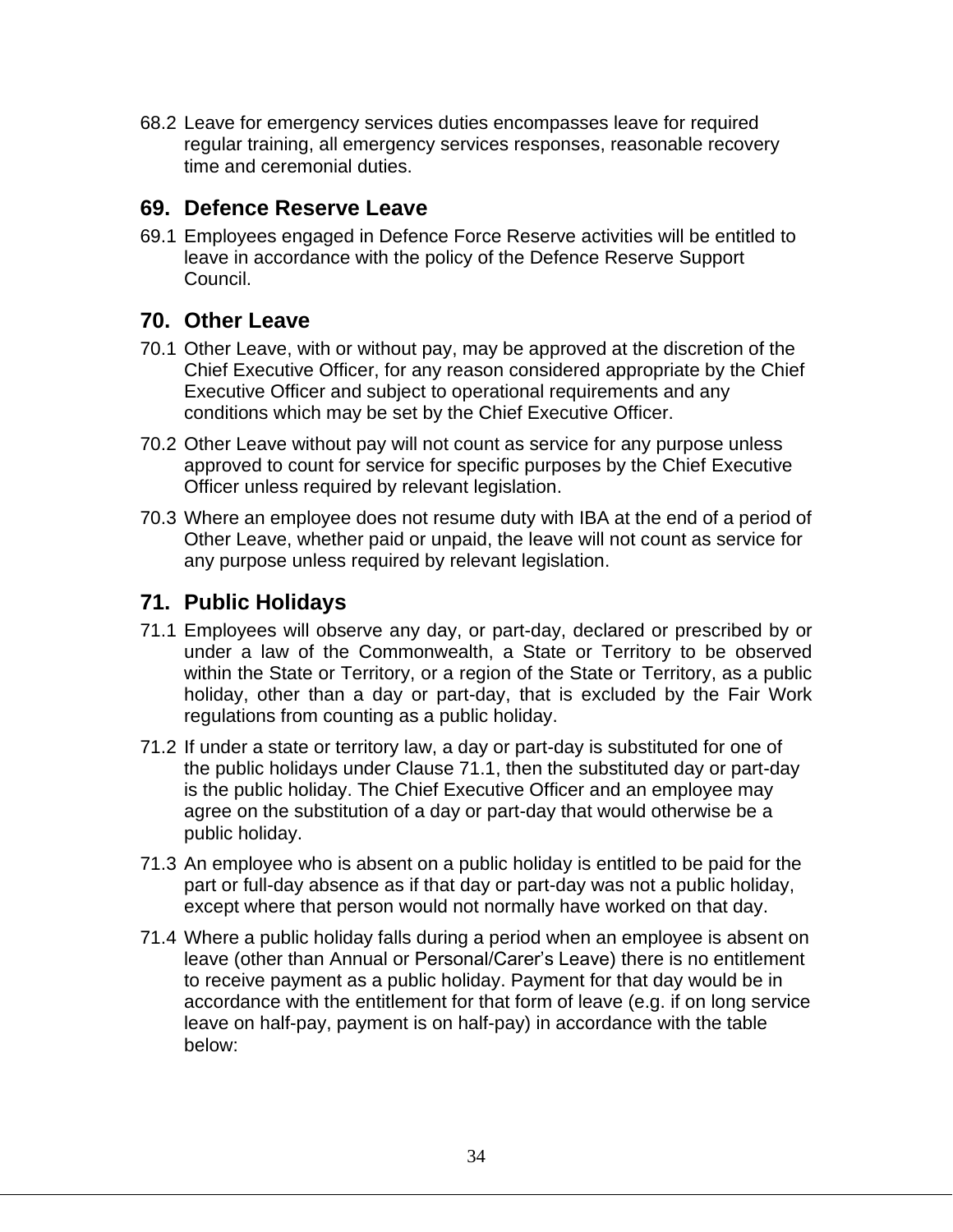68.2 Leave for emergency services duties encompasses leave for required regular training, all emergency services responses, reasonable recovery time and ceremonial duties.

## 69. Defence Reserve Leave

69.1 Employees engaged in Defence Force Reserve activities will be entitled to leave in accordance with the policy of the Defence Reserve Support Council.

## 70. Other Leave

70.1 Other Leave, with or without pay, may be approved at the discretion of the Chief Executive Officer, for any reason considered appropriate by the Chief Executive Officer and subject to operational requirements and any conditions which may be set by the Chief Executive Officer.

70.2 Other Leave without pay will not count as service for any purpose unless approved to count for service for specific purposes by the Chief Executive Officer unless required by relevant legislation.

70.3 Where an employee does not resume duty with IBA at the end of a period of Other Leave, whether paid or unpaid, the leave will not count as service for any purpose unless required by relevant legislation.

## 71. Public Holidays

71.1 Employees will observe any day, or part-day, declared or prescribed by or under a law of the Commonwealth, a State or Territory to be observed within the State or Territory, or a region of the State or Territory, as a public holiday, other than a day or part-day, that is excluded by the Fair Work regulations from counting as a public holiday.

71.2 If under a state or territory law, a day or part-day is substituted for one of the public holidays under Clause 71.1, then the substituted day or part-day is the public holiday. The Chief Executive Officer and an employee may agree on the substitution of a day or part-day that would otherwise be a public holiday.

71.3 An employee who is absent on a public holiday is entitled to be paid for the part or full-day absence as if that day or part-day was not a public holiday, except where that person would not normally have worked on that day.

71.4 Where a public holiday falls during a period when an employee is absent on leave (other than Annual or Personal/Carer's Leave) there is no entitlement to receive payment as a public holiday. Payment for that day would be in accordance with the entitlement for that form of leave (e.g. if on long service leave on half-pay, payment is on half-pay) in accordance with the table below: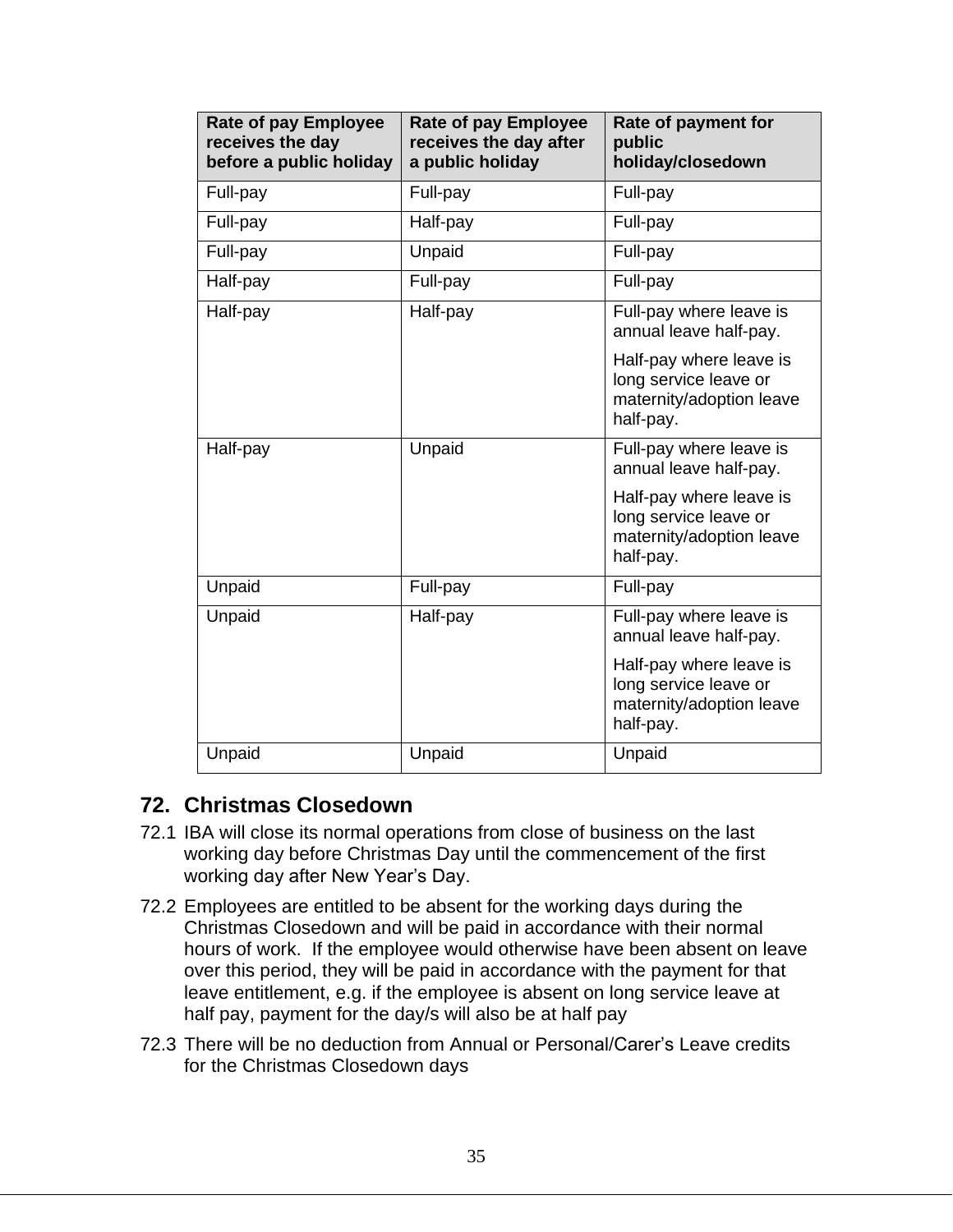| Rate of pay Employee receives the day before a public holiday | Rate of pay Employee receives the day after a public holiday | Rate of payment for public holiday/closedown |
|---|---|---|
| Full-pay | Full-pay | Full-pay |
| Full-pay | Half-pay | Full-pay |
| Full-pay | Unpaid | Full-pay |
| Half-pay | Full-pay | Full-pay |
| Half-pay | Half-pay | Full-pay where leave is annual leave half-pay.<br><br>Half-pay where leave is long service leave or maternity/adoption leave half-pay. |
| Half-pay | Unpaid | Full-pay where leave is annual leave half-pay.<br><br>Half-pay where leave is long service leave or maternity/adoption leave half-pay. |
| Unpaid | Full-pay | Full-pay |
| Unpaid | Half-pay | Full-pay where leave is annual leave half-pay.<br><br>Half-pay where leave is long service leave or maternity/adoption leave half-pay. |
| Unpaid | Unpaid | Unpaid |

## 72. Christmas Closedown

72.1 IBA will close its normal operations from close of business on the last working day before Christmas Day until the commencement of the first working day after New Year's Day.

72.2 Employees are entitled to be absent for the working days during the Christmas Closedown and will be paid in accordance with their normal hours of work. If the employee would otherwise have been absent on leave over this period, they will be paid in accordance with the payment for that leave entitlement, e.g. if the employee is absent on long service leave at half pay, payment for the day/s will also be at half pay

72.3 There will be no deduction from Annual or Personal/Carer's Leave credits for the Christmas Closedown days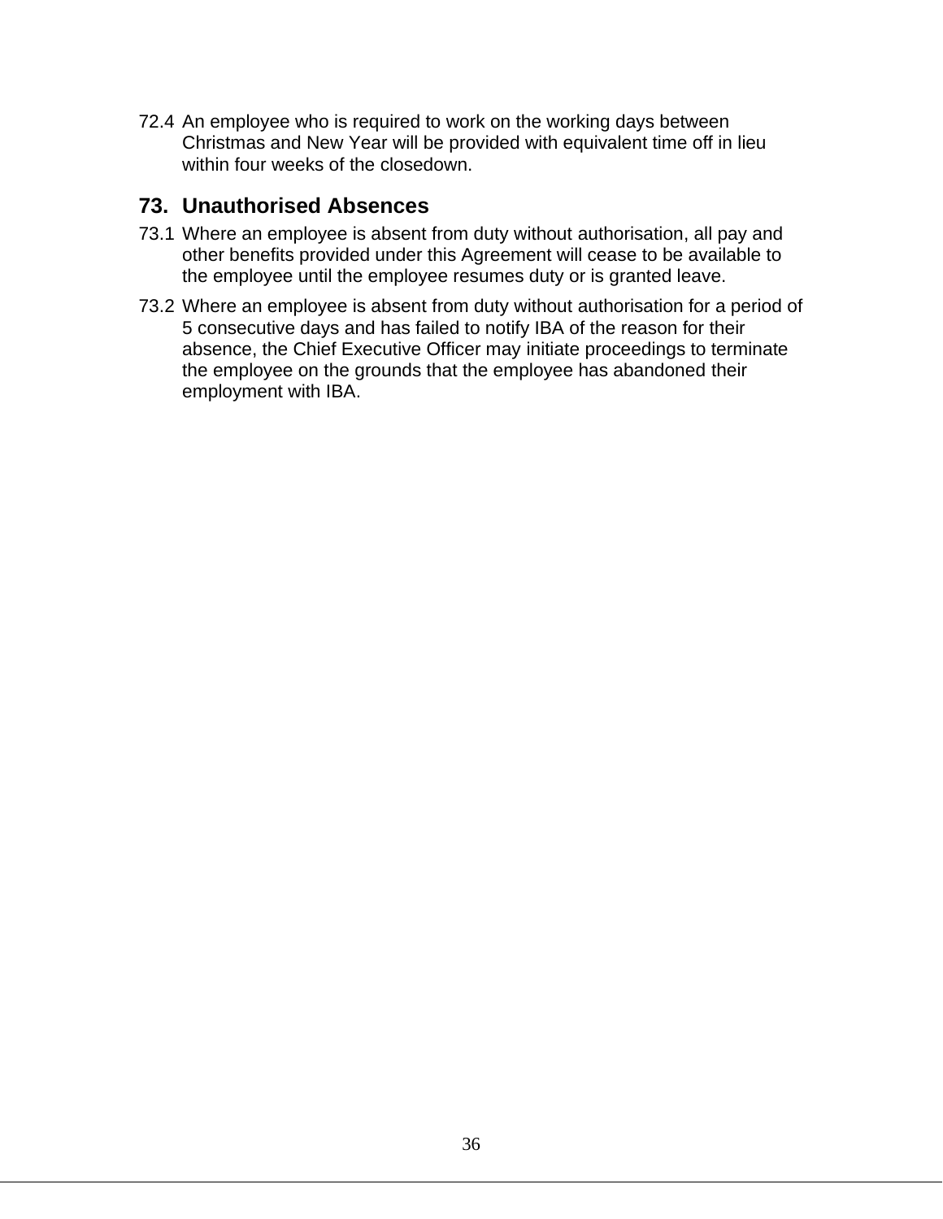72.4 An employee who is required to work on the working days between Christmas and New Year will be provided with equivalent time off in lieu within four weeks of the closedown.

## 73. Unauthorised Absences

73.1 Where an employee is absent from duty without authorisation, all pay and other benefits provided under this Agreement will cease to be available to the employee until the employee resumes duty or is granted leave.

73.2 Where an employee is absent from duty without authorisation for a period of 5 consecutive days and has failed to notify IBA of the reason for their absence, the Chief Executive Officer may initiate proceedings to terminate the employee on the grounds that the employee has abandoned their employment with IBA.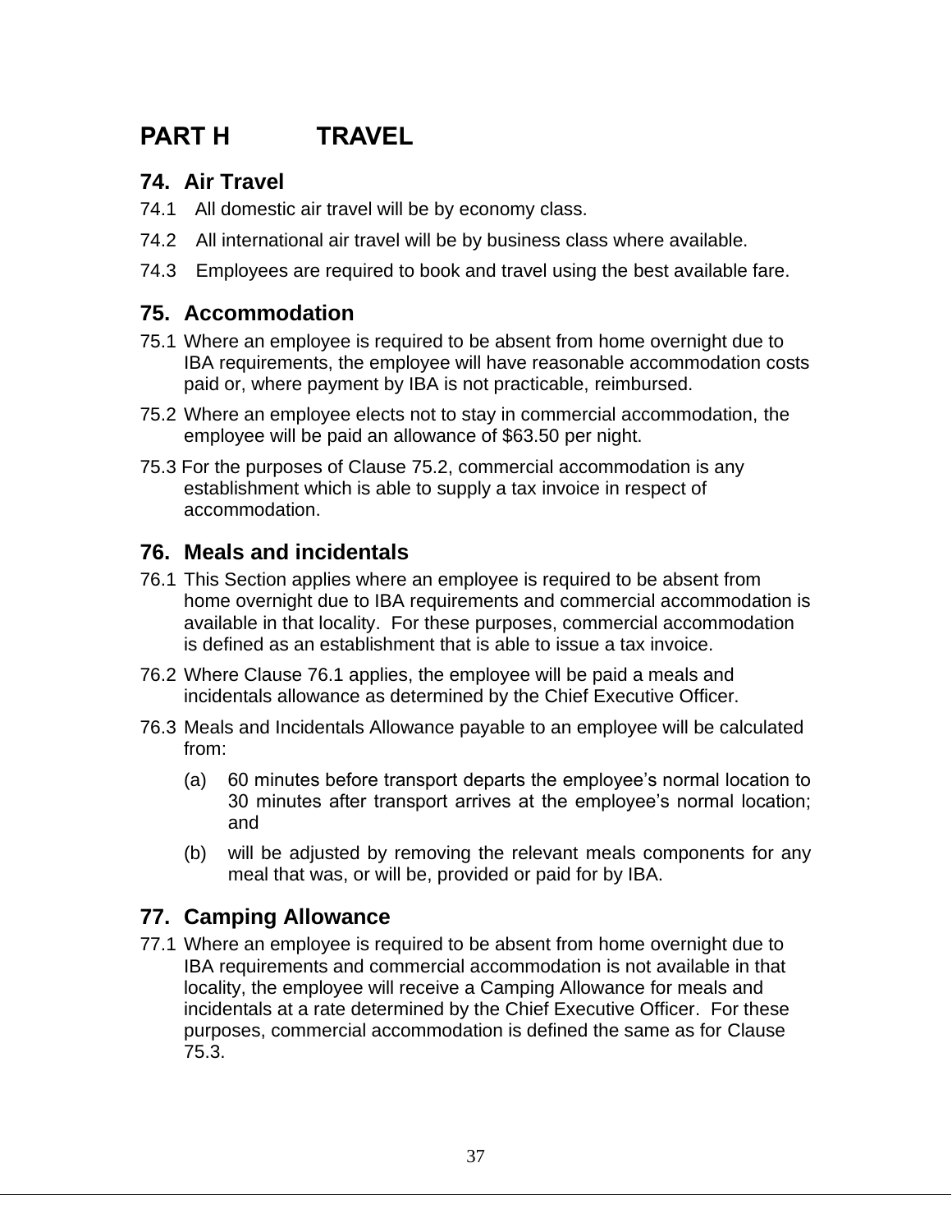# PART H TRAVEL

## 74. Air Travel

74.1 All domestic air travel will be by economy class.

74.2 All international air travel will be by business class where available.

74.3 Employees are required to book and travel using the best available fare.

## 75. Accommodation

75.1 Where an employee is required to be absent from home overnight due to IBA requirements, the employee will have reasonable accommodation costs paid or, where payment by IBA is not practicable, reimbursed.

75.2 Where an employee elects not to stay in commercial accommodation, the employee will be paid an allowance of $63.50 per night.

75.3 For the purposes of Clause 75.2, commercial accommodation is any establishment which is able to supply a tax invoice in respect of accommodation.

## 76. Meals and incidentals

76.1 This Section applies where an employee is required to be absent from home overnight due to IBA requirements and commercial accommodation is available in that locality. For these purposes, commercial accommodation is defined as an establishment that is able to issue a tax invoice.

76.2 Where Clause 76.1 applies, the employee will be paid a meals and incidentals allowance as determined by the Chief Executive Officer.

76.3 Meals and Incidentals Allowance payable to an employee will be calculated from:

(a) 60 minutes before transport departs the employee's normal location to 30 minutes after transport arrives at the employee's normal location; and

(b) will be adjusted by removing the relevant meals components for any meal that was, or will be, provided or paid for by IBA.

## 77. Camping Allowance

77.1 Where an employee is required to be absent from home overnight due to IBA requirements and commercial accommodation is not available in that locality, the employee will receive a Camping Allowance for meals and incidentals at a rate determined by the Chief Executive Officer. For these purposes, commercial accommodation is defined the same as for Clause 75.3.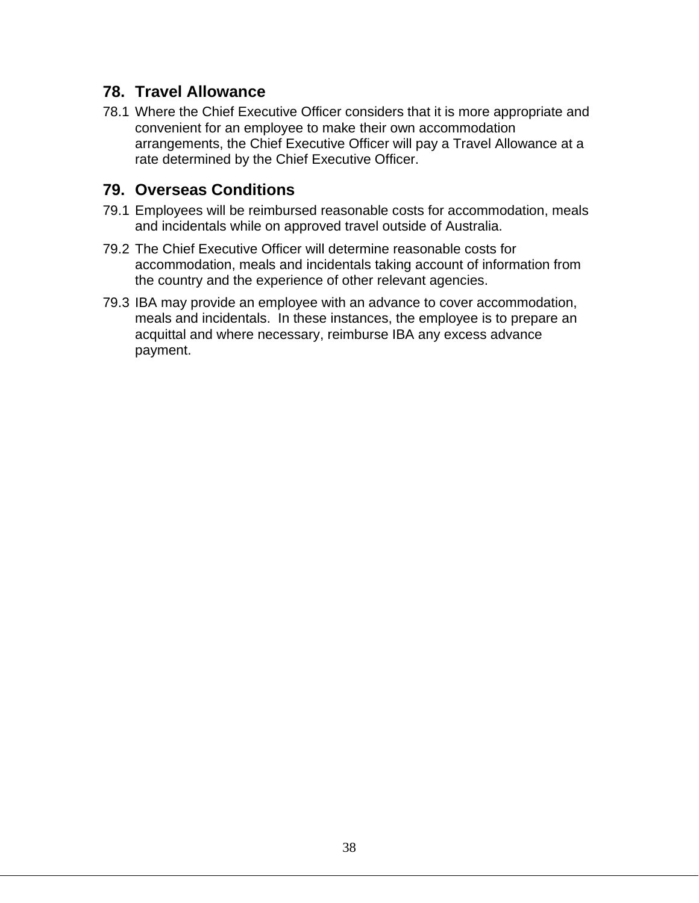## 78. Travel Allowance

78.1 Where the Chief Executive Officer considers that it is more appropriate and convenient for an employee to make their own accommodation arrangements, the Chief Executive Officer will pay a Travel Allowance at a rate determined by the Chief Executive Officer.

## 79. Overseas Conditions

79.1 Employees will be reimbursed reasonable costs for accommodation, meals and incidentals while on approved travel outside of Australia.

79.2 The Chief Executive Officer will determine reasonable costs for accommodation, meals and incidentals taking account of information from the country and the experience of other relevant agencies.

79.3 IBA may provide an employee with an advance to cover accommodation, meals and incidentals. In these instances, the employee is to prepare an acquittal and where necessary, reimburse IBA any excess advance payment.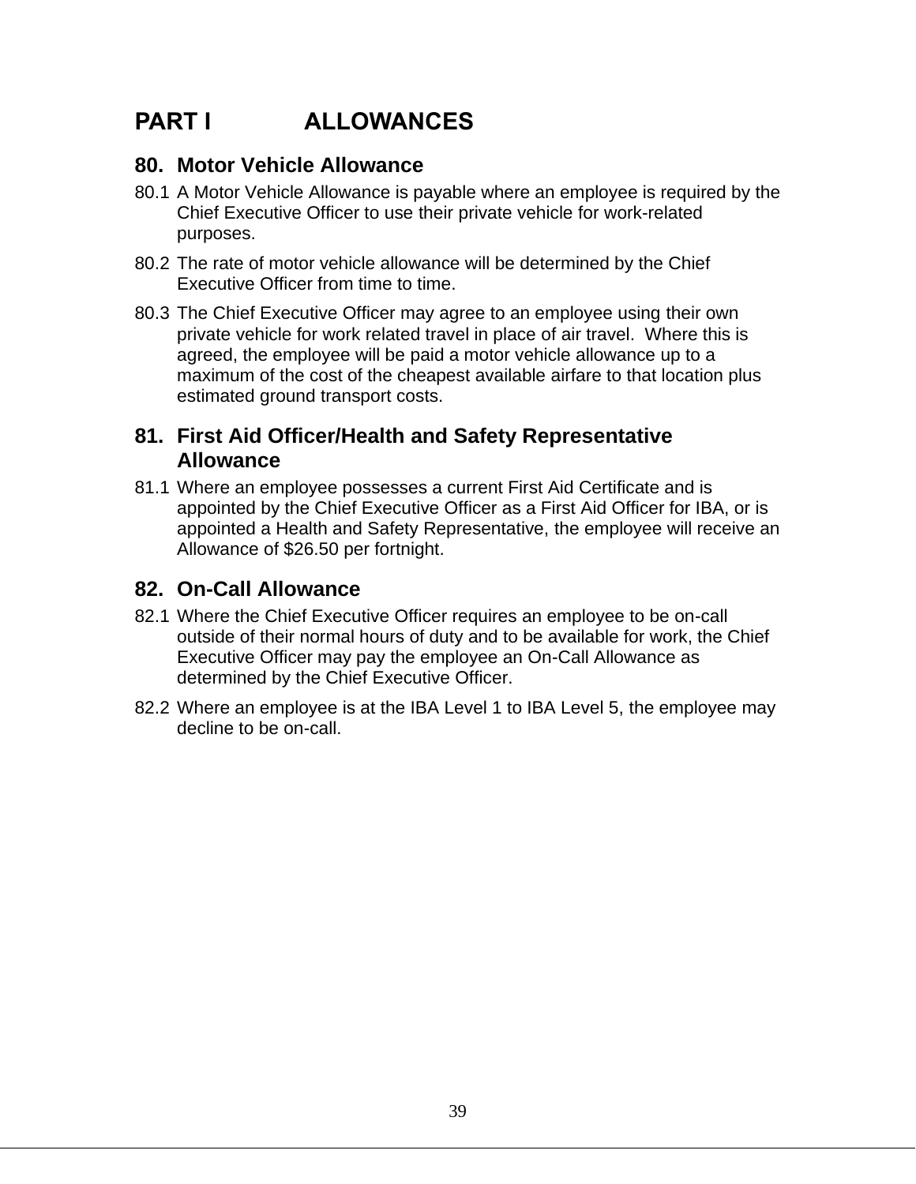# PART I ALLOWANCES

## 80. Motor Vehicle Allowance

80.1 A Motor Vehicle Allowance is payable where an employee is required by the Chief Executive Officer to use their private vehicle for work-related purposes.

80.2 The rate of motor vehicle allowance will be determined by the Chief Executive Officer from time to time.

80.3 The Chief Executive Officer may agree to an employee using their own private vehicle for work related travel in place of air travel. Where this is agreed, the employee will be paid a motor vehicle allowance up to a maximum of the cost of the cheapest available airfare to that location plus estimated ground transport costs.

## 81. First Aid Officer/Health and Safety Representative Allowance

81.1 Where an employee possesses a current First Aid Certificate and is appointed by the Chief Executive Officer as a First Aid Officer for IBA, or is appointed a Health and Safety Representative, the employee will receive an Allowance of $26.50 per fortnight.

## 82. On-Call Allowance

82.1 Where the Chief Executive Officer requires an employee to be on-call outside of their normal hours of duty and to be available for work, the Chief Executive Officer may pay the employee an On-Call Allowance as determined by the Chief Executive Officer.

82.2 Where an employee is at the IBA Level 1 to IBA Level 5, the employee may decline to be on-call.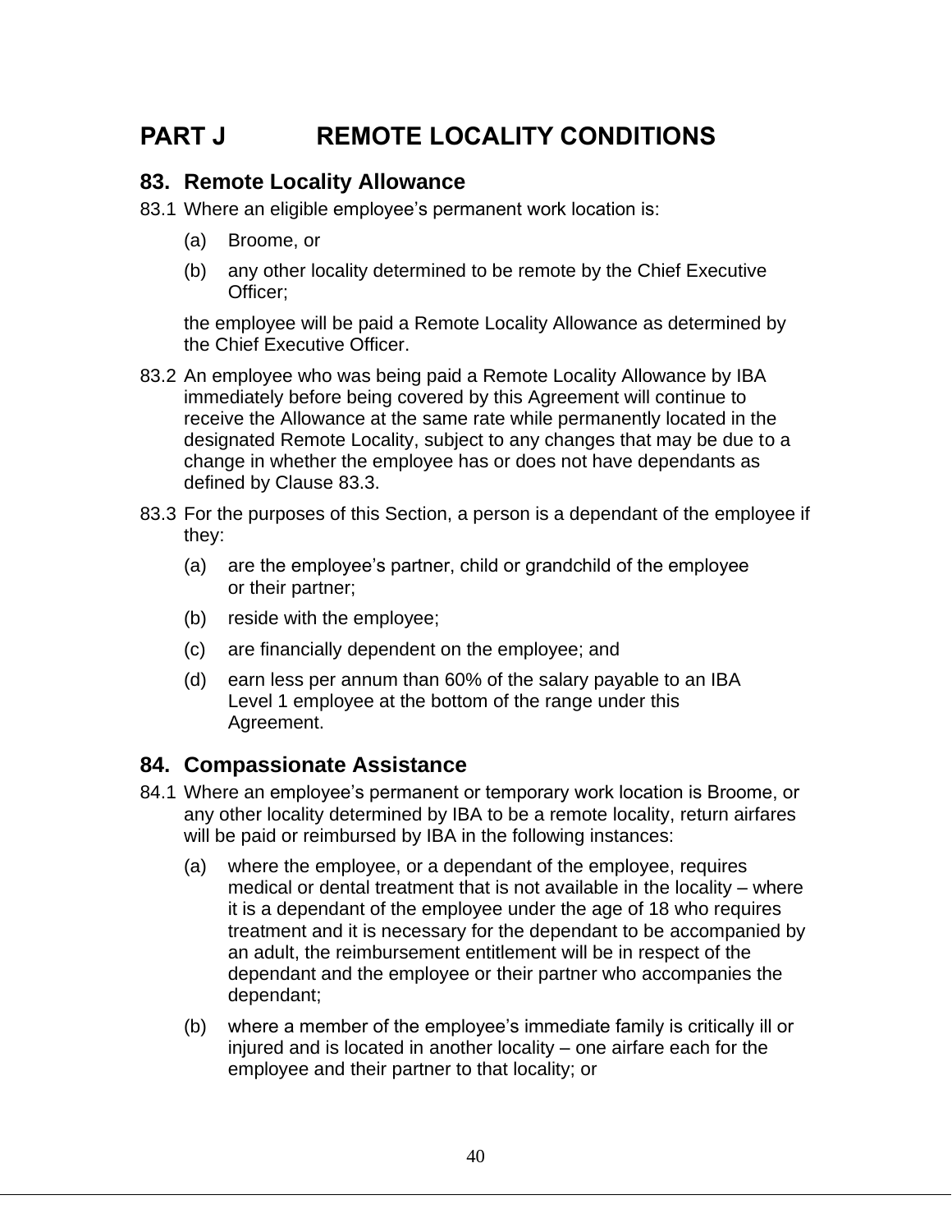# PART J REMOTE LOCALITY CONDITIONS

## 83. Remote Locality Allowance

83.1 Where an eligible employee's permanent work location is:

(a) Broome, or

(b) any other locality determined to be remote by the Chief Executive Officer;

the employee will be paid a Remote Locality Allowance as determined by the Chief Executive Officer.

83.2 An employee who was being paid a Remote Locality Allowance by IBA immediately before being covered by this Agreement will continue to receive the Allowance at the same rate while permanently located in the designated Remote Locality, subject to any changes that may be due to a change in whether the employee has or does not have dependants as defined by Clause 83.3.

83.3 For the purposes of this Section, a person is a dependant of the employee if they:

(a) are the employee's partner, child or grandchild of the employee or their partner;

(b) reside with the employee;

(c) are financially dependent on the employee; and

(d) earn less per annum than 60% of the salary payable to an IBA Level 1 employee at the bottom of the range under this Agreement.

## 84. Compassionate Assistance

84.1 Where an employee's permanent or temporary work location is Broome, or any other locality determined by IBA to be a remote locality, return airfares will be paid or reimbursed by IBA in the following instances:

(a) where the employee, or a dependant of the employee, requires medical or dental treatment that is not available in the locality – where it is a dependant of the employee under the age of 18 who requires treatment and it is necessary for the dependant to be accompanied by an adult, the reimbursement entitlement will be in respect of the dependant and the employee or their partner who accompanies the dependant;

(b) where a member of the employee's immediate family is critically ill or injured and is located in another locality – one airfare each for the employee and their partner to that locality; or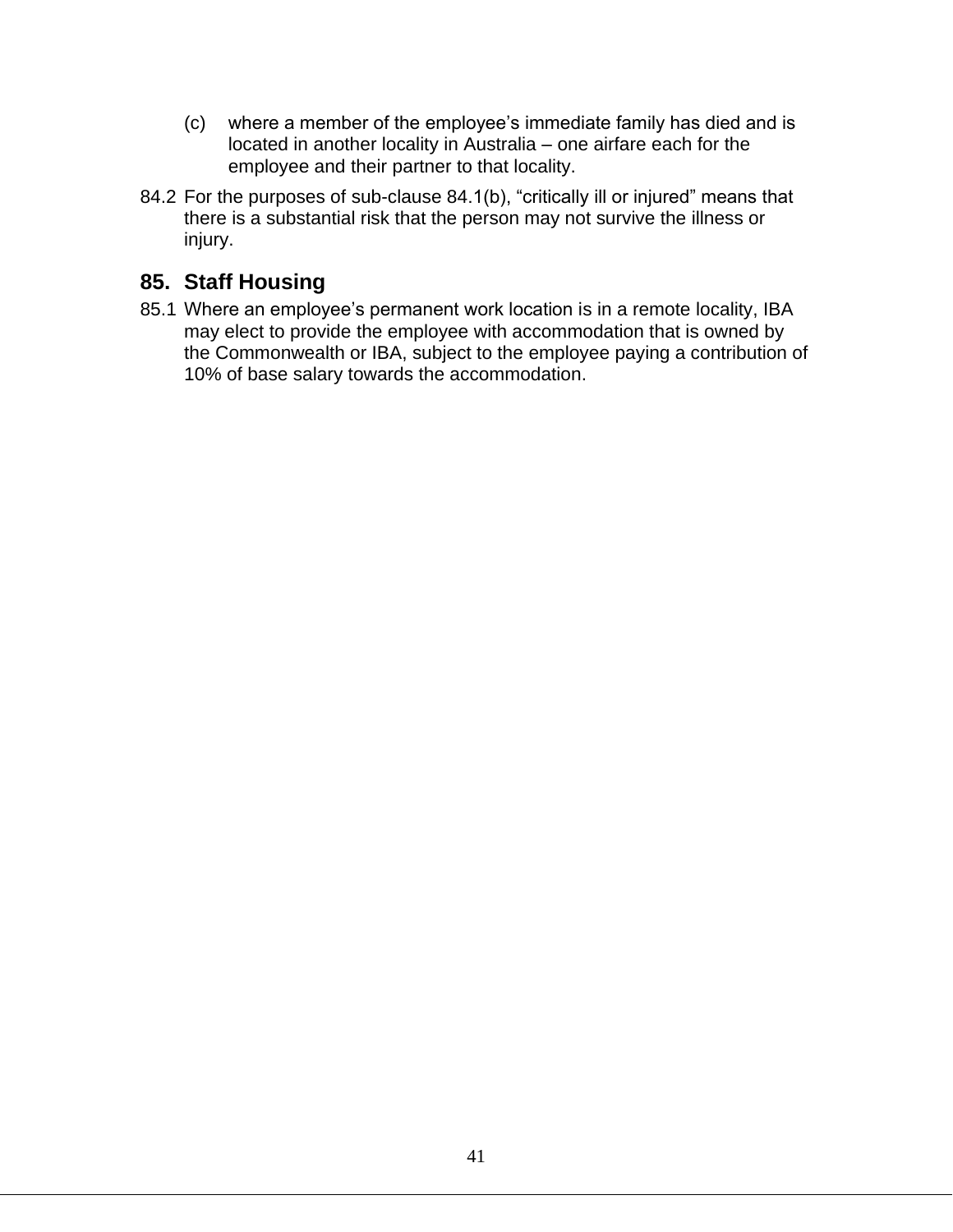(c) where a member of the employee's immediate family has died and is located in another locality in Australia – one airfare each for the employee and their partner to that locality.

84.2 For the purposes of sub-clause 84.1(b), "critically ill or injured" means that there is a substantial risk that the person may not survive the illness or injury.

## 85. Staff Housing

85.1 Where an employee's permanent work location is in a remote locality, IBA may elect to provide the employee with accommodation that is owned by the Commonwealth or IBA, subject to the employee paying a contribution of 10% of base salary towards the accommodation.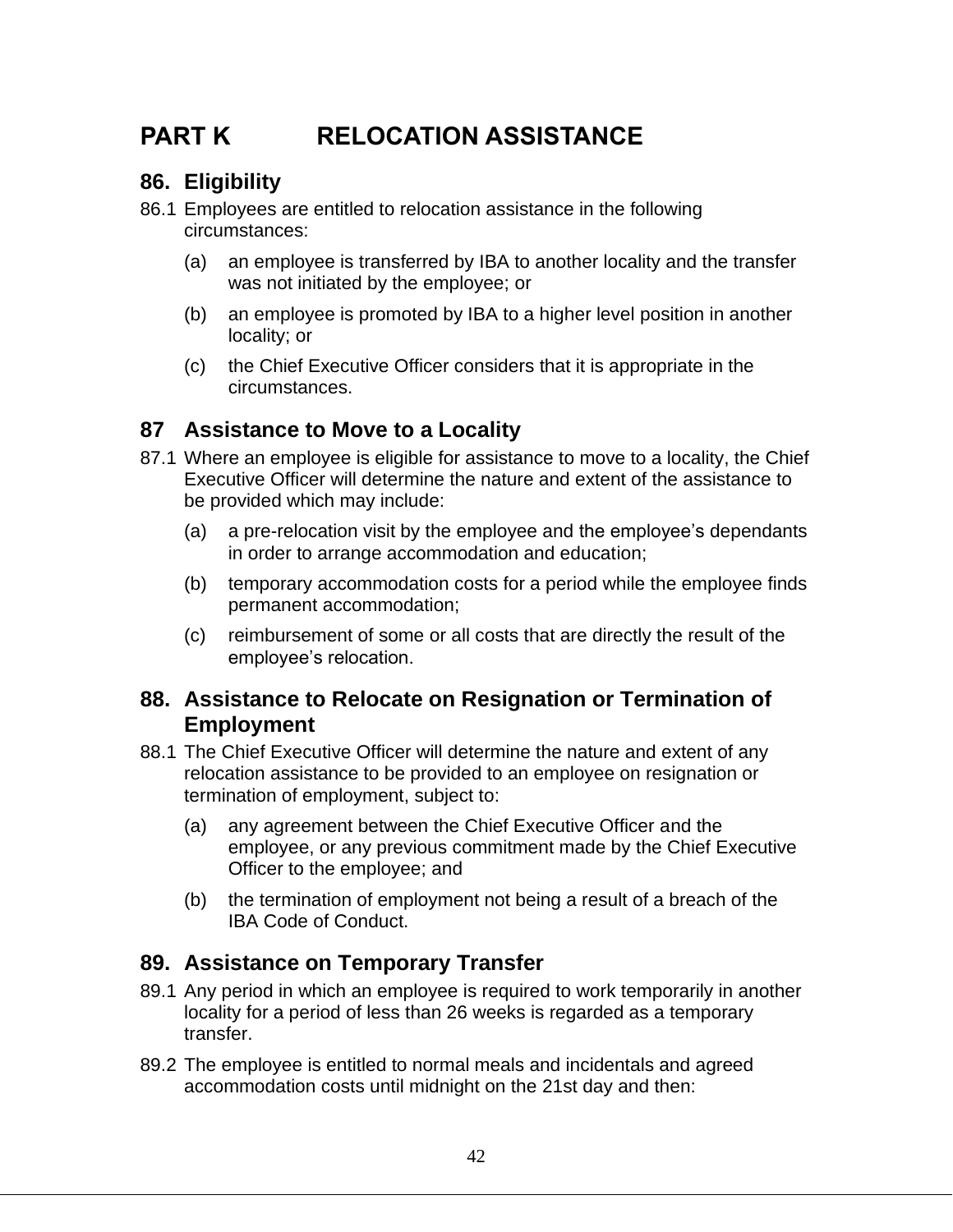# PART K RELOCATION ASSISTANCE

## 86. Eligibility

86.1 Employees are entitled to relocation assistance in the following circumstances:

(a) an employee is transferred by IBA to another locality and the transfer was not initiated by the employee; or

(b) an employee is promoted by IBA to a higher level position in another locality; or

(c) the Chief Executive Officer considers that it is appropriate in the circumstances.

## 87 Assistance to Move to a Locality

87.1 Where an employee is eligible for assistance to move to a locality, the Chief Executive Officer will determine the nature and extent of the assistance to be provided which may include:

(a) a pre-relocation visit by the employee and the employee's dependants in order to arrange accommodation and education;

(b) temporary accommodation costs for a period while the employee finds permanent accommodation;

(c) reimbursement of some or all costs that are directly the result of the employee's relocation.

## 88. Assistance to Relocate on Resignation or Termination of Employment

88.1 The Chief Executive Officer will determine the nature and extent of any relocation assistance to be provided to an employee on resignation or termination of employment, subject to:

(a) any agreement between the Chief Executive Officer and the employee, or any previous commitment made by the Chief Executive Officer to the employee; and

(b) the termination of employment not being a result of a breach of the IBA Code of Conduct.

## 89. Assistance on Temporary Transfer

89.1 Any period in which an employee is required to work temporarily in another locality for a period of less than 26 weeks is regarded as a temporary transfer.

89.2 The employee is entitled to normal meals and incidentals and agreed accommodation costs until midnight on the 21st day and then: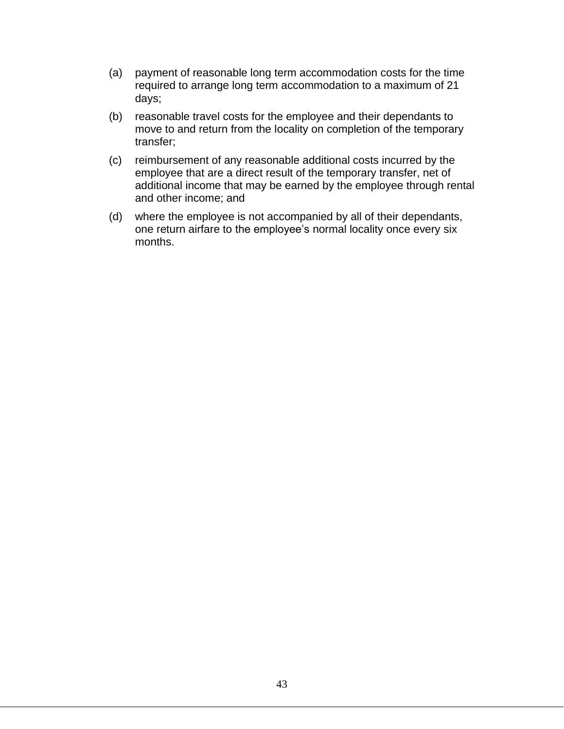(a) payment of reasonable long term accommodation costs for the time required to arrange long term accommodation to a maximum of 21 days;

(b) reasonable travel costs for the employee and their dependants to move to and return from the locality on completion of the temporary transfer;

(c) reimbursement of any reasonable additional costs incurred by the employee that are a direct result of the temporary transfer, net of additional income that may be earned by the employee through rental and other income; and

(d) where the employee is not accompanied by all of their dependants, one return airfare to the employee’s normal locality once every six months.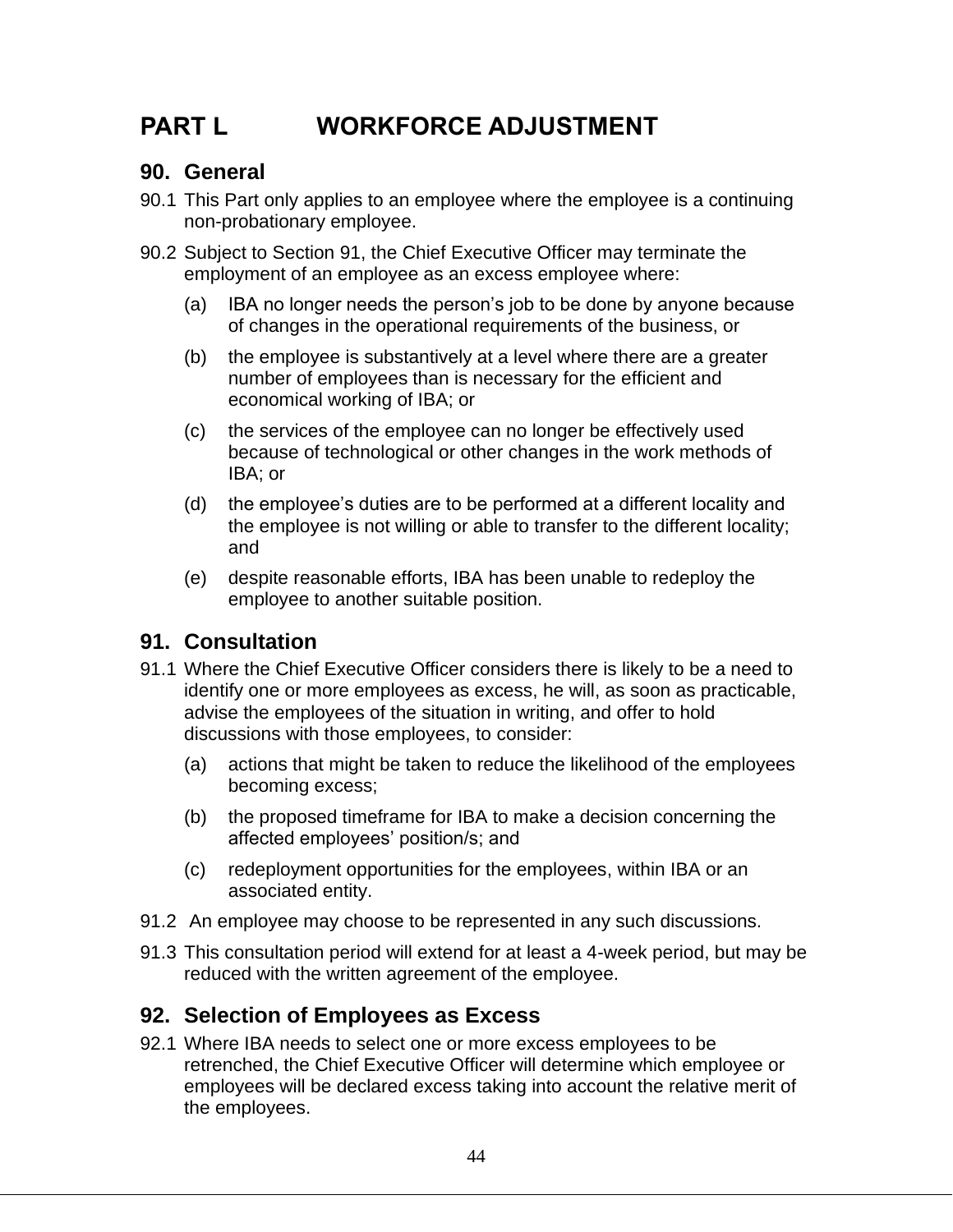# PART L WORKFORCE ADJUSTMENT

## 90. General

90.1 This Part only applies to an employee where the employee is a continuing non-probationary employee.

90.2 Subject to Section 91, the Chief Executive Officer may terminate the employment of an employee as an excess employee where:

(a) IBA no longer needs the person's job to be done by anyone because of changes in the operational requirements of the business, or

(b) the employee is substantively at a level where there are a greater number of employees than is necessary for the efficient and economical working of IBA; or

(c) the services of the employee can no longer be effectively used because of technological or other changes in the work methods of IBA; or

(d) the employee's duties are to be performed at a different locality and the employee is not willing or able to transfer to the different locality; and

(e) despite reasonable efforts, IBA has been unable to redeploy the employee to another suitable position.

## 91. Consultation

91.1 Where the Chief Executive Officer considers there is likely to be a need to identify one or more employees as excess, he will, as soon as practicable, advise the employees of the situation in writing, and offer to hold discussions with those employees, to consider:

(a) actions that might be taken to reduce the likelihood of the employees becoming excess;

(b) the proposed timeframe for IBA to make a decision concerning the affected employees' position/s; and

(c) redeployment opportunities for the employees, within IBA or an associated entity.

91.2 An employee may choose to be represented in any such discussions.

91.3 This consultation period will extend for at least a 4-week period, but may be reduced with the written agreement of the employee.

## 92. Selection of Employees as Excess

92.1 Where IBA needs to select one or more excess employees to be retrenched, the Chief Executive Officer will determine which employee or employees will be declared excess taking into account the relative merit of the employees.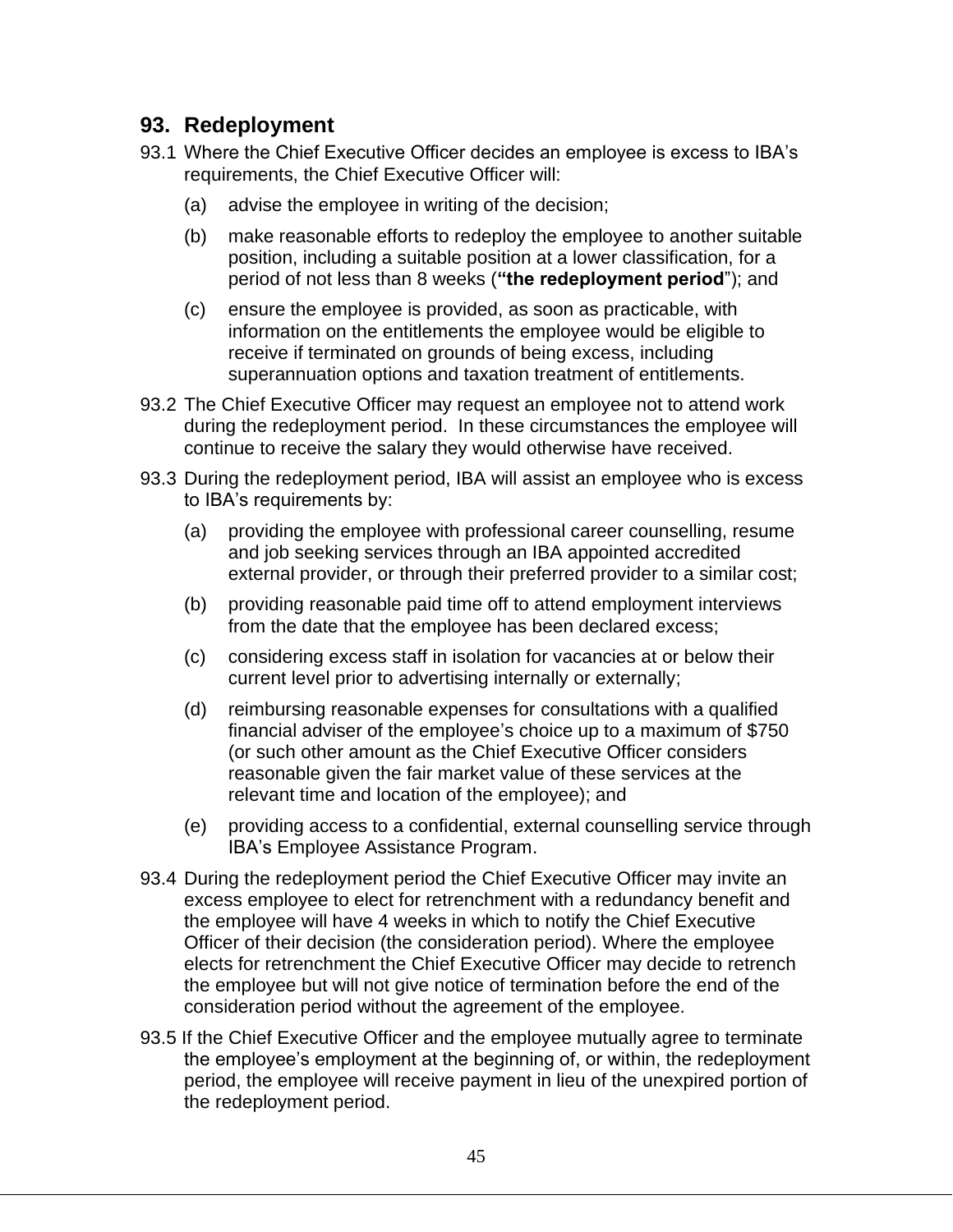## 93. Redeployment

93.1 Where the Chief Executive Officer decides an employee is excess to IBA's requirements, the Chief Executive Officer will:

(a) advise the employee in writing of the decision;

(b) make reasonable efforts to redeploy the employee to another suitable position, including a suitable position at a lower classification, for a period of not less than 8 weeks (**"the redeployment period**"); and

(c) ensure the employee is provided, as soon as practicable, with information on the entitlements the employee would be eligible to receive if terminated on grounds of being excess, including superannuation options and taxation treatment of entitlements.

93.2 The Chief Executive Officer may request an employee not to attend work during the redeployment period. In these circumstances the employee will continue to receive the salary they would otherwise have received.

93.3 During the redeployment period, IBA will assist an employee who is excess to IBA's requirements by:

(a) providing the employee with professional career counselling, resume and job seeking services through an IBA appointed accredited external provider, or through their preferred provider to a similar cost;

(b) providing reasonable paid time off to attend employment interviews from the date that the employee has been declared excess;

(c) considering excess staff in isolation for vacancies at or below their current level prior to advertising internally or externally;

(d) reimbursing reasonable expenses for consultations with a qualified financial adviser of the employee's choice up to a maximum of $750 (or such other amount as the Chief Executive Officer considers reasonable given the fair market value of these services at the relevant time and location of the employee); and

(e) providing access to a confidential, external counselling service through IBA's Employee Assistance Program.

93.4 During the redeployment period the Chief Executive Officer may invite an excess employee to elect for retrenchment with a redundancy benefit and the employee will have 4 weeks in which to notify the Chief Executive Officer of their decision (the consideration period). Where the employee elects for retrenchment the Chief Executive Officer may decide to retrench the employee but will not give notice of termination before the end of the consideration period without the agreement of the employee.

93.5 If the Chief Executive Officer and the employee mutually agree to terminate the employee's employment at the beginning of, or within, the redeployment period, the employee will receive payment in lieu of the unexpired portion of the redeployment period.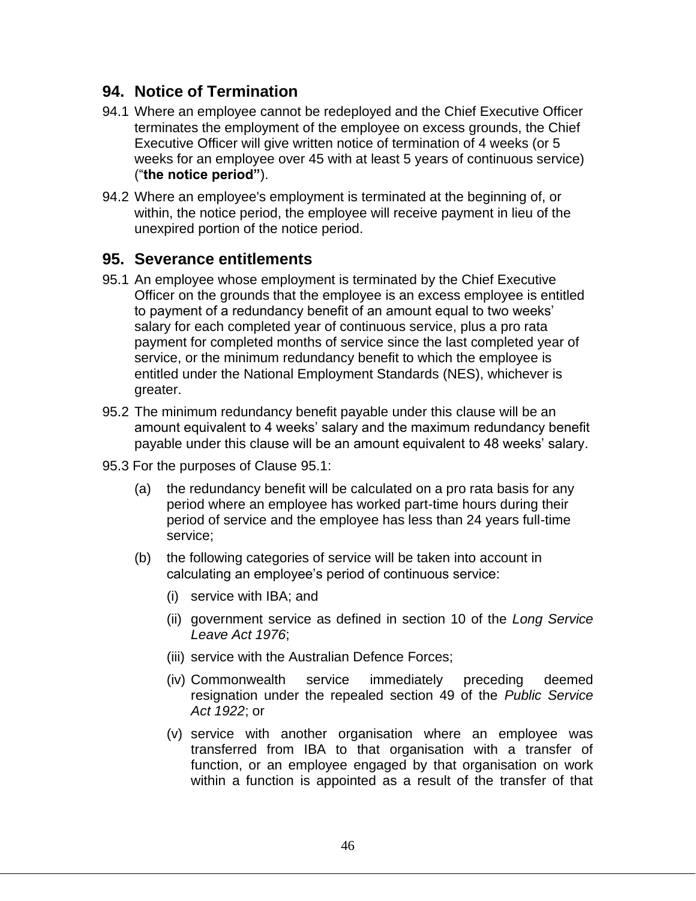## 94. Notice of Termination

94.1 Where an employee cannot be redeployed and the Chief Executive Officer terminates the employment of the employee on excess grounds, the Chief Executive Officer will give written notice of termination of 4 weeks (or 5 weeks for an employee over 45 with at least 5 years of continuous service) (“**the notice period”**).

94.2 Where an employee's employment is terminated at the beginning of, or within, the notice period, the employee will receive payment in lieu of the unexpired portion of the notice period.

## 95. Severance entitlements

95.1 An employee whose employment is terminated by the Chief Executive Officer on the grounds that the employee is an excess employee is entitled to payment of a redundancy benefit of an amount equal to two weeks’ salary for each completed year of continuous service, plus a pro rata payment for completed months of service since the last completed year of service, or the minimum redundancy benefit to which the employee is entitled under the National Employment Standards (NES), whichever is greater.

95.2 The minimum redundancy benefit payable under this clause will be an amount equivalent to 4 weeks’ salary and the maximum redundancy benefit payable under this clause will be an amount equivalent to 48 weeks’ salary.

95.3 For the purposes of Clause 95.1:

(a) the redundancy benefit will be calculated on a pro rata basis for any period where an employee has worked part-time hours during their period of service and the employee has less than 24 years full-time service;

(b) the following categories of service will be taken into account in calculating an employee’s period of continuous service:

(i) service with IBA; and

(ii) government service as defined in section 10 of the *Long Service Leave Act 1976*;

(iii) service with the Australian Defence Forces;

(iv) Commonwealth service immediately preceding deemed resignation under the repealed section 49 of the *Public Service Act 1922*; or

(v) service with another organisation where an employee was transferred from IBA to that organisation with a transfer of function, or an employee engaged by that organisation on work within a function is appointed as a result of the transfer of that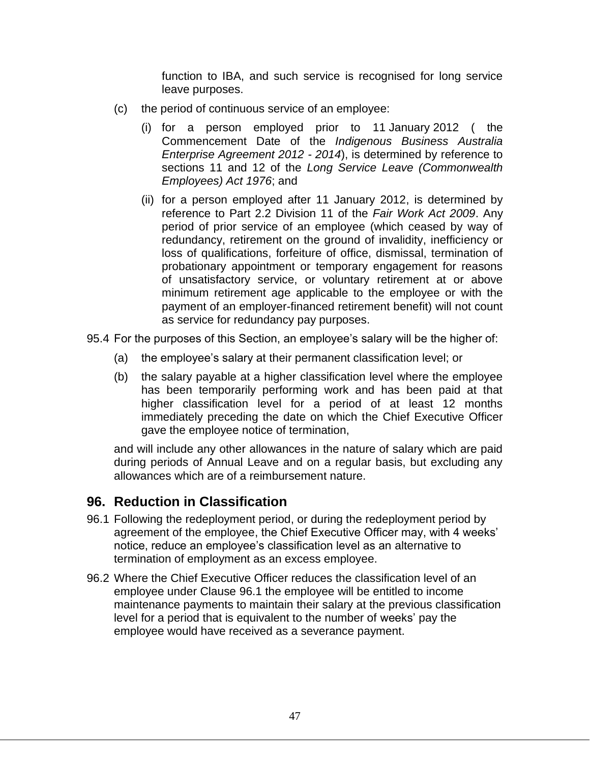function to IBA, and such service is recognised for long service leave purposes.

(c) the period of continuous service of an employee:

(i) for a person employed prior to 11 January 2012 ( the Commencement Date of the *Indigenous Business Australia Enterprise Agreement 2012 - 2014*), is determined by reference to sections 11 and 12 of the *Long Service Leave (Commonwealth Employees) Act 1976*; and

(ii) for a person employed after 11 January 2012, is determined by reference to Part 2.2 Division 11 of the *Fair Work Act 2009*. Any period of prior service of an employee (which ceased by way of redundancy, retirement on the ground of invalidity, inefficiency or loss of qualifications, forfeiture of office, dismissal, termination of probationary appointment or temporary engagement for reasons of unsatisfactory service, or voluntary retirement at or above minimum retirement age applicable to the employee or with the payment of an employer-financed retirement benefit) will not count as service for redundancy pay purposes.

95.4 For the purposes of this Section, an employee's salary will be the higher of:

(a) the employee's salary at their permanent classification level; or

(b) the salary payable at a higher classification level where the employee has been temporarily performing work and has been paid at that higher classification level for a period of at least 12 months immediately preceding the date on which the Chief Executive Officer gave the employee notice of termination,

and will include any other allowances in the nature of salary which are paid during periods of Annual Leave and on a regular basis, but excluding any allowances which are of a reimbursement nature.

## 96. Reduction in Classification

96.1 Following the redeployment period, or during the redeployment period by agreement of the employee, the Chief Executive Officer may, with 4 weeks' notice, reduce an employee's classification level as an alternative to termination of employment as an excess employee.

96.2 Where the Chief Executive Officer reduces the classification level of an employee under Clause 96.1 the employee will be entitled to income maintenance payments to maintain their salary at the previous classification level for a period that is equivalent to the number of weeks' pay the employee would have received as a severance payment.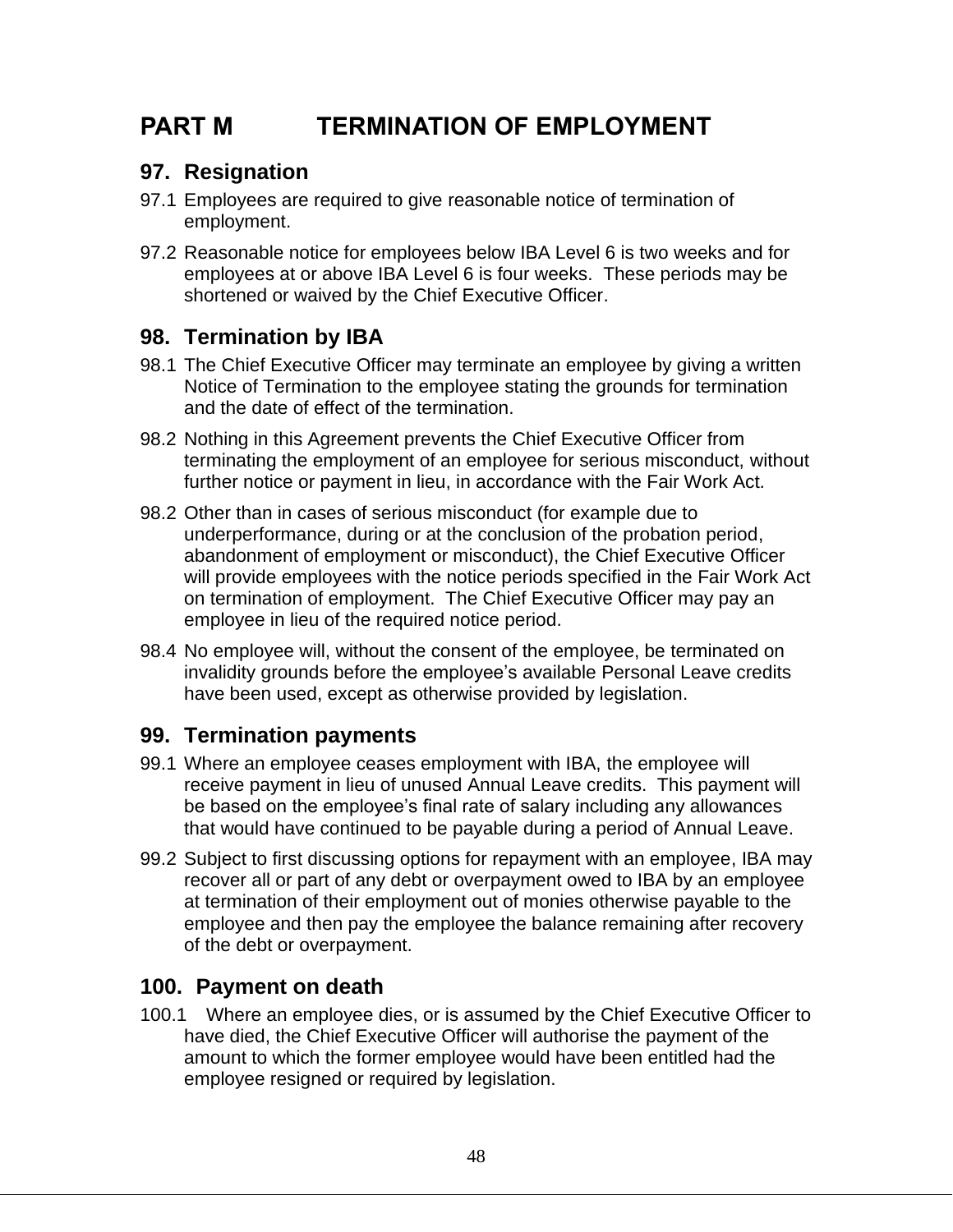# PART M TERMINATION OF EMPLOYMENT

## 97. Resignation

97.1 Employees are required to give reasonable notice of termination of employment.

97.2 Reasonable notice for employees below IBA Level 6 is two weeks and for employees at or above IBA Level 6 is four weeks. These periods may be shortened or waived by the Chief Executive Officer.

## 98. Termination by IBA

98.1 The Chief Executive Officer may terminate an employee by giving a written Notice of Termination to the employee stating the grounds for termination and the date of effect of the termination.

98.2 Nothing in this Agreement prevents the Chief Executive Officer from terminating the employment of an employee for serious misconduct, without further notice or payment in lieu, in accordance with the Fair Work Act.

98.2 Other than in cases of serious misconduct (for example due to underperformance, during or at the conclusion of the probation period, abandonment of employment or misconduct), the Chief Executive Officer will provide employees with the notice periods specified in the Fair Work Act on termination of employment. The Chief Executive Officer may pay an employee in lieu of the required notice period.

98.4 No employee will, without the consent of the employee, be terminated on invalidity grounds before the employee's available Personal Leave credits have been used, except as otherwise provided by legislation.

## 99. Termination payments

99.1 Where an employee ceases employment with IBA, the employee will receive payment in lieu of unused Annual Leave credits. This payment will be based on the employee's final rate of salary including any allowances that would have continued to be payable during a period of Annual Leave.

99.2 Subject to first discussing options for repayment with an employee, IBA may recover all or part of any debt or overpayment owed to IBA by an employee at termination of their employment out of monies otherwise payable to the employee and then pay the employee the balance remaining after recovery of the debt or overpayment.

## 100. Payment on death

100.1 Where an employee dies, or is assumed by the Chief Executive Officer to have died, the Chief Executive Officer will authorise the payment of the amount to which the former employee would have been entitled had the employee resigned or required by legislation.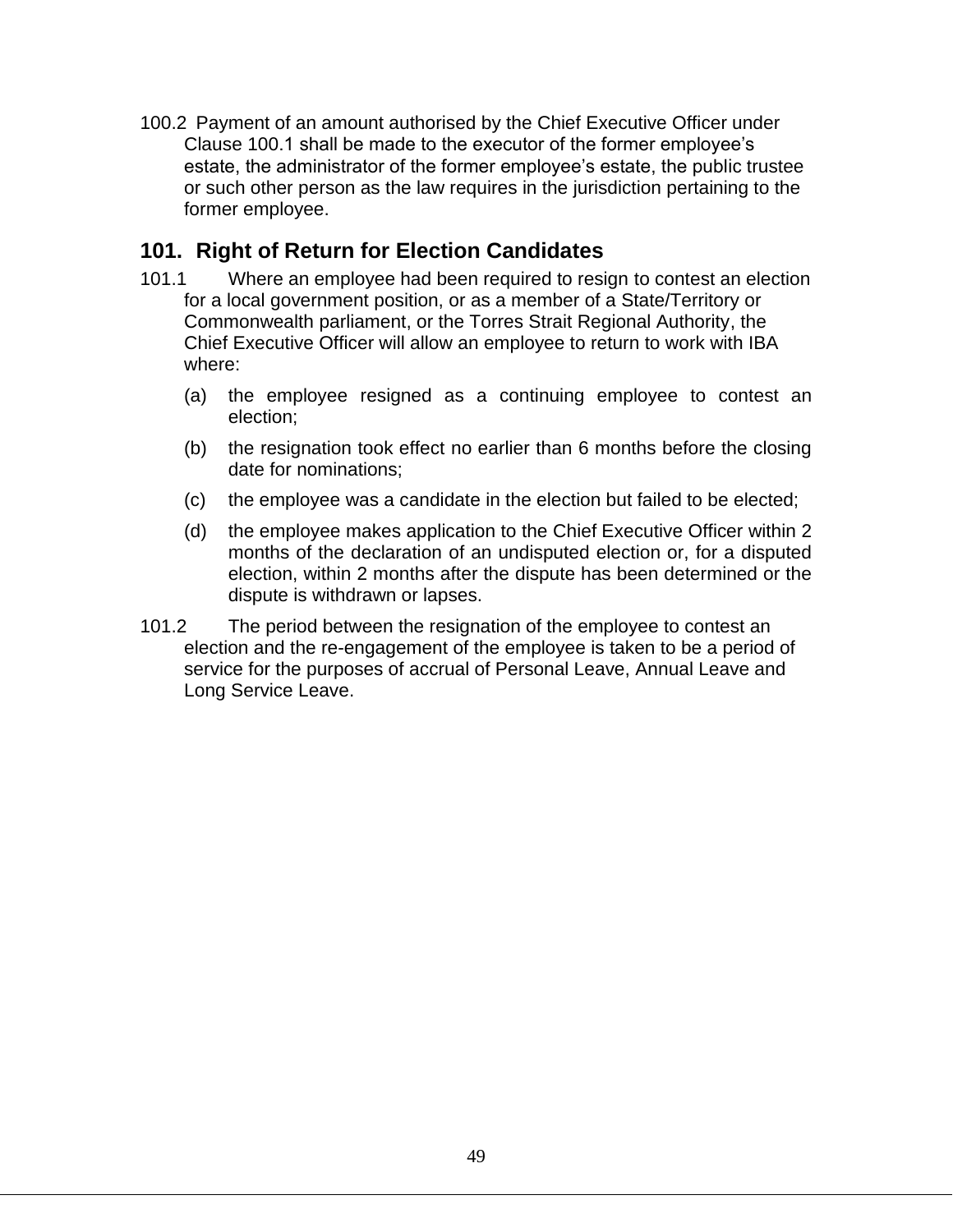100.2 Payment of an amount authorised by the Chief Executive Officer under Clause 100.1 shall be made to the executor of the former employee's estate, the administrator of the former employee's estate, the public trustee or such other person as the law requires in the jurisdiction pertaining to the former employee.

## 101. Right of Return for Election Candidates

101.1 Where an employee had been required to resign to contest an election for a local government position, or as a member of a State/Territory or Commonwealth parliament, or the Torres Strait Regional Authority, the Chief Executive Officer will allow an employee to return to work with IBA where:

(a) the employee resigned as a continuing employee to contest an election;

(b) the resignation took effect no earlier than 6 months before the closing date for nominations;

(c) the employee was a candidate in the election but failed to be elected;

(d) the employee makes application to the Chief Executive Officer within 2 months of the declaration of an undisputed election or, for a disputed election, within 2 months after the dispute has been determined or the dispute is withdrawn or lapses.

101.2 The period between the resignation of the employee to contest an election and the re-engagement of the employee is taken to be a period of service for the purposes of accrual of Personal Leave, Annual Leave and Long Service Leave.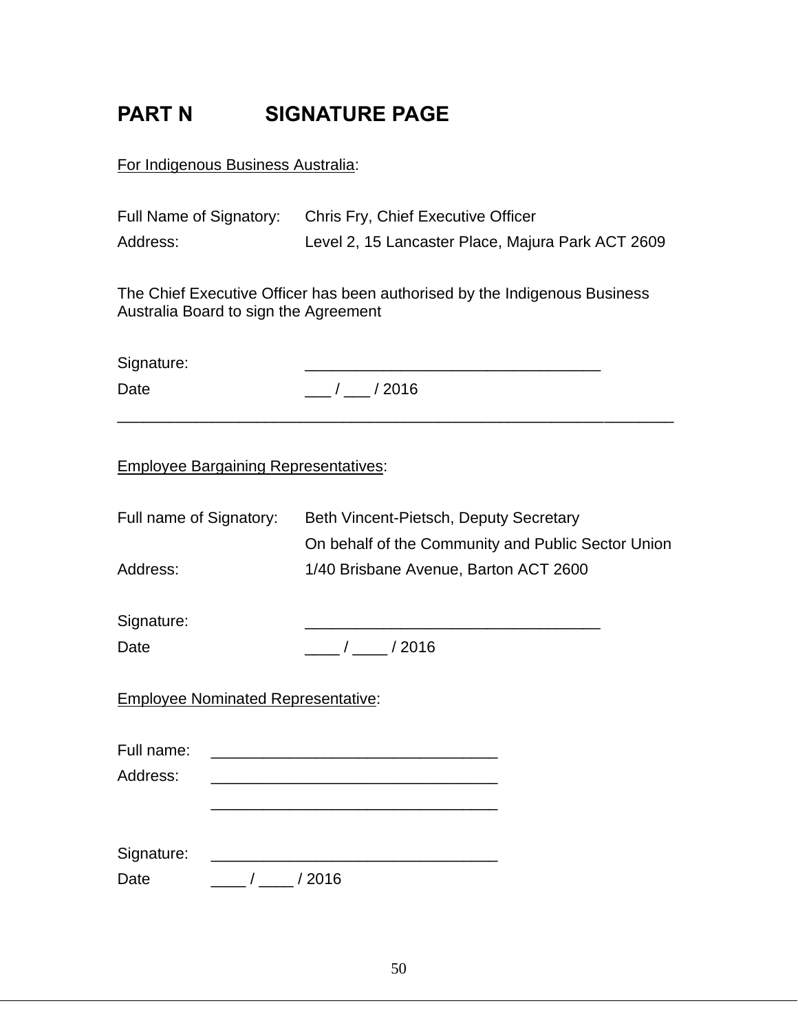# PART N SIGNATURE PAGE

For Indigenous Business Australia:

Full Name of Signatory: Chris Fry, Chief Executive Officer

Address: Level 2, 15 Lancaster Place, Majura Park ACT 2609

The Chief Executive Officer has been authorised by the Indigenous Business Australia Board to sign the Agreement

Signature: ___________________________________

Date ___ / ___ / 2016

---

Employee Bargaining Representatives:

Full name of Signatory: Beth Vincent-Pietsch, Deputy Secretary
On behalf of the Community and Public Sector Union

Address: 1/40 Brisbane Avenue, Barton ACT 2600

Signature: ___________________________________

Date ____ / ____ / 2016

Employee Nominated Representative:

Full name: _________________________________

Address: _________________________________

_________________________________

Signature: _________________________________

Date ____ / ____ / 2016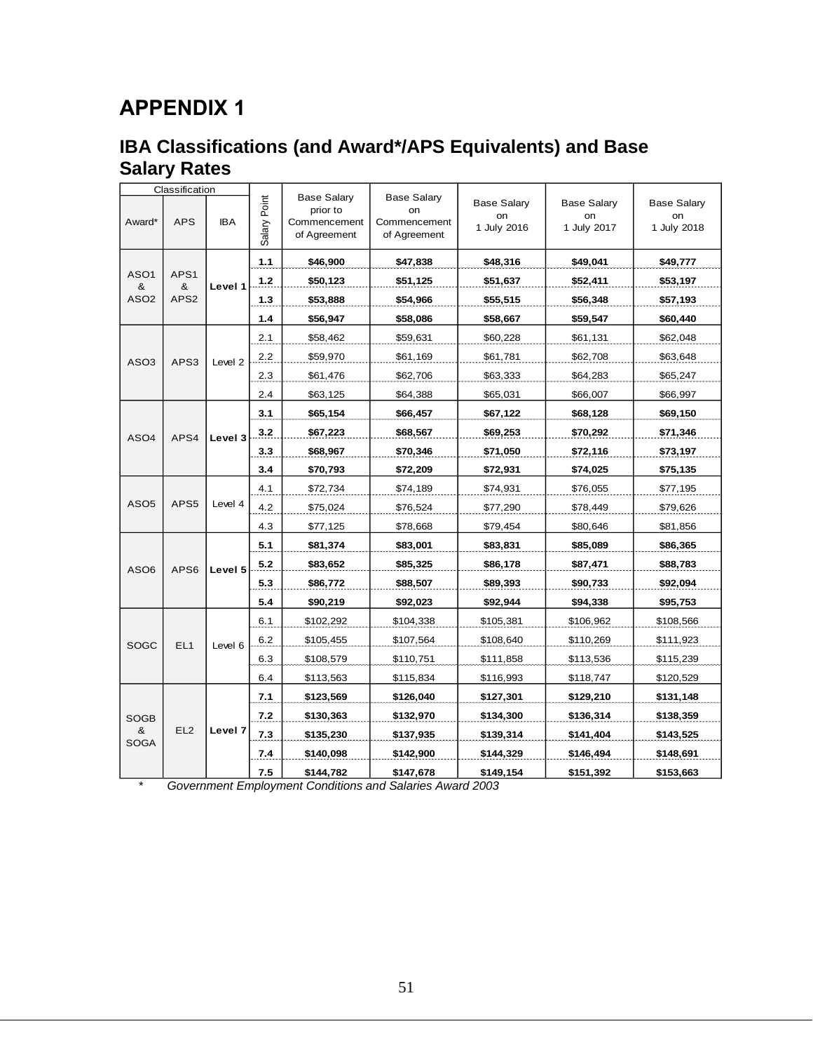# APPENDIX 1

## IBA Classifications (and Award*/APS Equivalents) and Base Salary Rates

| Classification | | | Salary Point | Base Salary prior to Commencement of Agreement | Base Salary on Commencement of Agreement | Base Salary on 1 July 2016 | Base Salary on 1 July 2017 | Base Salary on 1 July 2018 |
|---|---|---|---|---|---|---|---|---|
| Award* | APS | IBA | | | | | | |
| ASO1 & ASO2 | APS1 & APS2 | **Level 1** | **1.1** | **$46,900** | **$47,838** | **$48,316** | **$49,041** | **$49,777** |
| | | | **1.2** | **$50,123** | **$51,125** | **$51,637** | **$52,411** | **$53,197** |
| | | | **1.3** | **$53,888** | **$54,966** | **$55,515** | **$56,348** | **$57,193** |
| | | | **1.4** | **$56,947** | **$58,086** | **$58,667** | **$59,547** | **$60,440** |
| ASO3 | APS3 | Level 2 | 2.1 | $58,462 | $59,631 | $60,228 | $61,131 | $62,048 |
| | | | 2.2 | $59,970 | $61,169 | $61,781 | $62,708 | $63,648 |
| | | | 2.3 | $61,476 | $62,706 | $63,333 | $64,283 | $65,247 |
| | | | 2.4 | $63,125 | $64,388 | $65,031 | $66,007 | $66,997 |
| ASO4 | APS4 | **Level 3** | **3.1** | **$65,154** | **$66,457** | **$67,122** | **$68,128** | **$69,150** |
| | | | **3.2** | **$67,223** | **$68,567** | **$69,253** | **$70,292** | **$71,346** |
| | | | **3.3** | **$68,967** | **$70,346** | **$71,050** | **$72,116** | **$73,197** |
| | | | **3.4** | **$70,793** | **$72,209** | **$72,931** | **$74,025** | **$75,135** |
| ASO5 | APS5 | Level 4 | 4.1 | $72,734 | $74,189 | $74,931 | $76,055 | $77,195 |
| | | | 4.2 | $75,024 | $76,524 | $77,290 | $78,449 | $79,626 |
| | | | 4.3 | $77,125 | $78,668 | $79,454 | $80,646 | $81,856 |
| ASO6 | APS6 | **Level 5** | **5.1** | **$81,374** | **$83,001** | **$83,831** | **$85,089** | **$86,365** |
| | | | **5.2** | **$83,652** | **$85,325** | **$86,178** | **$87,471** | **$88,783** |
| | | | **5.3** | **$86,772** | **$88,507** | **$89,393** | **$90,733** | **$92,094** |
| | | | **5.4** | **$90,219** | **$92,023** | **$92,944** | **$94,338** | **$95,753** |
| SOGC | EL1 | Level 6 | 6.1 | $102,292 | $104,338 | $105,381 | $106,962 | $108,566 |
| | | | 6.2 | $105,455 | $107,564 | $108,640 | $110,269 | $111,923 |
| | | | 6.3 | $108,579 | $110,751 | $111,858 | $113,536 | $115,239 |
| | | | 6.4 | $113,563 | $115,834 | $116,993 | $118,747 | $120,529 |
| SOGB & SOGA | EL2 | **Level 7** | **7.1** | **$123,569** | **$126,040** | **$127,301** | **$129,210** | **$131,148** |
| | | | **7.2** | **$130,363** | **$132,970** | **$134,300** | **$136,314** | **$138,359** |
| | | | **7.3** | **$135,230** | **$137,935** | **$139,314** | **$141,404** | **$143,525** |
| | | | **7.4** | **$140,098** | **$142,900** | **$144,329** | **$146,494** | **$148,691** |
| | | | **7.5** | **$144,782** | **$147,678** | **$149,154** | **$151,392** | **$153,663** |

\* *Government Employment Conditions and Salaries Award 2003*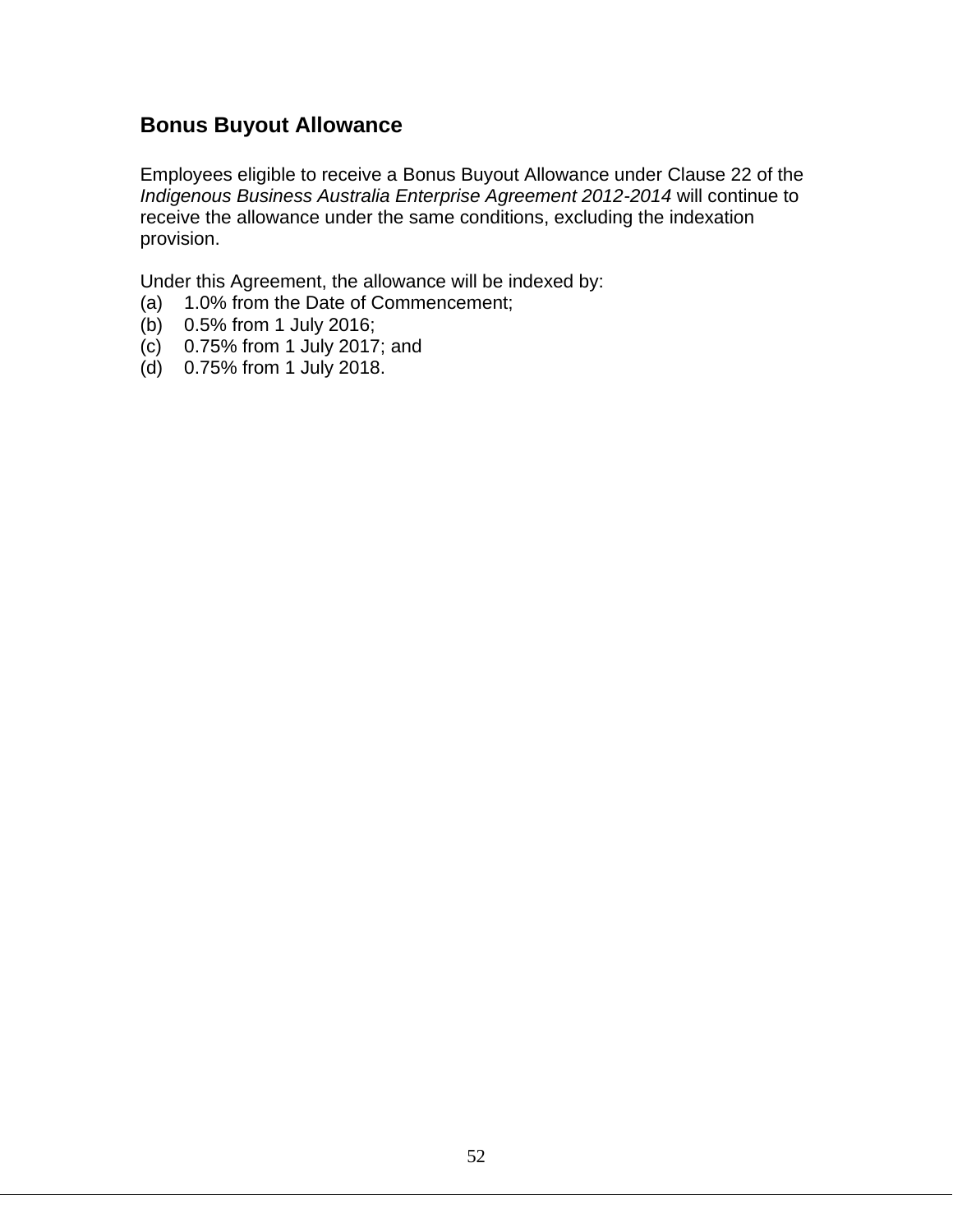## Bonus Buyout Allowance

Employees eligible to receive a Bonus Buyout Allowance under Clause 22 of the *Indigenous Business Australia Enterprise Agreement 2012-2014* will continue to receive the allowance under the same conditions, excluding the indexation provision.

Under this Agreement, the allowance will be indexed by:

(a) 1.0% from the Date of Commencement;
(b) 0.5% from 1 July 2016;
(c) 0.75% from 1 July 2017; and
(d) 0.75% from 1 July 2018.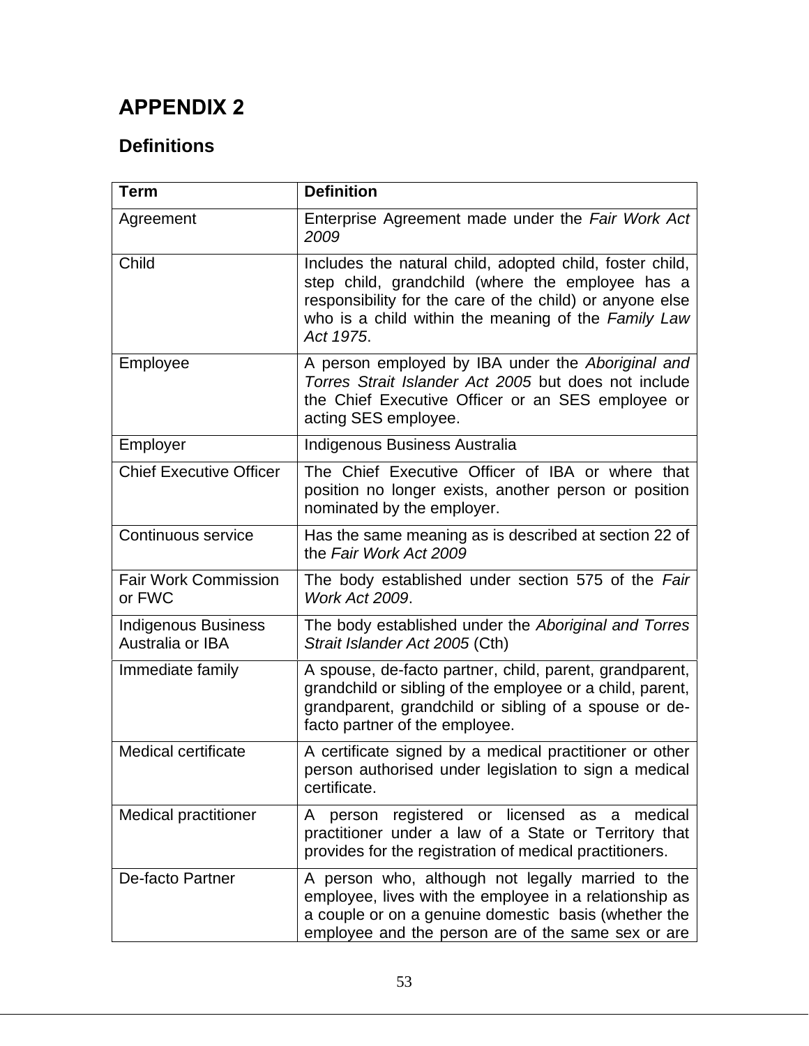# APPENDIX 2

## Definitions

| Term | Definition |
|---|---|
| Agreement | Enterprise Agreement made under the *Fair Work Act 2009* |
| Child | Includes the natural child, adopted child, foster child, step child, grandchild (where the employee has a responsibility for the care of the child) or anyone else who is a child within the meaning of the *Family Law Act 1975*. |
| Employee | A person employed by IBA under the *Aboriginal and Torres Strait Islander Act 2005* but does not include the Chief Executive Officer or an SES employee or acting SES employee. |
| Employer | Indigenous Business Australia |
| Chief Executive Officer | The Chief Executive Officer of IBA or where that position no longer exists, another person or position nominated by the employer. |
| Continuous service | Has the same meaning as is described at section 22 of the *Fair Work Act 2009* |
| Fair Work Commission or FWC | The body established under section 575 of the *Fair Work Act 2009*. |
| Indigenous Business Australia or IBA | The body established under the *Aboriginal and Torres Strait Islander Act 2005* (Cth) |
| Immediate family | A spouse, de-facto partner, child, parent, grandparent, grandchild or sibling of the employee or a child, parent, grandparent, grandchild or sibling of a spouse or de-facto partner of the employee. |
| Medical certificate | A certificate signed by a medical practitioner or other person authorised under legislation to sign a medical certificate. |
| Medical practitioner | A person registered or licensed as a medical practitioner under a law of a State or Territory that provides for the registration of medical practitioners. |
| De-facto Partner | A person who, although not legally married to the employee, lives with the employee in a relationship as a couple or on a genuine domestic basis (whether the employee and the person are of the same sex or are |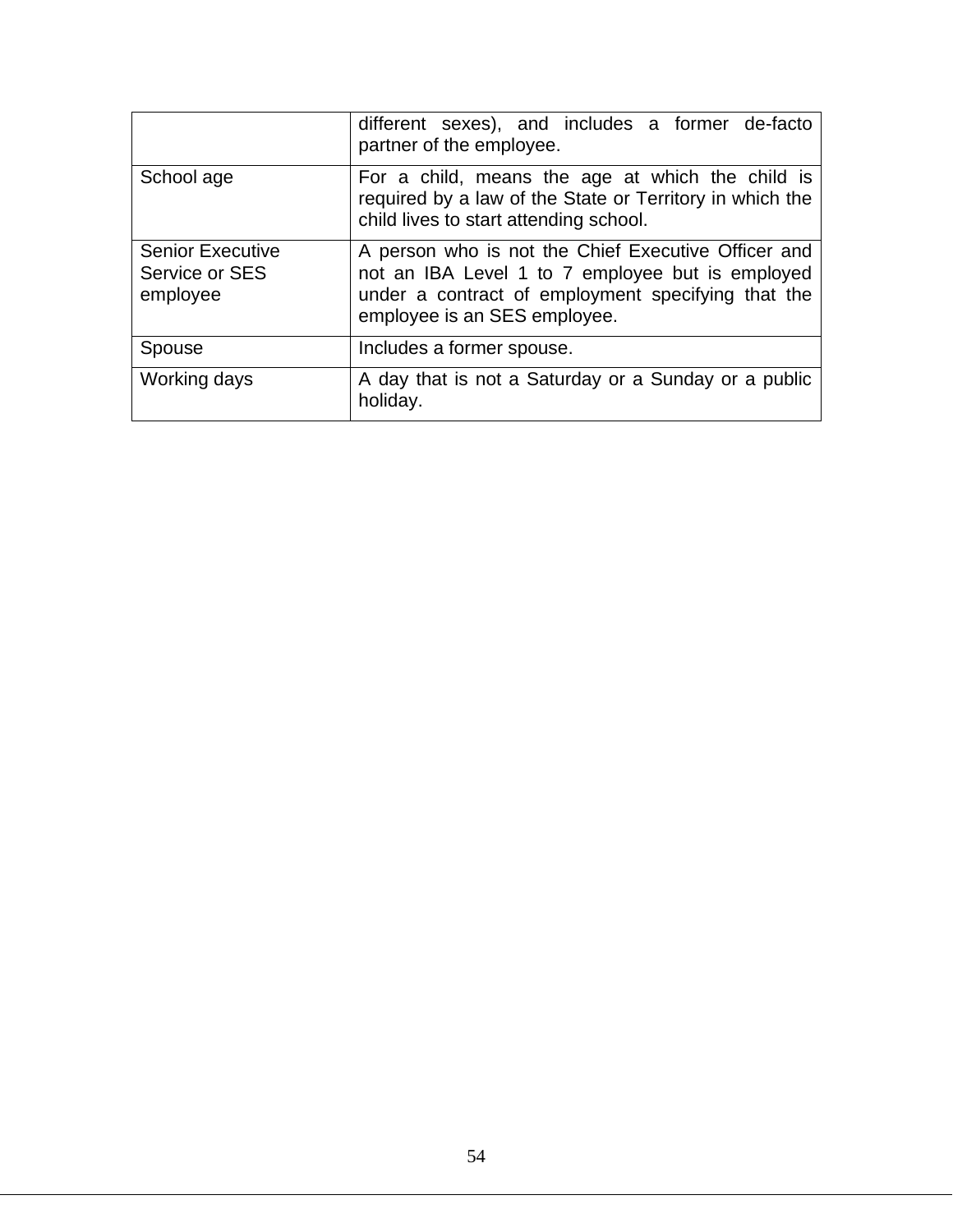| | |
|---|---|
| | different sexes), and includes a former de-facto partner of the employee. |
| School age | For a child, means the age at which the child is required by a law of the State or Territory in which the child lives to start attending school. |
| Senior Executive Service or SES employee | A person who is not the Chief Executive Officer and not an IBA Level 1 to 7 employee but is employed under a contract of employment specifying that the employee is an SES employee. |
| Spouse | Includes a former spouse. |
| Working days | A day that is not a Saturday or a Sunday or a public holiday. |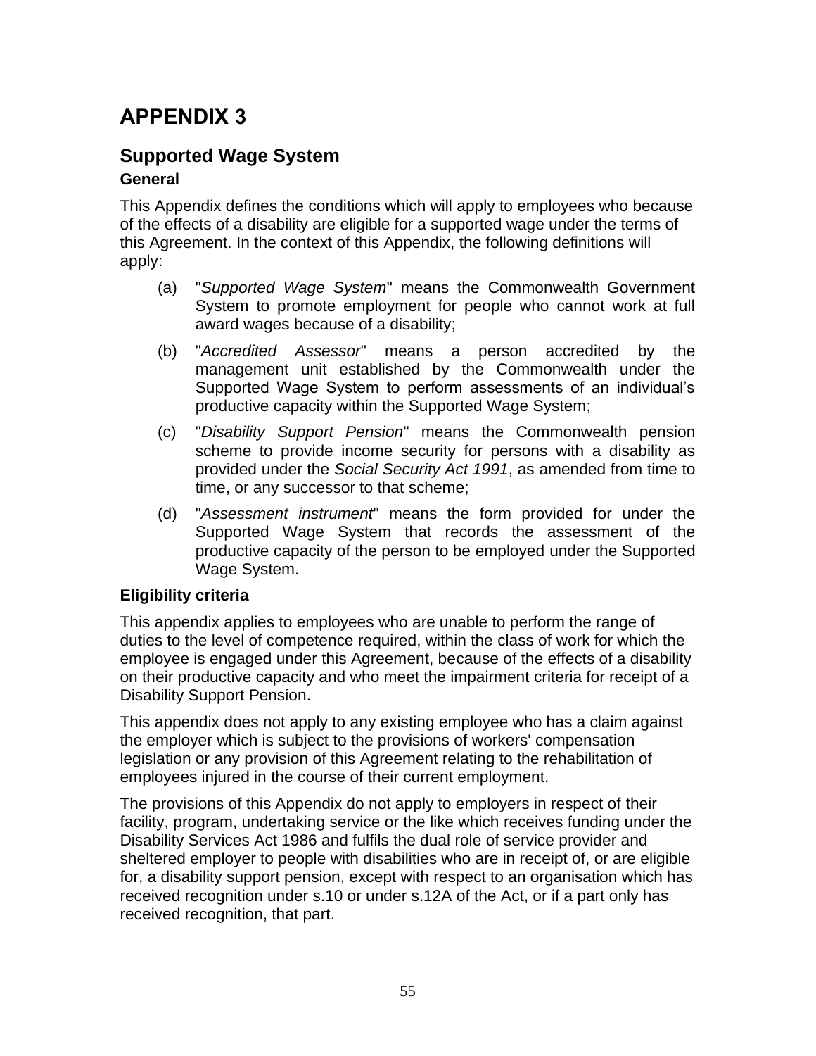# APPENDIX 3

## Supported Wage System

### General

This Appendix defines the conditions which will apply to employees who because of the effects of a disability are eligible for a supported wage under the terms of this Agreement. In the context of this Appendix, the following definitions will apply:

(a) "*Supported Wage System*" means the Commonwealth Government System to promote employment for people who cannot work at full award wages because of a disability;

(b) "*Accredited Assessor*" means a person accredited by the management unit established by the Commonwealth under the Supported Wage System to perform assessments of an individual's productive capacity within the Supported Wage System;

(c) "*Disability Support Pension*" means the Commonwealth pension scheme to provide income security for persons with a disability as provided under the *Social Security Act 1991*, as amended from time to time, or any successor to that scheme;

(d) "*Assessment instrument*" means the form provided for under the Supported Wage System that records the assessment of the productive capacity of the person to be employed under the Supported Wage System.

### Eligibility criteria

This appendix applies to employees who are unable to perform the range of duties to the level of competence required, within the class of work for which the employee is engaged under this Agreement, because of the effects of a disability on their productive capacity and who meet the impairment criteria for receipt of a Disability Support Pension.

This appendix does not apply to any existing employee who has a claim against the employer which is subject to the provisions of workers' compensation legislation or any provision of this Agreement relating to the rehabilitation of employees injured in the course of their current employment.

The provisions of this Appendix do not apply to employers in respect of their facility, program, undertaking service or the like which receives funding under the Disability Services Act 1986 and fulfils the dual role of service provider and sheltered employer to people with disabilities who are in receipt of, or are eligible for, a disability support pension, except with respect to an organisation which has received recognition under s.10 or under s.12A of the Act, or if a part only has received recognition, that part.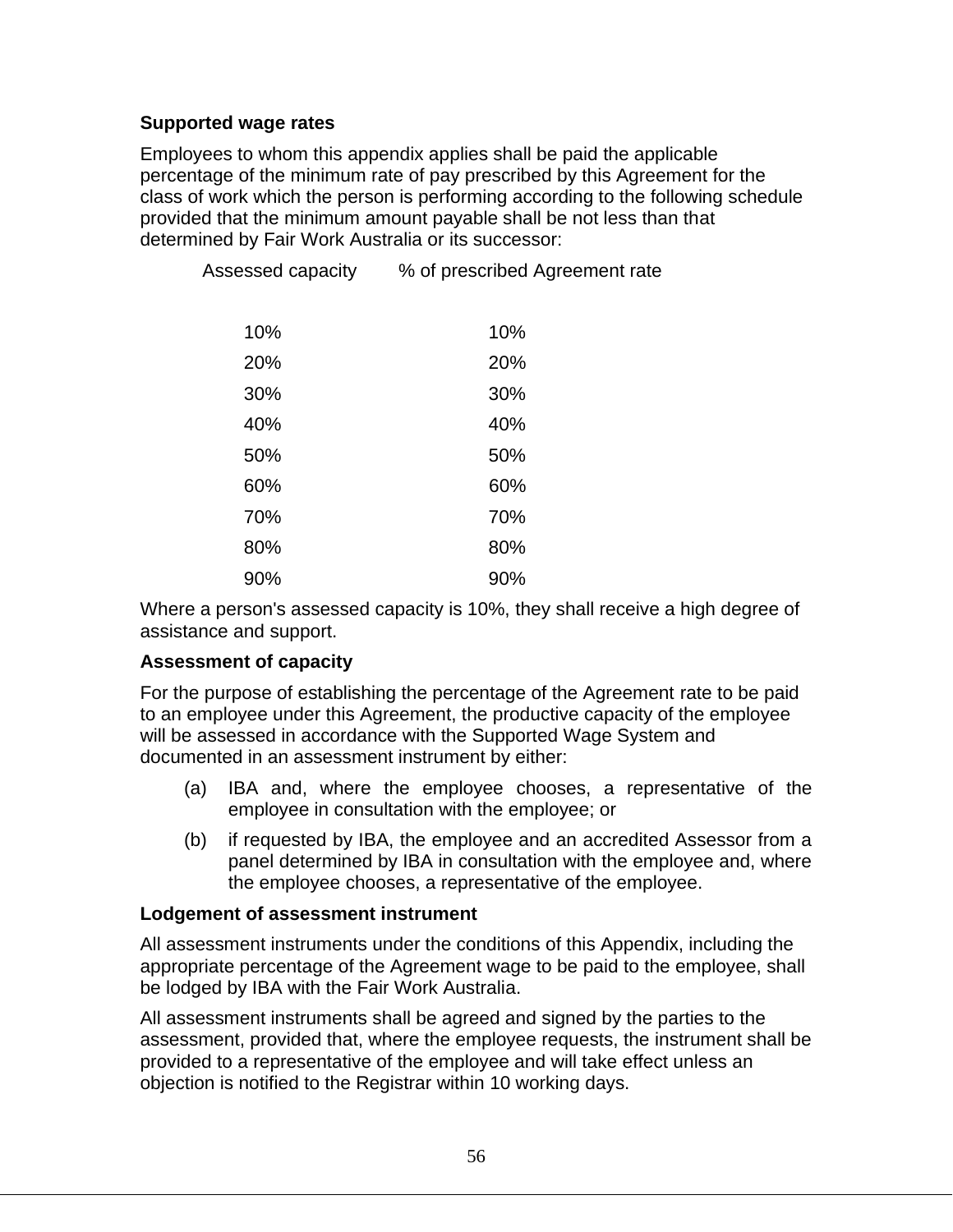**Supported wage rates**

Employees to whom this appendix applies shall be paid the applicable percentage of the minimum rate of pay prescribed by this Agreement for the class of work which the person is performing according to the following schedule provided that the minimum amount payable shall be not less than that determined by Fair Work Australia or its successor:

| Assessed capacity | % of prescribed Agreement rate |
|---|---|
| 10% | 10% |
| 20% | 20% |
| 30% | 30% |
| 40% | 40% |
| 50% | 50% |
| 60% | 60% |
| 70% | 70% |
| 80% | 80% |
| 90% | 90% |

Where a person's assessed capacity is 10%, they shall receive a high degree of assistance and support.

**Assessment of capacity**

For the purpose of establishing the percentage of the Agreement rate to be paid to an employee under this Agreement, the productive capacity of the employee will be assessed in accordance with the Supported Wage System and documented in an assessment instrument by either:

(a) IBA and, where the employee chooses, a representative of the employee in consultation with the employee; or

(b) if requested by IBA, the employee and an accredited Assessor from a panel determined by IBA in consultation with the employee and, where the employee chooses, a representative of the employee.

**Lodgement of assessment instrument**

All assessment instruments under the conditions of this Appendix, including the appropriate percentage of the Agreement wage to be paid to the employee, shall be lodged by IBA with the Fair Work Australia.

All assessment instruments shall be agreed and signed by the parties to the assessment, provided that, where the employee requests, the instrument shall be provided to a representative of the employee and will take effect unless an objection is notified to the Registrar within 10 working days.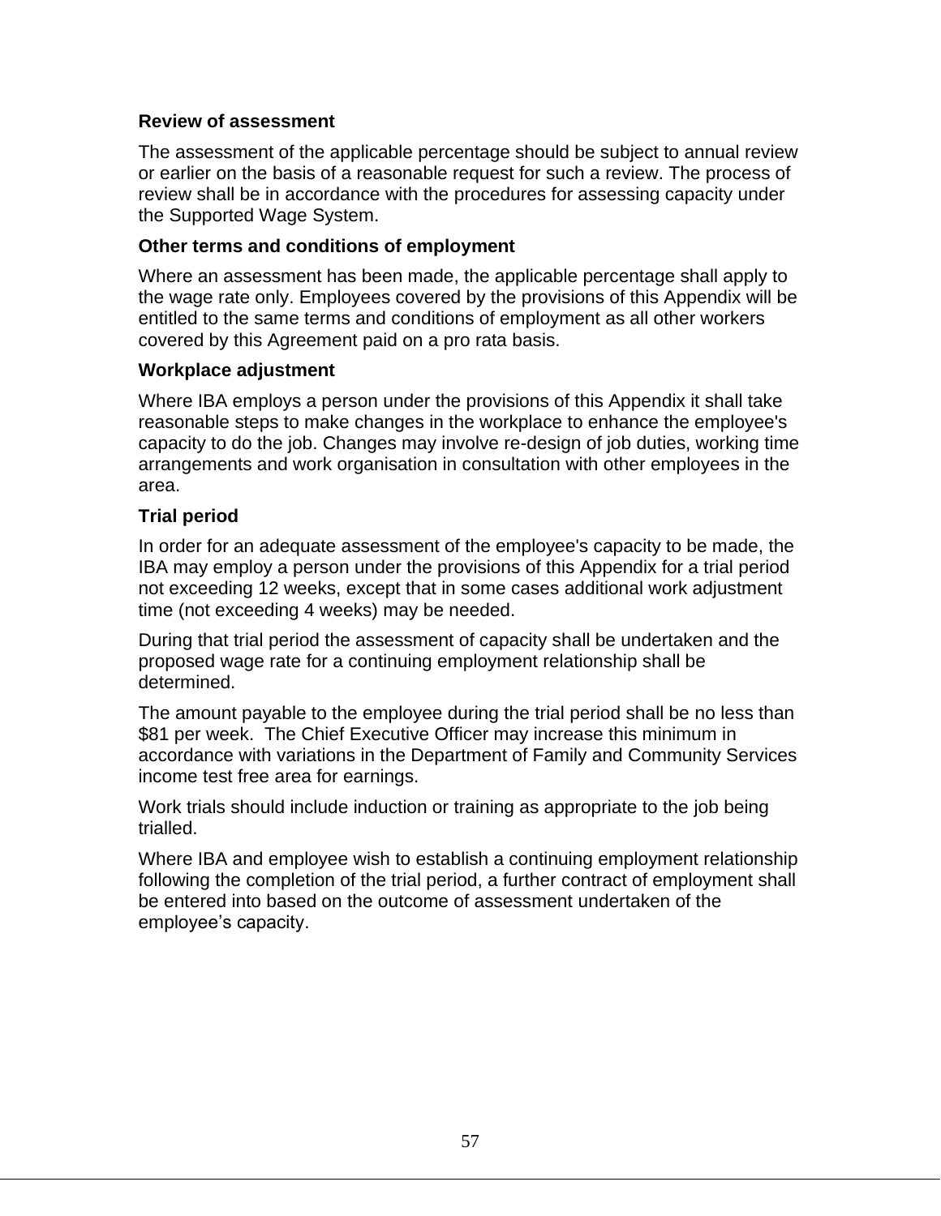**Review of assessment**

The assessment of the applicable percentage should be subject to annual review or earlier on the basis of a reasonable request for such a review. The process of review shall be in accordance with the procedures for assessing capacity under the Supported Wage System.

**Other terms and conditions of employment**

Where an assessment has been made, the applicable percentage shall apply to the wage rate only. Employees covered by the provisions of this Appendix will be entitled to the same terms and conditions of employment as all other workers covered by this Agreement paid on a pro rata basis.

**Workplace adjustment**

Where IBA employs a person under the provisions of this Appendix it shall take reasonable steps to make changes in the workplace to enhance the employee's capacity to do the job. Changes may involve re-design of job duties, working time arrangements and work organisation in consultation with other employees in the area.

**Trial period**

In order for an adequate assessment of the employee's capacity to be made, the IBA may employ a person under the provisions of this Appendix for a trial period not exceeding 12 weeks, except that in some cases additional work adjustment time (not exceeding 4 weeks) may be needed.

During that trial period the assessment of capacity shall be undertaken and the proposed wage rate for a continuing employment relationship shall be determined.

The amount payable to the employee during the trial period shall be no less than $81 per week. The Chief Executive Officer may increase this minimum in accordance with variations in the Department of Family and Community Services income test free area for earnings.

Work trials should include induction or training as appropriate to the job being trialled.

Where IBA and employee wish to establish a continuing employment relationship following the completion of the trial period, a further contract of employment shall be entered into based on the outcome of assessment undertaken of the employee's capacity.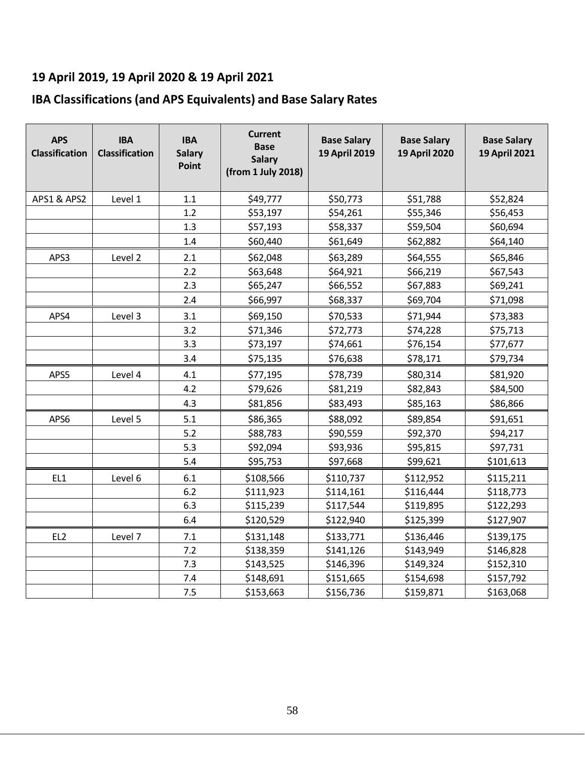## 19 April 2019, 19 April 2020 & 19 April 2021

## IBA Classifications (and APS Equivalents) and Base Salary Rates

| APS Classification | IBA Classification | IBA Salary Point | Current Base Salary (from 1 July 2018) | Base Salary 19 April 2019 | Base Salary 19 April 2020 | Base Salary 19 April 2021 |
|---|---|---|---|---|---|---|
| APS1 & APS2 | Level 1 | 1.1 | $49,777 | $50,773 | $51,788 | $52,824 |
| | | 1.2 | $53,197 | $54,261 | $55,346 | $56,453 |
| | | 1.3 | $57,193 | $58,337 | $59,504 | $60,694 |
| | | 1.4 | $60,440 | $61,649 | $62,882 | $64,140 |
| APS3 | Level 2 | 2.1 | $62,048 | $63,289 | $64,555 | $65,846 |
| | | 2.2 | $63,648 | $64,921 | $66,219 | $67,543 |
| | | 2.3 | $65,247 | $66,552 | $67,883 | $69,241 |
| | | 2.4 | $66,997 | $68,337 | $69,704 | $71,098 |
| APS4 | Level 3 | 3.1 | $69,150 | $70,533 | $71,944 | $73,383 |
| | | 3.2 | $71,346 | $72,773 | $74,228 | $75,713 |
| | | 3.3 | $73,197 | $74,661 | $76,154 | $77,677 |
| | | 3.4 | $75,135 | $76,638 | $78,171 | $79,734 |
| APS5 | Level 4 | 4.1 | $77,195 | $78,739 | $80,314 | $81,920 |
| | | 4.2 | $79,626 | $81,219 | $82,843 | $84,500 |
| | | 4.3 | $81,856 | $83,493 | $85,163 | $86,866 |
| APS6 | Level 5 | 5.1 | $86,365 | $88,092 | $89,854 | $91,651 |
| | | 5.2 | $88,783 | $90,559 | $92,370 | $94,217 |
| | | 5.3 | $92,094 | $93,936 | $95,815 | $97,731 |
| | | 5.4 | $95,753 | $97,668 | $99,621 | $101,613 |
| EL1 | Level 6 | 6.1 | $108,566 | $110,737 | $112,952 | $115,211 |
| | | 6.2 | $111,923 | $114,161 | $116,444 | $118,773 |
| | | 6.3 | $115,239 | $117,544 | $119,895 | $122,293 |
| | | 6.4 | $120,529 | $122,940 | $125,399 | $127,907 |
| EL2 | Level 7 | 7.1 | $131,148 | $133,771 | $136,446 | $139,175 |
| | | 7.2 | $138,359 | $141,126 | $143,949 | $146,828 |
| | | 7.3 | $143,525 | $146,396 | $149,324 | $152,310 |
| | | 7.4 | $148,691 | $151,665 | $154,698 | $157,792 |
| | | 7.5 | $153,663 | $156,736 | $159,871 | $163,068 |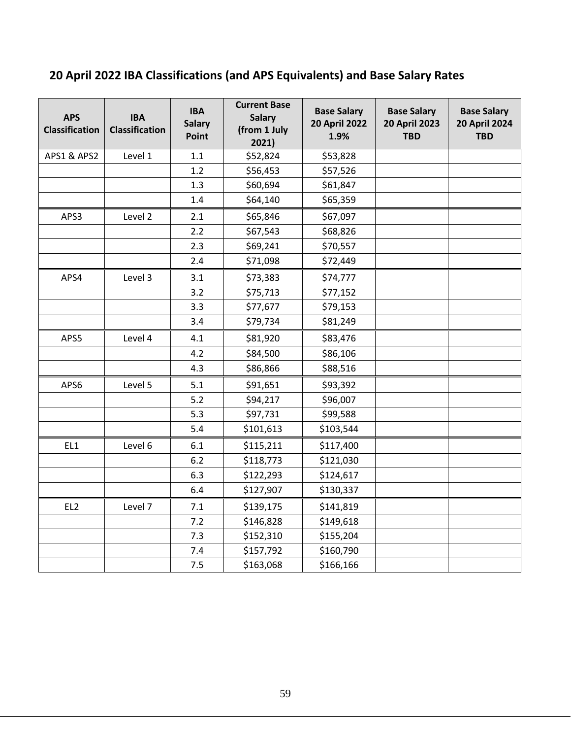## 20 April 2022 IBA Classifications (and APS Equivalents) and Base Salary Rates

| APS Classification | IBA Classification | IBA Salary Point | Current Base Salary (from 1 July 2021) | Base Salary 20 April 2022 1.9% | Base Salary 20 April 2023 TBD | Base Salary 20 April 2024 TBD |
|---|---|---|---|---|---|---|
| APS1 & APS2 | Level 1 | 1.1 | $52,824 | $53,828 | | |
| | | 1.2 | $56,453 | $57,526 | | |
| | | 1.3 | $60,694 | $61,847 | | |
| | | 1.4 | $64,140 | $65,359 | | |
| APS3 | Level 2 | 2.1 | $65,846 | $67,097 | | |
| | | 2.2 | $67,543 | $68,826 | | |
| | | 2.3 | $69,241 | $70,557 | | |
| | | 2.4 | $71,098 | $72,449 | | |
| APS4 | Level 3 | 3.1 | $73,383 | $74,777 | | |
| | | 3.2 | $75,713 | $77,152 | | |
| | | 3.3 | $77,677 | $79,153 | | |
| | | 3.4 | $79,734 | $81,249 | | |
| APS5 | Level 4 | 4.1 | $81,920 | $83,476 | | |
| | | 4.2 | $84,500 | $86,106 | | |
| | | 4.3 | $86,866 | $88,516 | | |
| APS6 | Level 5 | 5.1 | $91,651 | $93,392 | | |
| | | 5.2 | $94,217 | $96,007 | | |
| | | 5.3 | $97,731 | $99,588 | | |
| | | 5.4 | $101,613 | $103,544 | | |
| EL1 | Level 6 | 6.1 | $115,211 | $117,400 | | |
| | | 6.2 | $118,773 | $121,030 | | |
| | | 6.3 | $122,293 | $124,617 | | |
| | | 6.4 | $127,907 | $130,337 | | |
| EL2 | Level 7 | 7.1 | $139,175 | $141,819 | | |
| | | 7.2 | $146,828 | $149,618 | | |
| | | 7.3 | $152,310 | $155,204 | | |
| | | 7.4 | $157,792 | $160,790 | | |
| | | 7.5 | $163,068 | $166,166 | | |